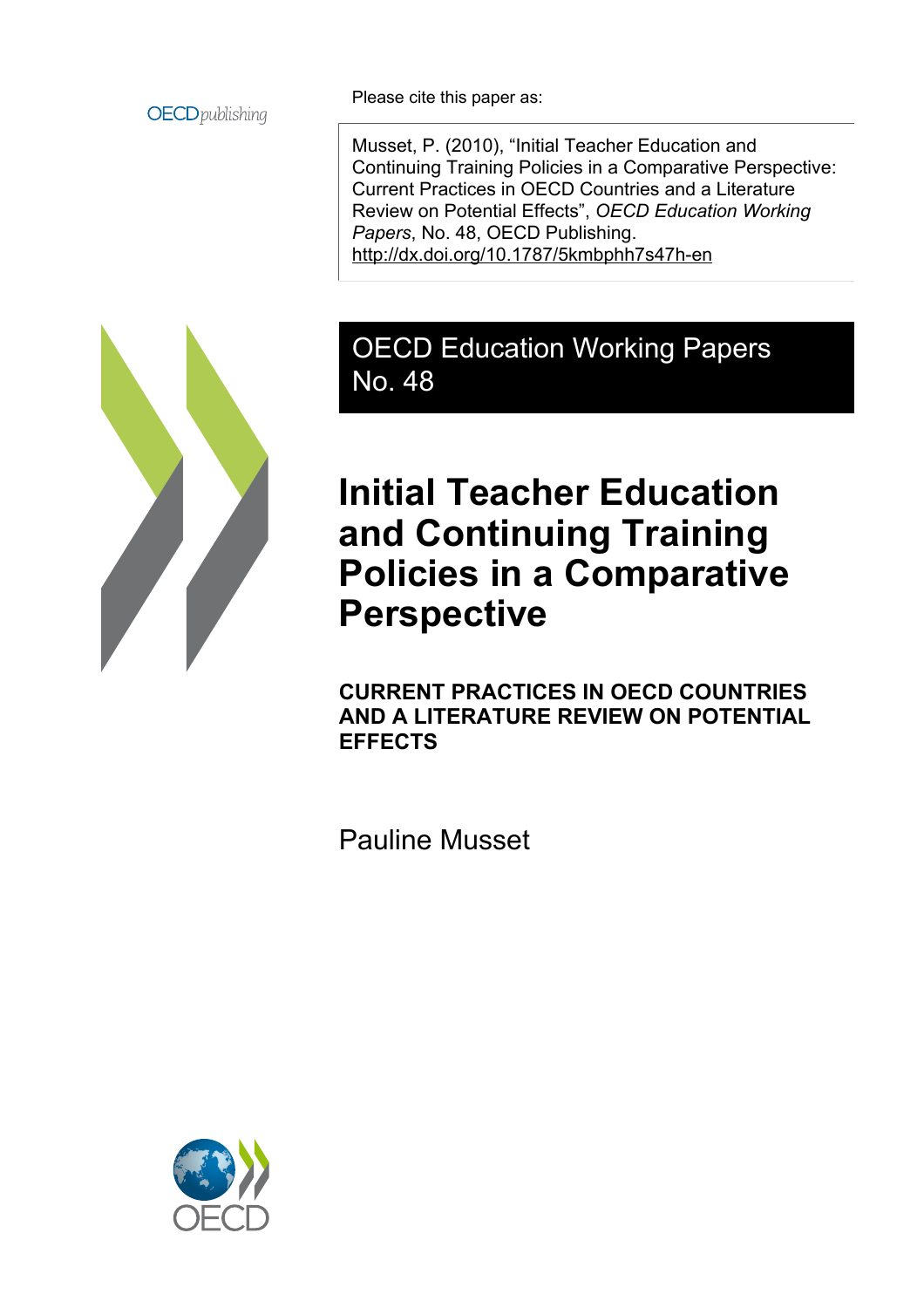OECD*publishing*

Please cite this paper as:

Musset, P. (2010), "Initial Teacher Education and Continuing Training Policies in a Comparative Perspective: Current Practices in OECD Countries and a Literature Review on Potential Effects", *OECD Education Working Papers*, No. 48, OECD Publishing.
http://dx.doi.org/10.1787/5kmbphh7s47h-en

OECD Education Working Papers
No. 48

# Initial Teacher Education and Continuing Training Policies in a Comparative Perspective

## CURRENT PRACTICES IN OECD COUNTRIES AND A LITERATURE REVIEW ON POTENTIAL EFFECTS

Pauline Musset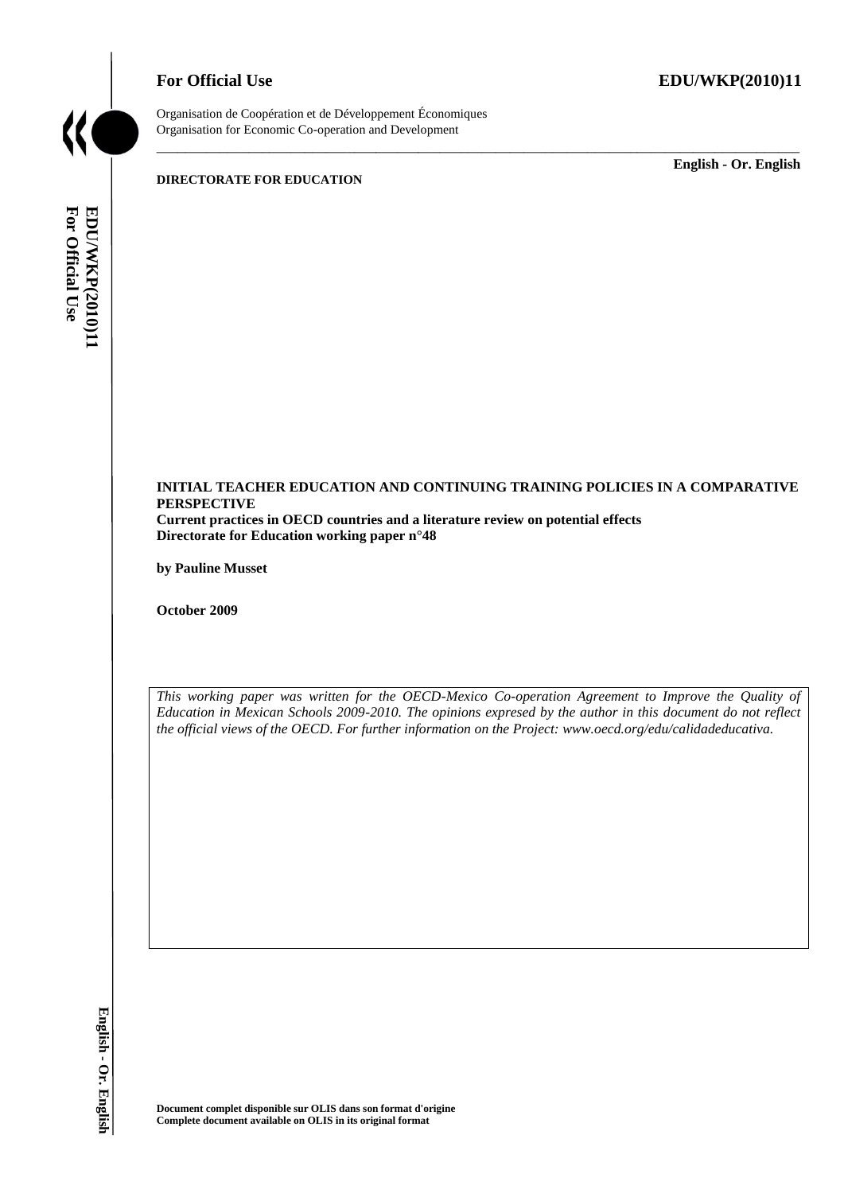For Official Use

EDU/WKP(2010)11

Organisation de Coopération et de Développement Économiques
Organisation for Economic Co-operation and Development

English - Or. English

**DIRECTORATE FOR EDUCATION**

**INITIAL TEACHER EDUCATION AND CONTINUING TRAINING POLICIES IN A COMPARATIVE PERSPECTIVE**

**Current practices in OECD countries and a literature review on potential effects**

**Directorate for Education working paper n°48**

**by Pauline Musset**

**October 2009**

*This working paper was written for the OECD-Mexico Co-operation Agreement to Improve the Quality of Education in Mexican Schools 2009-2010. The opinions expresed by the author in this document do not reflect the official views of the OECD. For further information on the Project: www.oecd.org/edu/calidadeducativa.*

**Document complet disponible sur OLIS dans son format d'origine**
**Complete document available on OLIS in its original format**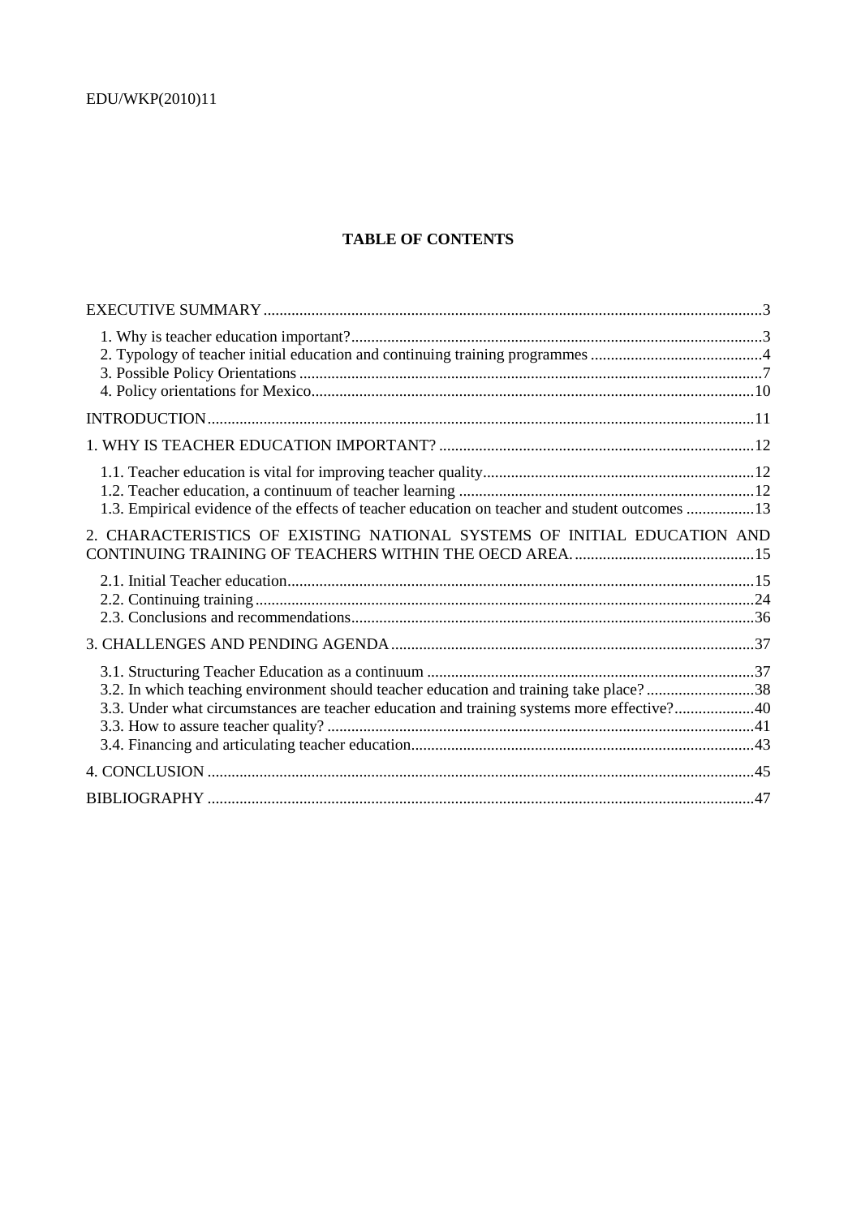# TABLE OF CONTENTS

EXECUTIVE SUMMARY ....................................................................................................................3

- 1. Why is teacher education important? ....................................................................................3
- 2. Typology of teacher initial education and continuing training programmes ...................................4
- 3. Possible Policy Orientations ..................................................................................................7
- 4. Policy orientations for Mexico.............................................................................................10

INTRODUCTION..........................................................................................................................11

1. WHY IS TEACHER EDUCATION IMPORTANT? ...................................................................12

- 1.1. Teacher education is vital for improving teacher quality.....................................................12
- 1.2. Teacher education, a continuum of teacher learning ..........................................................12
- 1.3. Empirical evidence of the effects of teacher education on teacher and student outcomes .................13

2. CHARACTERISTICS OF EXISTING NATIONAL SYSTEMS OF INITIAL EDUCATION AND CONTINUING TRAINING OF TEACHERS WITHIN THE OECD AREA. ............................................15

- 2.1. Initial Teacher education.....................................................................................................15
- 2.2. Continuing training.............................................................................................................24
- 2.3. Conclusions and recommendations.....................................................................................36

3. CHALLENGES AND PENDING AGENDA...............................................................................37

- 3.1. Structuring Teacher Education as a continuum ..................................................................37
- 3.2. In which teaching environment should teacher education and training take place? ...........................38
- 3.3. Under what circumstances are teacher education and training systems more effective?....................40
- 3.3. How to assure teacher quality? ...........................................................................................41
- 3.4. Financing and articulating teacher education......................................................................43

4. CONCLUSION ..........................................................................................................................45

BIBLIOGRAPHY ..........................................................................................................................47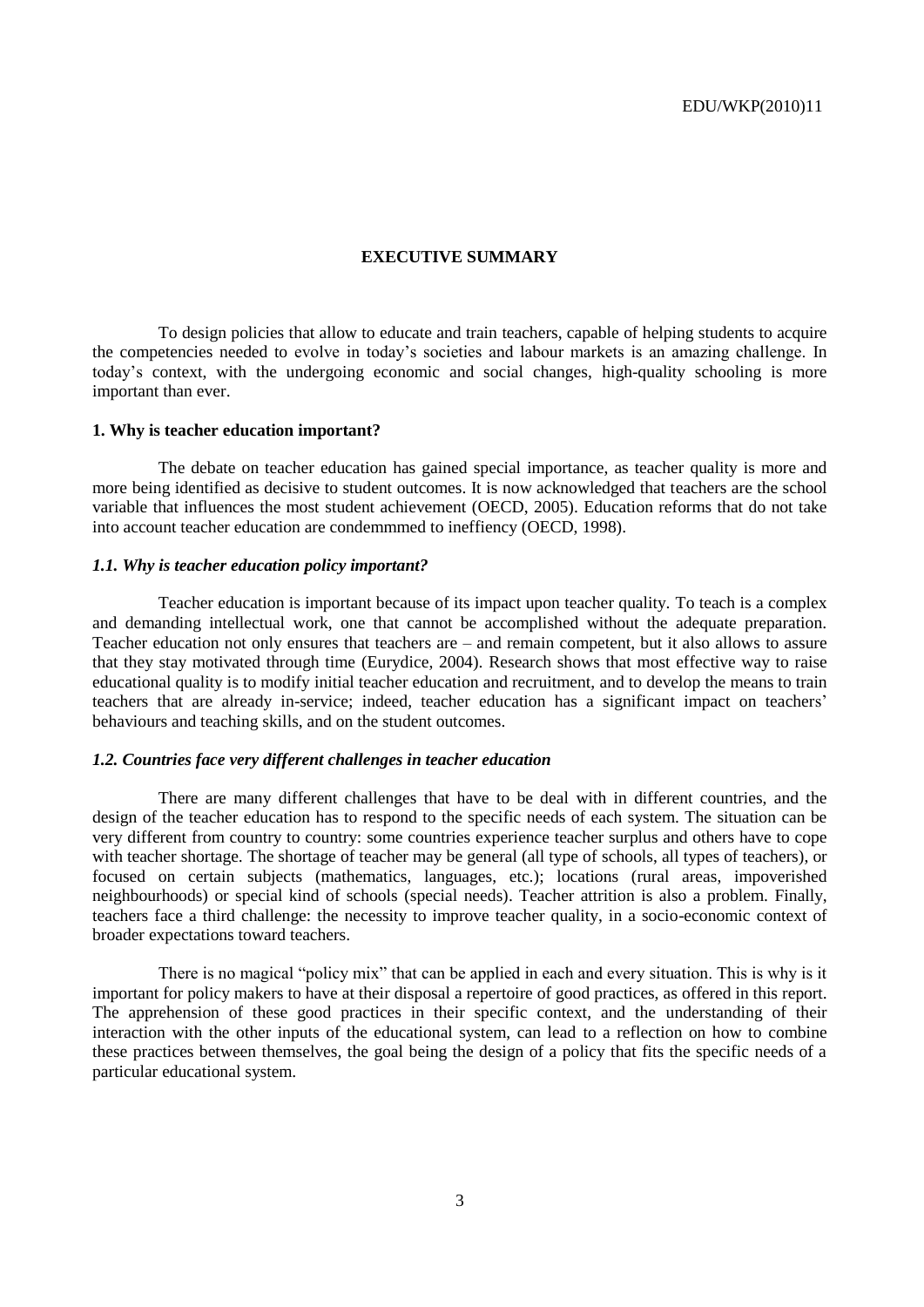# EXECUTIVE SUMMARY

To design policies that allow to educate and train teachers, capable of helping students to acquire the competencies needed to evolve in today's societies and labour markets is an amazing challenge. In today's context, with the undergoing economic and social changes, high-quality schooling is more important than ever.

## 1. Why is teacher education important?

The debate on teacher education has gained special importance, as teacher quality is more and more being identified as decisive to student outcomes. It is now acknowledged that teachers are the school variable that influences the most student achievement (OECD, 2005). Education reforms that do not take into account teacher education are condemmmed to ineffiency (OECD, 1998).

### *1.1. Why is teacher education policy important?*

Teacher education is important because of its impact upon teacher quality. To teach is a complex and demanding intellectual work, one that cannot be accomplished without the adequate preparation. Teacher education not only ensures that teachers are – and remain competent, but it also allows to assure that they stay motivated through time (Eurydice, 2004). Research shows that most effective way to raise educational quality is to modify initial teacher education and recruitment, and to develop the means to train teachers that are already in-service; indeed, teacher education has a significant impact on teachers' behaviours and teaching skills, and on the student outcomes.

### *1.2. Countries face very different challenges in teacher education*

There are many different challenges that have to be deal with in different countries, and the design of the teacher education has to respond to the specific needs of each system. The situation can be very different from country to country: some countries experience teacher surplus and others have to cope with teacher shortage. The shortage of teacher may be general (all type of schools, all types of teachers), or focused on certain subjects (mathematics, languages, etc.); locations (rural areas, impoverished neighbourhoods) or special kind of schools (special needs). Teacher attrition is also a problem. Finally, teachers face a third challenge: the necessity to improve teacher quality, in a socio-economic context of broader expectations toward teachers.

There is no magical "policy mix" that can be applied in each and every situation. This is why is it important for policy makers to have at their disposal a repertoire of good practices, as offered in this report. The apprehension of these good practices in their specific context, and the understanding of their interaction with the other inputs of the educational system, can lead to a reflection on how to combine these practices between themselves, the goal being the design of a policy that fits the specific needs of a particular educational system.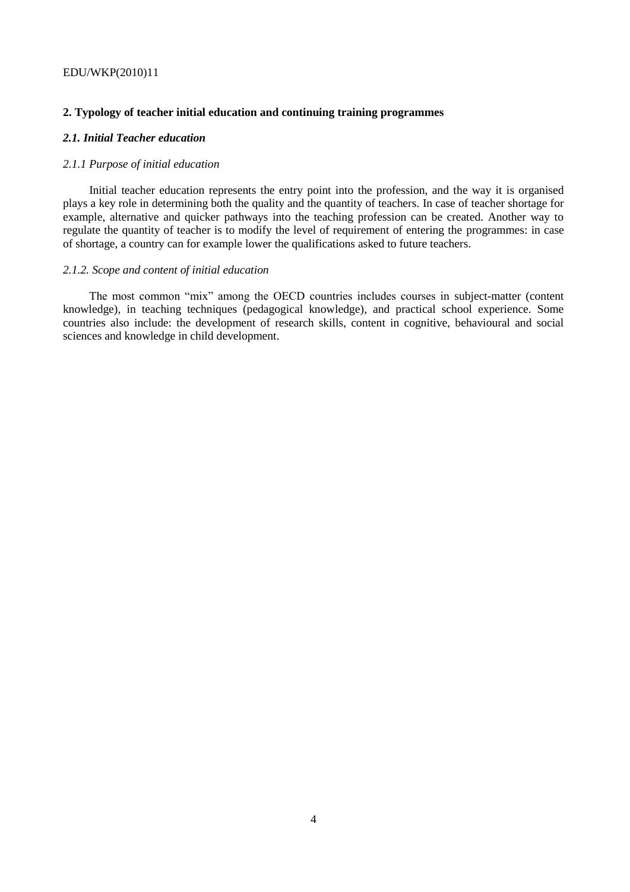## 2. Typology of teacher initial education and continuing training programmes

### *2.1. Initial Teacher education*

#### *2.1.1 Purpose of initial education*

Initial teacher education represents the entry point into the profession, and the way it is organised plays a key role in determining both the quality and the quantity of teachers. In case of teacher shortage for example, alternative and quicker pathways into the teaching profession can be created. Another way to regulate the quantity of teacher is to modify the level of requirement of entering the programmes: in case of shortage, a country can for example lower the qualifications asked to future teachers.

#### *2.1.2. Scope and content of initial education*

The most common "mix" among the OECD countries includes courses in subject-matter (content knowledge), in teaching techniques (pedagogical knowledge), and practical school experience. Some countries also include: the development of research skills, content in cognitive, behavioural and social sciences and knowledge in child development.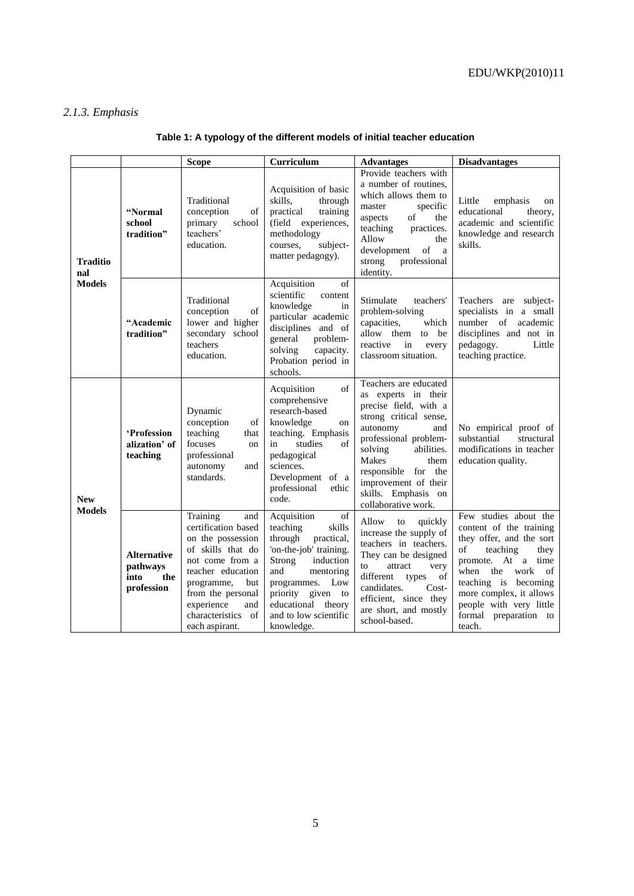*2.1.3. Emphasis*

**Table 1: A typology of the different models of initial teacher education**

| | | Scope | Curriculum | Advantages | Disadvantages |
|---|---|---|---|---|---|
| **Traditional Models** | **"Normal school tradition"** | Traditional conception of primary school teachers' education. | Acquisition of basic skills, through practical training (field experiences, methodology courses, subject-matter pedagogy). | Provide teachers with a number of routines, which allows them to master specific aspects of the teaching practices. Allow the development of a strong professional identity. | Little emphasis on educational theory, academic and scientific knowledge and research skills. |
| | **"Academic tradition"** | Traditional conception of lower and higher secondary school teachers education. | Acquisition of scientific content knowledge in particular academic disciplines and of general problem-solving capacity. Probation period in schools. | Stimulate teachers' problem-solving capacities, which allow them to be reactive in every classroom situation. | Teachers are subject-specialists in a small number of academic disciplines and not in pedagogy. Little teaching practice. |
| **New Models** | **'Professionalization' of teaching** | Dynamic conception of teaching that focuses on professional autonomy and standards. | Acquisition of comprehensive research-based knowledge on teaching. Emphasis in studies of pedagogical sciences. Development of a professional ethic code. | Teachers are educated as experts in their precise field, with a strong critical sense, autonomy and professional problem-solving abilities. Makes them responsible for the improvement of their skills. Emphasis on collaborative work. | No empirical proof of substantial structural modifications in teacher education quality. |
| | **Alternative pathways into the profession** | Training and certification based on the possession of skills that do not come from a teacher education programme, but from the personal experience and characteristics of each aspirant. | Acquisition of teaching skills through practical, 'on-the-job' training. Strong induction and mentoring programmes. Low priority given to educational theory and to low scientific knowledge. | Allow to quickly increase the supply of teachers in teachers. They can be designed to attract very different types of candidates. Cost-efficient, since they are short, and mostly school-based. | Few studies about the content of the training they offer, and the sort of teaching they promote. At a time when the work of teaching is becoming more complex, it allows people with very little formal preparation to teach. |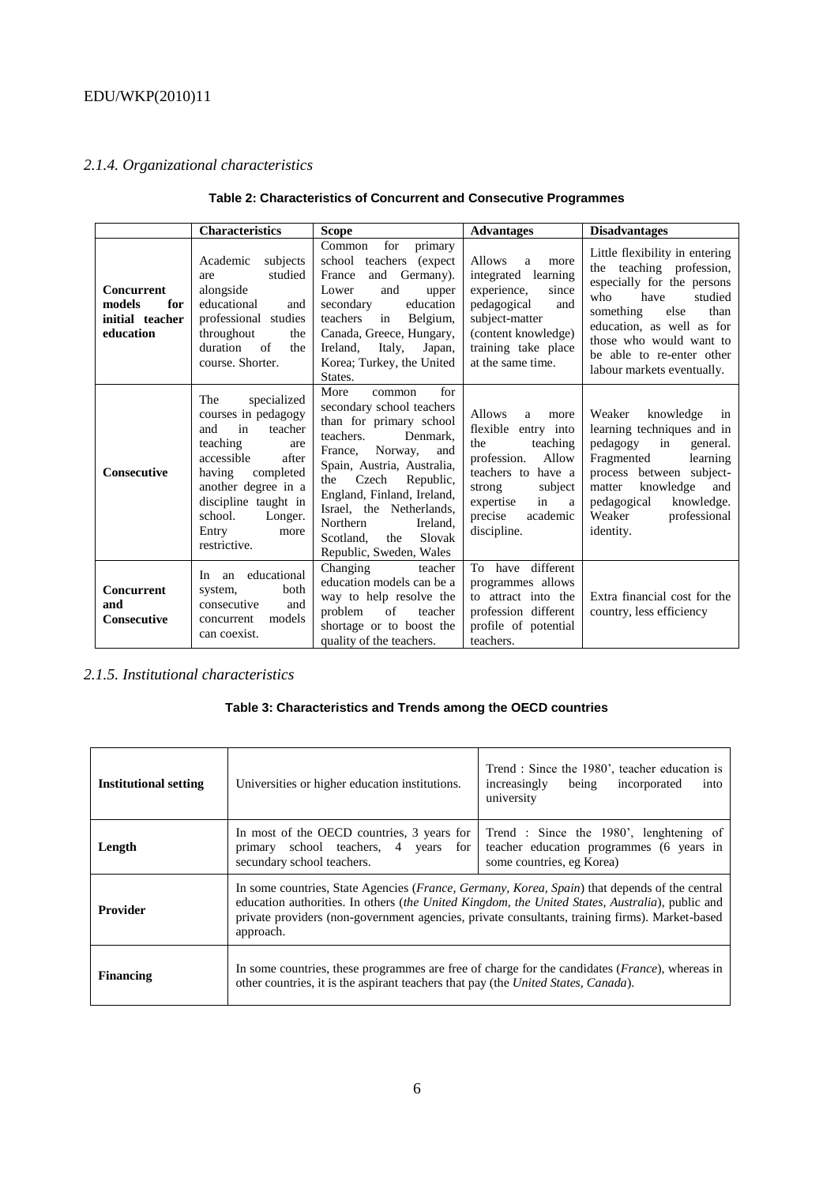*2.1.4. Organizational characteristics*

**Table 2: Characteristics of Concurrent and Consecutive Programmes**

| | **Characteristics** | **Scope** | **Advantages** | **Disadvantages** |
|---|---|---|---|---|
| **Concurrent models for initial teacher education** | Academic subjects are studied alongside educational and professional studies throughout the duration of the course. Shorter. | Common for primary school teachers (expect France and Germany). Lower and upper secondary education teachers in Belgium, Canada, Greece, Hungary, Ireland, Italy, Japan, Korea; Turkey, the United States. | Allows a more integrated learning experience, since pedagogical and subject-matter (content knowledge) training take place at the same time. | Little flexibility in entering the teaching profession, especially for the persons who have studied something else than education, as well as for those who would want to be able to re-enter other labour markets eventually. |
| **Consecutive** | The specialized courses in pedagogy and in teacher teaching are accessible after having completed another degree in a discipline taught in school. Longer. Entry more restrictive. | More common for secondary school teachers than for primary school teachers. Denmark, France, Norway, and Spain, Austria, Australia, the Czech Republic, England, Finland, Ireland, Israel, the Netherlands, Northern Ireland, Scotland, the Slovak Republic, Sweden, Wales | Allows a more flexible entry into the teaching profession. Allow teachers to have a strong subject expertise in a precise academic discipline. | Weaker knowledge in learning techniques and in pedagogy in general. Fragmented learning process between subject-matter knowledge and pedagogical knowledge. Weaker professional identity. |
| **Concurrent and Consecutive** | In an educational system, both consecutive and concurrent models can coexist. | Changing teacher education models can be a way to help resolve the problem of teacher shortage or to boost the quality of the teachers. | To have different programmes allows to attract into the profession different profile of potential teachers. | Extra financial cost for the country, less efficiency |

*2.1.5. Institutional characteristics*

**Table 3: Characteristics and Trends among the OECD countries**

| | | |
|---|---|---|
| **Institutional setting** | Universities or higher education institutions. | Trend : Since the 1980', teacher education is increasingly being incorporated into university |
| **Length** | In most of the OECD countries, 3 years for primary school teachers, 4 years for secundary school teachers. | Trend : Since the 1980', lenghtening of teacher education programmes (6 years in some countries, eg Korea) |
| **Provider** | In some countries, State Agencies (*France, Germany, Korea, Spain*) that depends of the central education authorities. In others (*the United Kingdom, the United States, Australia*), public and private providers (non-government agencies, private consultants, training firms). Market-based approach. | |
| **Financing** | In some countries, these programmes are free of charge for the candidates (*France*), whereas in other countries, it is the aspirant teachers that pay (the *United States, Canada*). | |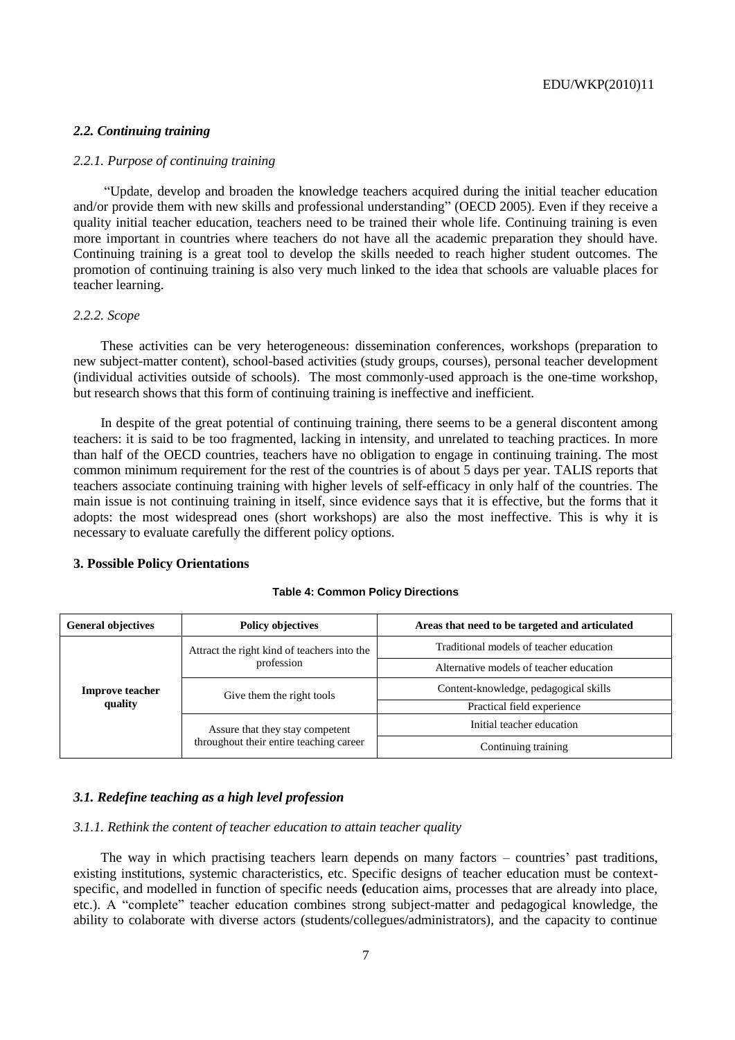### *2.2. Continuing training*

*2.2.1. Purpose of continuing training*

"Update, develop and broaden the knowledge teachers acquired during the initial teacher education and/or provide them with new skills and professional understanding" (OECD 2005). Even if they receive a quality initial teacher education, teachers need to be trained their whole life. Continuing training is even more important in countries where teachers do not have all the academic preparation they should have. Continuing training is a great tool to develop the skills needed to reach higher student outcomes. The promotion of continuing training is also very much linked to the idea that schools are valuable places for teacher learning.

*2.2.2. Scope*

These activities can be very heterogeneous: dissemination conferences, workshops (preparation to new subject-matter content), school-based activities (study groups, courses), personal teacher development (individual activities outside of schools). The most commonly-used approach is the one-time workshop, but research shows that this form of continuing training is ineffective and inefficient.

In despite of the great potential of continuing training, there seems to be a general discontent among teachers: it is said to be too fragmented, lacking in intensity, and unrelated to teaching practices. In more than half of the OECD countries, teachers have no obligation to engage in continuing training. The most common minimum requirement for the rest of the countries is of about 5 days per year. TALIS reports that teachers associate continuing training with higher levels of self-efficacy in only half of the countries. The main issue is not continuing training in itself, since evidence says that it is effective, but the forms that it adopts: the most widespread ones (short workshops) are also the most ineffective. This is why it is necessary to evaluate carefully the different policy options.

## 3. Possible Policy Orientations

**Table 4: Common Policy Directions**

| General objectives | Policy objectives | Areas that need to be targeted and articulated |
|---|---|---|
| **Improve teacher quality** | Attract the right kind of teachers into the profession | Traditional models of teacher education |
| | | Alternative models of teacher education |
| | Give them the right tools | Content-knowledge, pedagogical skills |
| | | Practical field experience |
| | Assure that they stay competent throughout their entire teaching career | Initial teacher education |
| | | Continuing training |

### *3.1. Redefine teaching as a high level profession*

*3.1.1. Rethink the content of teacher education to attain teacher quality*

The way in which practising teachers learn depends on many factors – countries' past traditions, existing institutions, systemic characteristics, etc. Specific designs of teacher education must be context-specific, and modelled in function of specific needs **(**education aims, processes that are already into place, etc.). A "complete" teacher education combines strong subject-matter and pedagogical knowledge, the ability to colaborate with diverse actors (students/collegues/administrators), and the capacity to continue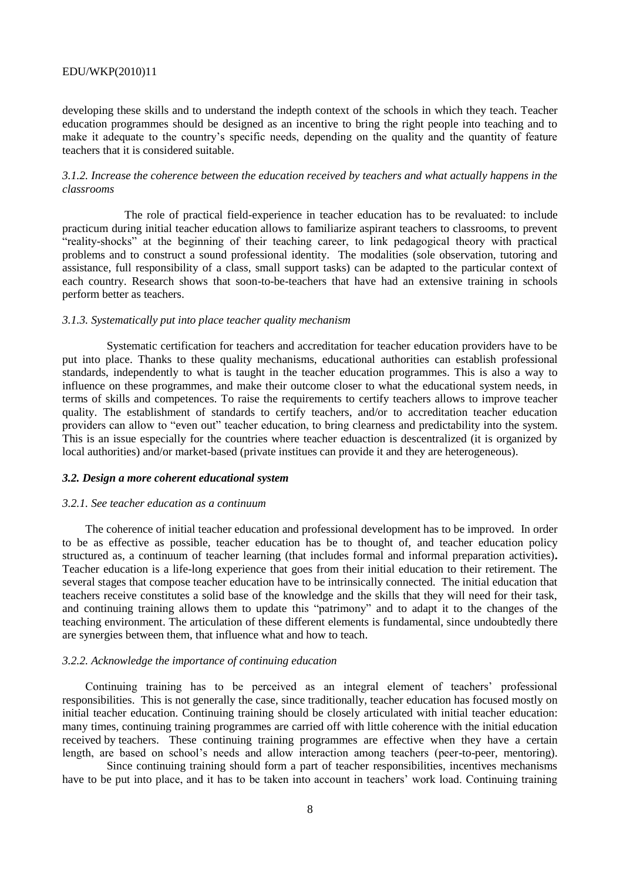developing these skills and to understand the indepth context of the schools in which they teach. Teacher education programmes should be designed as an incentive to bring the right people into teaching and to make it adequate to the country's specific needs, depending on the quality and the quantity of feature teachers that it is considered suitable.

*3.1.2. Increase the coherence between the education received by teachers and what actually happens in the classrooms*

The role of practical field-experience in teacher education has to be revaluated: to include practicum during initial teacher education allows to familiarize aspirant teachers to classrooms, to prevent "reality-shocks" at the beginning of their teaching career, to link pedagogical theory with practical problems and to construct a sound professional identity. The modalities (sole observation, tutoring and assistance, full responsibility of a class, small support tasks) can be adapted to the particular context of each country. Research shows that soon-to-be-teachers that have had an extensive training in schools perform better as teachers.

*3.1.3. Systematically put into place teacher quality mechanism*

Systematic certification for teachers and accreditation for teacher education providers have to be put into place. Thanks to these quality mechanisms, educational authorities can establish professional standards, independently to what is taught in the teacher education programmes. This is also a way to influence on these programmes, and make their outcome closer to what the educational system needs, in terms of skills and competences. To raise the requirements to certify teachers allows to improve teacher quality. The establishment of standards to certify teachers, and/or to accreditation teacher education providers can allow to "even out" teacher education, to bring clearness and predictability into the system. This is an issue especially for the countries where teacher eduaction is descentralized (it is organized by local authorities) and/or market-based (private institues can provide it and they are heterogeneous).

***3.2. Design a more coherent educational system***

*3.2.1. See teacher education as a continuum*

The coherence of initial teacher education and professional development has to be improved. In order to be as effective as possible, teacher education has be to thought of, and teacher education policy structured as, a continuum of teacher learning (that includes formal and informal preparation activities)**.** Teacher education is a life-long experience that goes from their initial education to their retirement. The several stages that compose teacher education have to be intrinsically connected. The initial education that teachers receive constitutes a solid base of the knowledge and the skills that they will need for their task, and continuing training allows them to update this "patrimony" and to adapt it to the changes of the teaching environment. The articulation of these different elements is fundamental, since undoubtedly there are synergies between them, that influence what and how to teach.

*3.2.2. Acknowledge the importance of continuing education*

Continuing training has to be perceived as an integral element of teachers' professional responsibilities. This is not generally the case, since traditionally, teacher education has focused mostly on initial teacher education. Continuing training should be closely articulated with initial teacher education: many times, continuing training programmes are carried off with little coherence with the initial education received by teachers. These continuing training programmes are effective when they have a certain length, are based on school's needs and allow interaction among teachers (peer-to-peer, mentoring).

Since continuing training should form a part of teacher responsibilities, incentives mechanisms have to be put into place, and it has to be taken into account in teachers' work load. Continuing training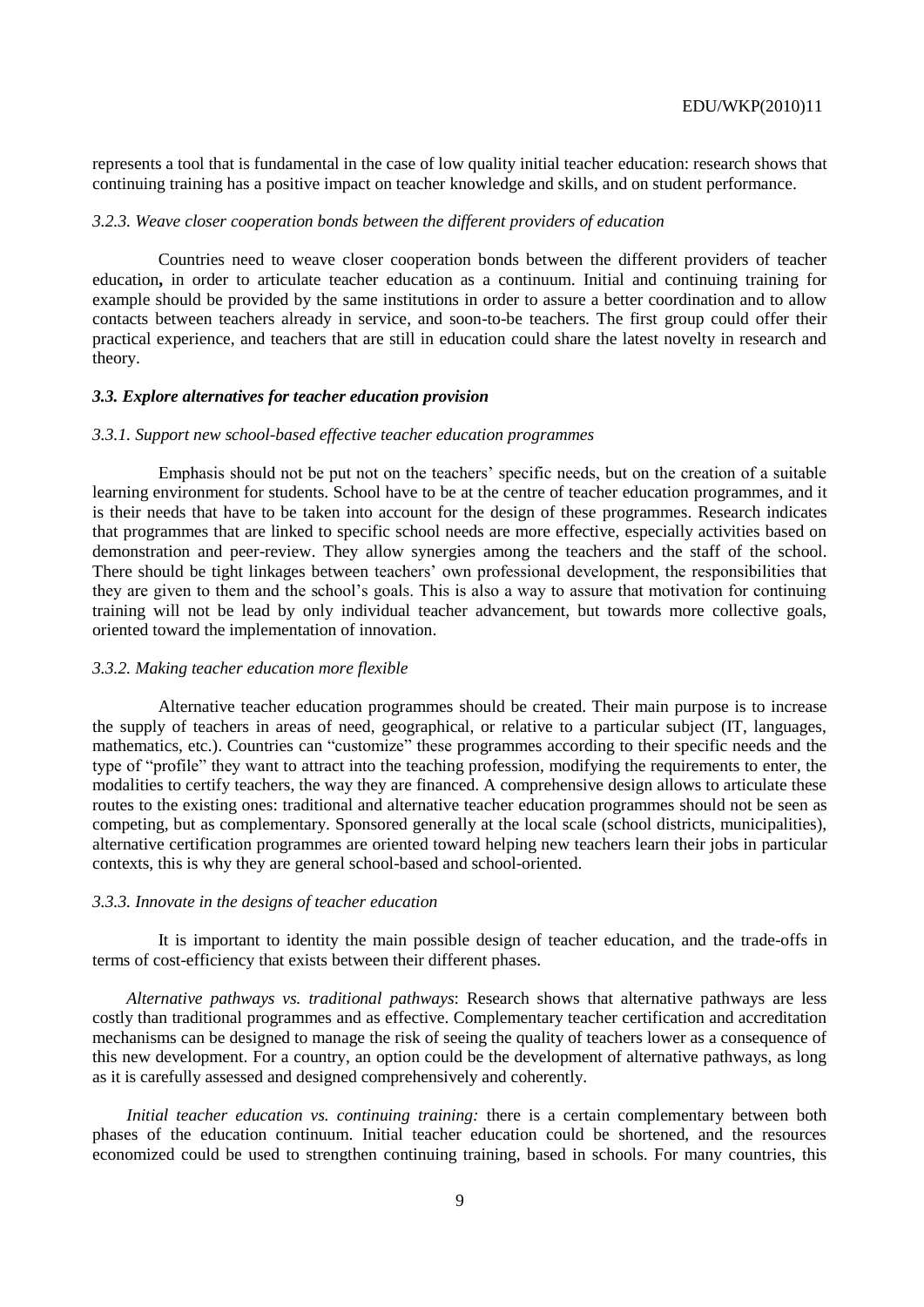represents a tool that is fundamental in the case of low quality initial teacher education: research shows that continuing training has a positive impact on teacher knowledge and skills, and on student performance.

#### *3.2.3. Weave closer cooperation bonds between the different providers of education*

Countries need to weave closer cooperation bonds between the different providers of teacher education**,** in order to articulate teacher education as a continuum. Initial and continuing training for example should be provided by the same institutions in order to assure a better coordination and to allow contacts between teachers already in service, and soon-to-be teachers. The first group could offer their practical experience, and teachers that are still in education could share the latest novelty in research and theory.

### *3.3. Explore alternatives for teacher education provision*

#### *3.3.1. Support new school-based effective teacher education programmes*

Emphasis should not be put not on the teachers' specific needs, but on the creation of a suitable learning environment for students. School have to be at the centre of teacher education programmes, and it is their needs that have to be taken into account for the design of these programmes. Research indicates that programmes that are linked to specific school needs are more effective, especially activities based on demonstration and peer-review. They allow synergies among the teachers and the staff of the school. There should be tight linkages between teachers' own professional development, the responsibilities that they are given to them and the school's goals. This is also a way to assure that motivation for continuing training will not be lead by only individual teacher advancement, but towards more collective goals, oriented toward the implementation of innovation.

#### *3.3.2. Making teacher education more flexible*

Alternative teacher education programmes should be created. Their main purpose is to increase the supply of teachers in areas of need, geographical, or relative to a particular subject (IT, languages, mathematics, etc.). Countries can "customize" these programmes according to their specific needs and the type of "profile" they want to attract into the teaching profession, modifying the requirements to enter, the modalities to certify teachers, the way they are financed. A comprehensive design allows to articulate these routes to the existing ones: traditional and alternative teacher education programmes should not be seen as competing, but as complementary. Sponsored generally at the local scale (school districts, municipalities), alternative certification programmes are oriented toward helping new teachers learn their jobs in particular contexts, this is why they are general school-based and school-oriented.

#### *3.3.3. Innovate in the designs of teacher education*

It is important to identity the main possible design of teacher education, and the trade-offs in terms of cost-efficiency that exists between their different phases.

*Alternative pathways vs. traditional pathways*: Research shows that alternative pathways are less costly than traditional programmes and as effective. Complementary teacher certification and accreditation mechanisms can be designed to manage the risk of seeing the quality of teachers lower as a consequence of this new development. For a country, an option could be the development of alternative pathways, as long as it is carefully assessed and designed comprehensively and coherently.

*Initial teacher education vs. continuing training:* there is a certain complementary between both phases of the education continuum. Initial teacher education could be shortened, and the resources economized could be used to strengthen continuing training, based in schools. For many countries, this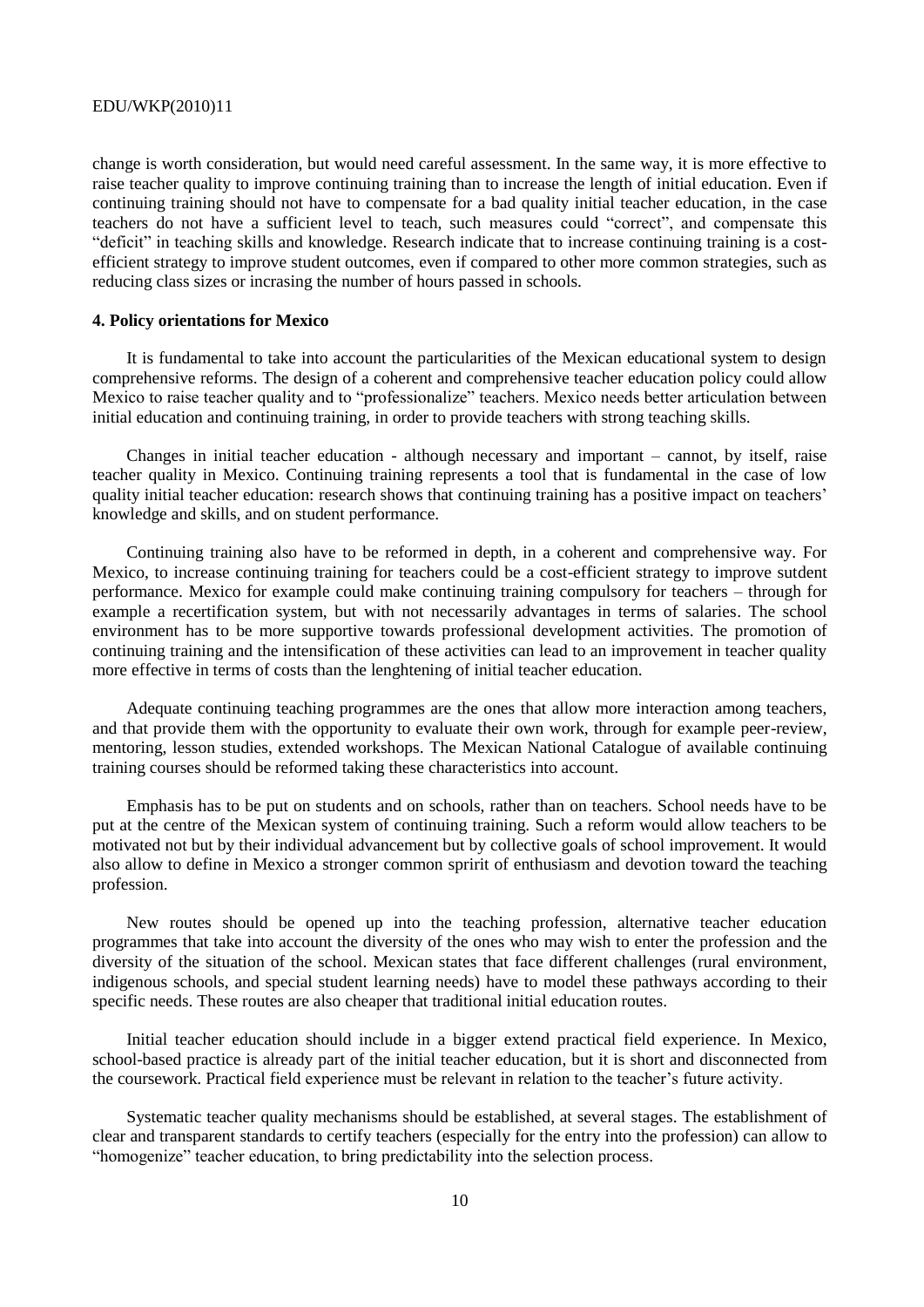change is worth consideration, but would need careful assessment. In the same way, it is more effective to raise teacher quality to improve continuing training than to increase the length of initial education. Even if continuing training should not have to compensate for a bad quality initial teacher education, in the case teachers do not have a sufficient level to teach, such measures could "correct", and compensate this "deficit" in teaching skills and knowledge. Research indicate that to increase continuing training is a cost-efficient strategy to improve student outcomes, even if compared to other more common strategies, such as reducing class sizes or incrasing the number of hours passed in schools.

#### 4. Policy orientations for Mexico

It is fundamental to take into account the particularities of the Mexican educational system to design comprehensive reforms. The design of a coherent and comprehensive teacher education policy could allow Mexico to raise teacher quality and to "professionalize" teachers. Mexico needs better articulation between initial education and continuing training, in order to provide teachers with strong teaching skills.

Changes in initial teacher education - although necessary and important – cannot, by itself, raise teacher quality in Mexico. Continuing training represents a tool that is fundamental in the case of low quality initial teacher education: research shows that continuing training has a positive impact on teachers' knowledge and skills, and on student performance.

Continuing training also have to be reformed in depth, in a coherent and comprehensive way. For Mexico, to increase continuing training for teachers could be a cost-efficient strategy to improve sutdent performance. Mexico for example could make continuing training compulsory for teachers – through for example a recertification system, but with not necessarily advantages in terms of salaries. The school environment has to be more supportive towards professional development activities. The promotion of continuing training and the intensification of these activities can lead to an improvement in teacher quality more effective in terms of costs than the lenghtening of initial teacher education.

Adequate continuing teaching programmes are the ones that allow more interaction among teachers, and that provide them with the opportunity to evaluate their own work, through for example peer-review, mentoring, lesson studies, extended workshops. The Mexican National Catalogue of available continuing training courses should be reformed taking these characteristics into account.

Emphasis has to be put on students and on schools, rather than on teachers. School needs have to be put at the centre of the Mexican system of continuing training. Such a reform would allow teachers to be motivated not but by their individual advancement but by collective goals of school improvement. It would also allow to define in Mexico a stronger common spririt of enthusiasm and devotion toward the teaching profession.

New routes should be opened up into the teaching profession, alternative teacher education programmes that take into account the diversity of the ones who may wish to enter the profession and the diversity of the situation of the school. Mexican states that face different challenges (rural environment, indigenous schools, and special student learning needs) have to model these pathways according to their specific needs. These routes are also cheaper that traditional initial education routes.

Initial teacher education should include in a bigger extend practical field experience. In Mexico, school-based practice is already part of the initial teacher education, but it is short and disconnected from the coursework. Practical field experience must be relevant in relation to the teacher's future activity.

Systematic teacher quality mechanisms should be established, at several stages. The establishment of clear and transparent standards to certify teachers (especially for the entry into the profession) can allow to "homogenize" teacher education, to bring predictability into the selection process.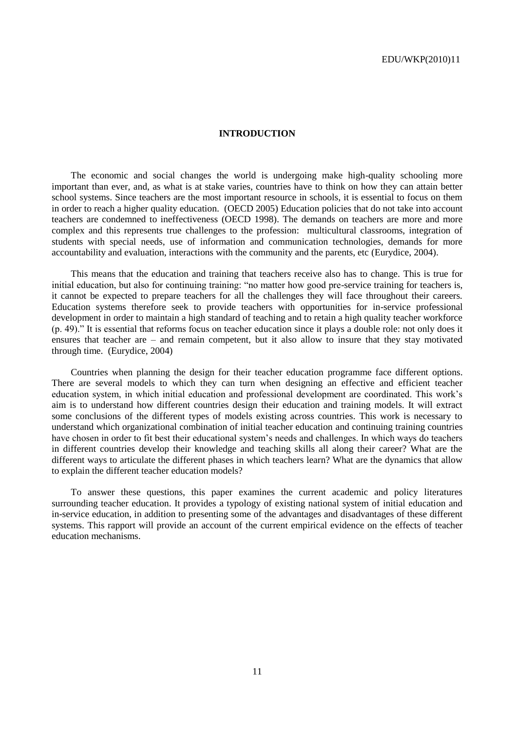# INTRODUCTION

The economic and social changes the world is undergoing make high-quality schooling more important than ever, and, as what is at stake varies, countries have to think on how they can attain better school systems. Since teachers are the most important resource in schools, it is essential to focus on them in order to reach a higher quality education. (OECD 2005) Education policies that do not take into account teachers are condemned to ineffectiveness (OECD 1998). The demands on teachers are more and more complex and this represents true challenges to the profession: multicultural classrooms, integration of students with special needs, use of information and communication technologies, demands for more accountability and evaluation, interactions with the community and the parents, etc (Eurydice, 2004).

This means that the education and training that teachers receive also has to change. This is true for initial education, but also for continuing training: "no matter how good pre-service training for teachers is, it cannot be expected to prepare teachers for all the challenges they will face throughout their careers. Education systems therefore seek to provide teachers with opportunities for in-service professional development in order to maintain a high standard of teaching and to retain a high quality teacher workforce (p. 49)." It is essential that reforms focus on teacher education since it plays a double role: not only does it ensures that teacher are – and remain competent, but it also allow to insure that they stay motivated through time. (Eurydice, 2004)

Countries when planning the design for their teacher education programme face different options. There are several models to which they can turn when designing an effective and efficient teacher education system, in which initial education and professional development are coordinated. This work's aim is to understand how different countries design their education and training models. It will extract some conclusions of the different types of models existing across countries. This work is necessary to understand which organizational combination of initial teacher education and continuing training countries have chosen in order to fit best their educational system's needs and challenges. In which ways do teachers in different countries develop their knowledge and teaching skills all along their career? What are the different ways to articulate the different phases in which teachers learn? What are the dynamics that allow to explain the different teacher education models?

To answer these questions, this paper examines the current academic and policy literatures surrounding teacher education. It provides a typology of existing national system of initial education and in-service education, in addition to presenting some of the advantages and disadvantages of these different systems. This rapport will provide an account of the current empirical evidence on the effects of teacher education mechanisms.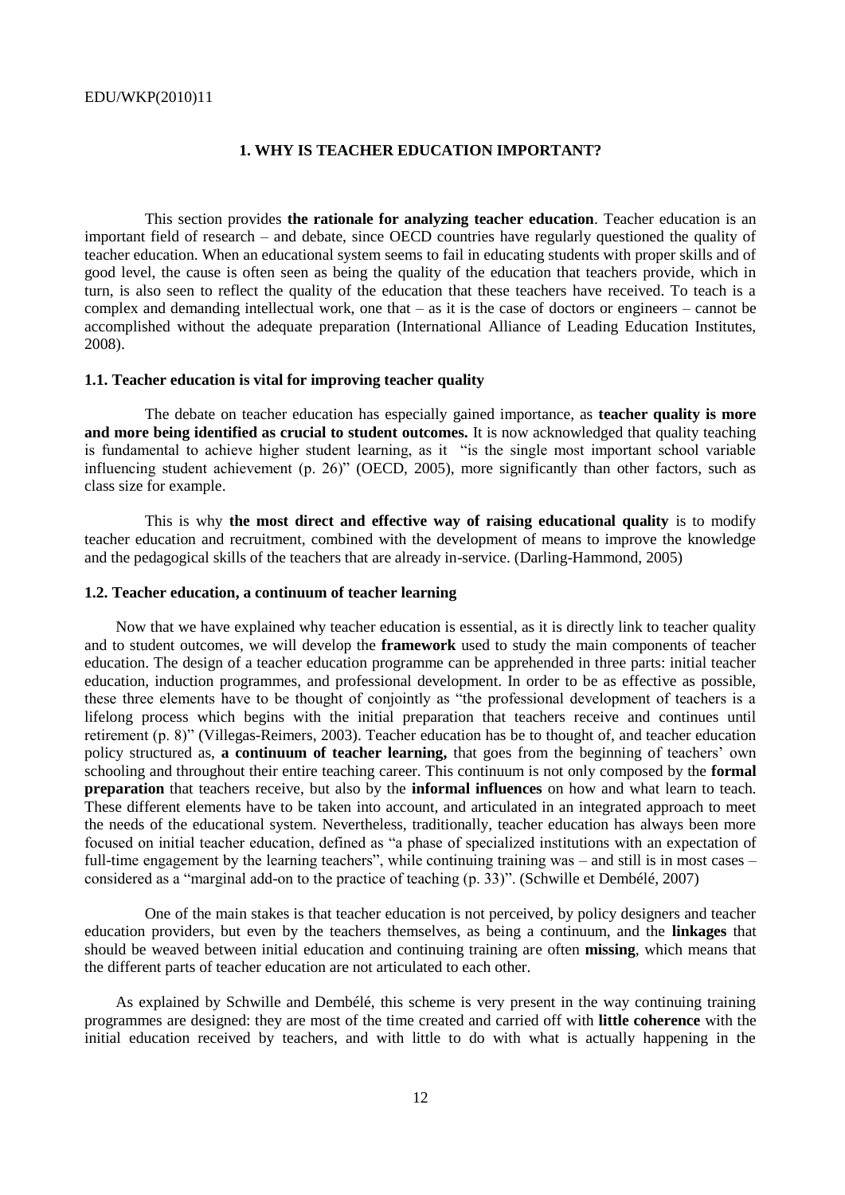# 1. WHY IS TEACHER EDUCATION IMPORTANT?

This section provides **the rationale for analyzing teacher education**. Teacher education is an important field of research – and debate, since OECD countries have regularly questioned the quality of teacher education. When an educational system seems to fail in educating students with proper skills and of good level, the cause is often seen as being the quality of the education that teachers provide, which in turn, is also seen to reflect the quality of the education that these teachers have received. To teach is a complex and demanding intellectual work, one that – as it is the case of doctors or engineers – cannot be accomplished without the adequate preparation (International Alliance of Leading Education Institutes, 2008).

## 1.1. Teacher education is vital for improving teacher quality

The debate on teacher education has especially gained importance, as **teacher quality is more and more being identified as crucial to student outcomes.** It is now acknowledged that quality teaching is fundamental to achieve higher student learning, as it "is the single most important school variable influencing student achievement (p. 26)" (OECD, 2005), more significantly than other factors, such as class size for example.

This is why **the most direct and effective way of raising educational quality** is to modify teacher education and recruitment, combined with the development of means to improve the knowledge and the pedagogical skills of the teachers that are already in-service. (Darling-Hammond, 2005)

## 1.2. Teacher education, a continuum of teacher learning

Now that we have explained why teacher education is essential, as it is directly link to teacher quality and to student outcomes, we will develop the **framework** used to study the main components of teacher education. The design of a teacher education programme can be apprehended in three parts: initial teacher education, induction programmes, and professional development. In order to be as effective as possible, these three elements have to be thought of conjointly as "the professional development of teachers is a lifelong process which begins with the initial preparation that teachers receive and continues until retirement (p. 8)" (Villegas-Reimers, 2003). Teacher education has be to thought of, and teacher education policy structured as, **a continuum of teacher learning,** that goes from the beginning of teachers' own schooling and throughout their entire teaching career. This continuum is not only composed by the **formal preparation** that teachers receive, but also by the **informal influences** on how and what learn to teach. These different elements have to be taken into account, and articulated in an integrated approach to meet the needs of the educational system. Nevertheless, traditionally, teacher education has always been more focused on initial teacher education, defined as "a phase of specialized institutions with an expectation of full-time engagement by the learning teachers", while continuing training was – and still is in most cases – considered as a "marginal add-on to the practice of teaching (p. 33)". (Schwille et Dembélé, 2007)

One of the main stakes is that teacher education is not perceived, by policy designers and teacher education providers, but even by the teachers themselves, as being a continuum, and the **linkages** that should be weaved between initial education and continuing training are often **missing**, which means that the different parts of teacher education are not articulated to each other.

As explained by Schwille and Dembélé, this scheme is very present in the way continuing training programmes are designed: they are most of the time created and carried off with **little coherence** with the initial education received by teachers, and with little to do with what is actually happening in the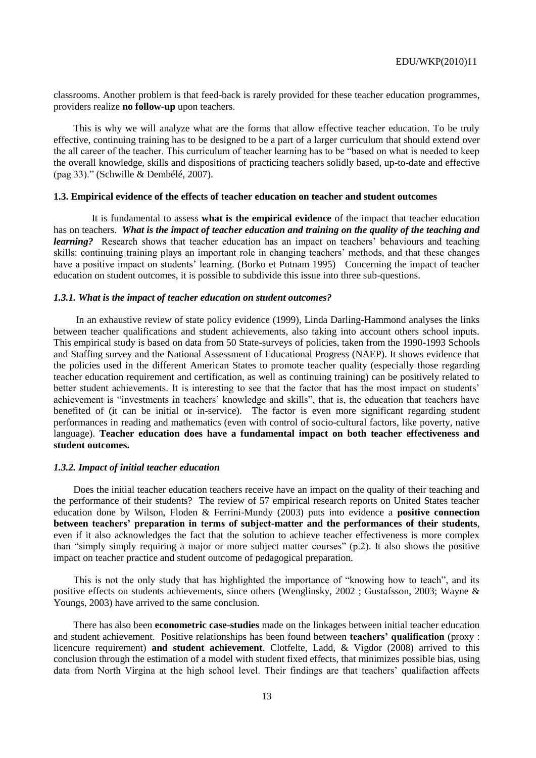classrooms. Another problem is that feed-back is rarely provided for these teacher education programmes, providers realize **no follow-up** upon teachers.

This is why we will analyze what are the forms that allow effective teacher education. To be truly effective, continuing training has to be designed to be a part of a larger curriculum that should extend over the all career of the teacher. This curriculum of teacher learning has to be "based on what is needed to keep the overall knowledge, skills and dispositions of practicing teachers solidly based, up-to-date and effective (pag 33)." (Schwille & Dembélé, 2007).

### 1.3. Empirical evidence of the effects of teacher education on teacher and student outcomes

It is fundamental to assess **what is the empirical evidence** of the impact that teacher education has on teachers. ***What is the impact of teacher education and training on the quality of the teaching and learning?*** Research shows that teacher education has an impact on teachers' behaviours and teaching skills: continuing training plays an important role in changing teachers' methods, and that these changes have a positive impact on students' learning. (Borko et Putnam 1995) Concerning the impact of teacher education on student outcomes, it is possible to subdivide this issue into three sub-questions.

#### *1.3.1. What is the impact of teacher education on student outcomes?*

In an exhaustive review of state policy evidence (1999), Linda Darling-Hammond analyses the links between teacher qualifications and student achievements, also taking into account others school inputs. This empirical study is based on data from 50 State-surveys of policies, taken from the 1990-1993 Schools and Staffing survey and the National Assessment of Educational Progress (NAEP). It shows evidence that the policies used in the different American States to promote teacher quality (especially those regarding teacher education requirement and certification, as well as continuing training) can be positively related to better student achievements. It is interesting to see that the factor that has the most impact on students' achievement is "investments in teachers' knowledge and skills", that is, the education that teachers have benefited of (it can be initial or in-service). The factor is even more significant regarding student performances in reading and mathematics (even with control of socio-cultural factors, like poverty, native language). **Teacher education does have a fundamental impact on both teacher effectiveness and student outcomes.**

#### *1.3.2. Impact of initial teacher education*

Does the initial teacher education teachers receive have an impact on the quality of their teaching and the performance of their students? The review of 57 empirical research reports on United States teacher education done by Wilson, Floden & Ferrini-Mundy (2003) puts into evidence a **positive connection between teachers' preparation in terms of subject-matter and the performances of their students**, even if it also acknowledges the fact that the solution to achieve teacher effectiveness is more complex than "simply simply requiring a major or more subject matter courses" (p.2). It also shows the positive impact on teacher practice and student outcome of pedagogical preparation.

This is not the only study that has highlighted the importance of "knowing how to teach", and its positive effects on students achievements, since others (Wenglinsky, 2002 ; Gustafsson, 2003; Wayne & Youngs, 2003) have arrived to the same conclusion.

There has also been **econometric case-studies** made on the linkages between initial teacher education and student achievement. Positive relationships has been found between **teachers' qualification** (proxy : licencure requirement) **and student achievement**. Clotfelte, Ladd, & Vigdor (2008) arrived to this conclusion through the estimation of a model with student fixed effects, that minimizes possible bias, using data from North Virgina at the high school level. Their findings are that teachers' qualifaction affects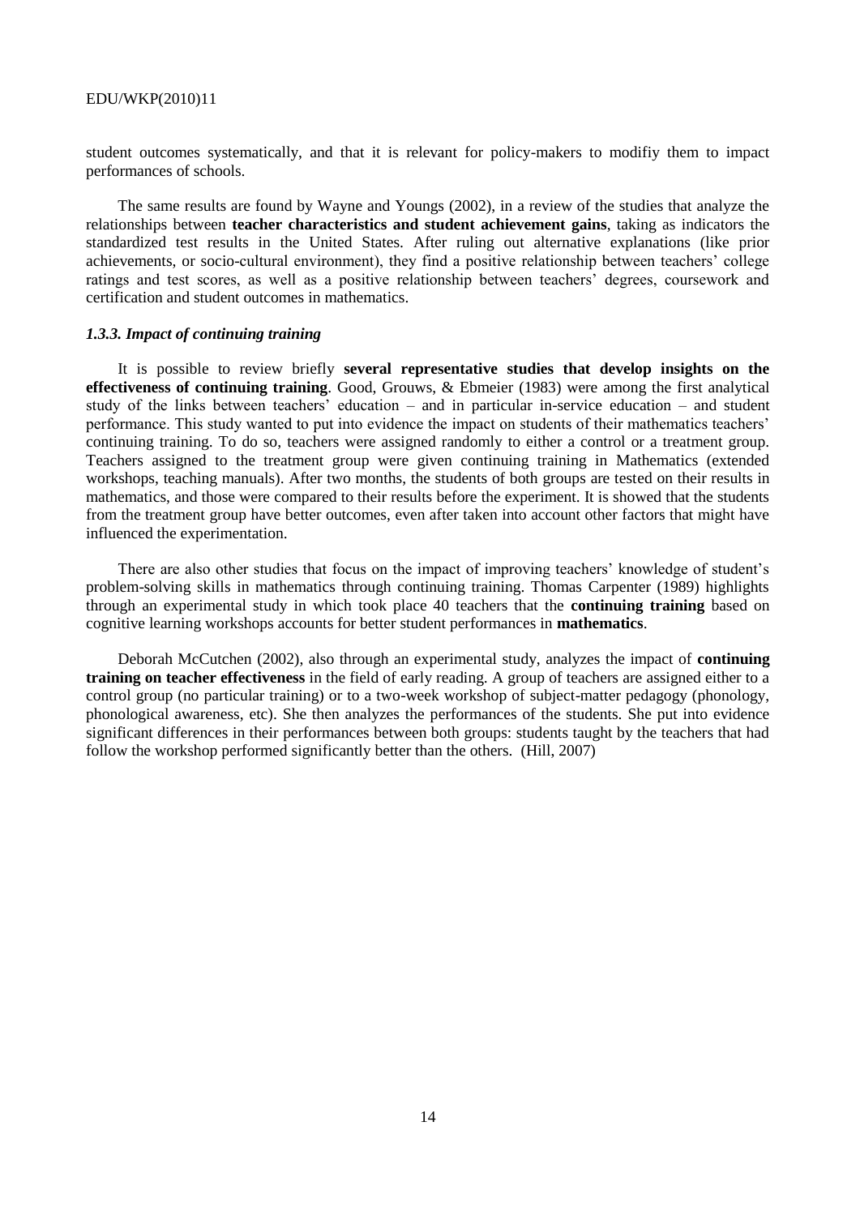student outcomes systematically, and that it is relevant for policy-makers to modifiy them to impact performances of schools.

The same results are found by Wayne and Youngs (2002), in a review of the studies that analyze the relationships between **teacher characteristics and student achievement gains**, taking as indicators the standardized test results in the United States. After ruling out alternative explanations (like prior achievements, or socio-cultural environment), they find a positive relationship between teachers' college ratings and test scores, as well as a positive relationship between teachers' degrees, coursework and certification and student outcomes in mathematics.

### *1.3.3. Impact of continuing training*

It is possible to review briefly **several representative studies that develop insights on the effectiveness of continuing training**. Good, Grouws, & Ebmeier (1983) were among the first analytical study of the links between teachers' education – and in particular in-service education – and student performance. This study wanted to put into evidence the impact on students of their mathematics teachers' continuing training. To do so, teachers were assigned randomly to either a control or a treatment group. Teachers assigned to the treatment group were given continuing training in Mathematics (extended workshops, teaching manuals). After two months, the students of both groups are tested on their results in mathematics, and those were compared to their results before the experiment. It is showed that the students from the treatment group have better outcomes, even after taken into account other factors that might have influenced the experimentation.

There are also other studies that focus on the impact of improving teachers' knowledge of student's problem-solving skills in mathematics through continuing training. Thomas Carpenter (1989) highlights through an experimental study in which took place 40 teachers that the **continuing training** based on cognitive learning workshops accounts for better student performances in **mathematics**.

Deborah McCutchen (2002), also through an experimental study, analyzes the impact of **continuing training on teacher effectiveness** in the field of early reading. A group of teachers are assigned either to a control group (no particular training) or to a two-week workshop of subject-matter pedagogy (phonology, phonological awareness, etc). She then analyzes the performances of the students. She put into evidence significant differences in their performances between both groups: students taught by the teachers that had follow the workshop performed significantly better than the others. (Hill, 2007)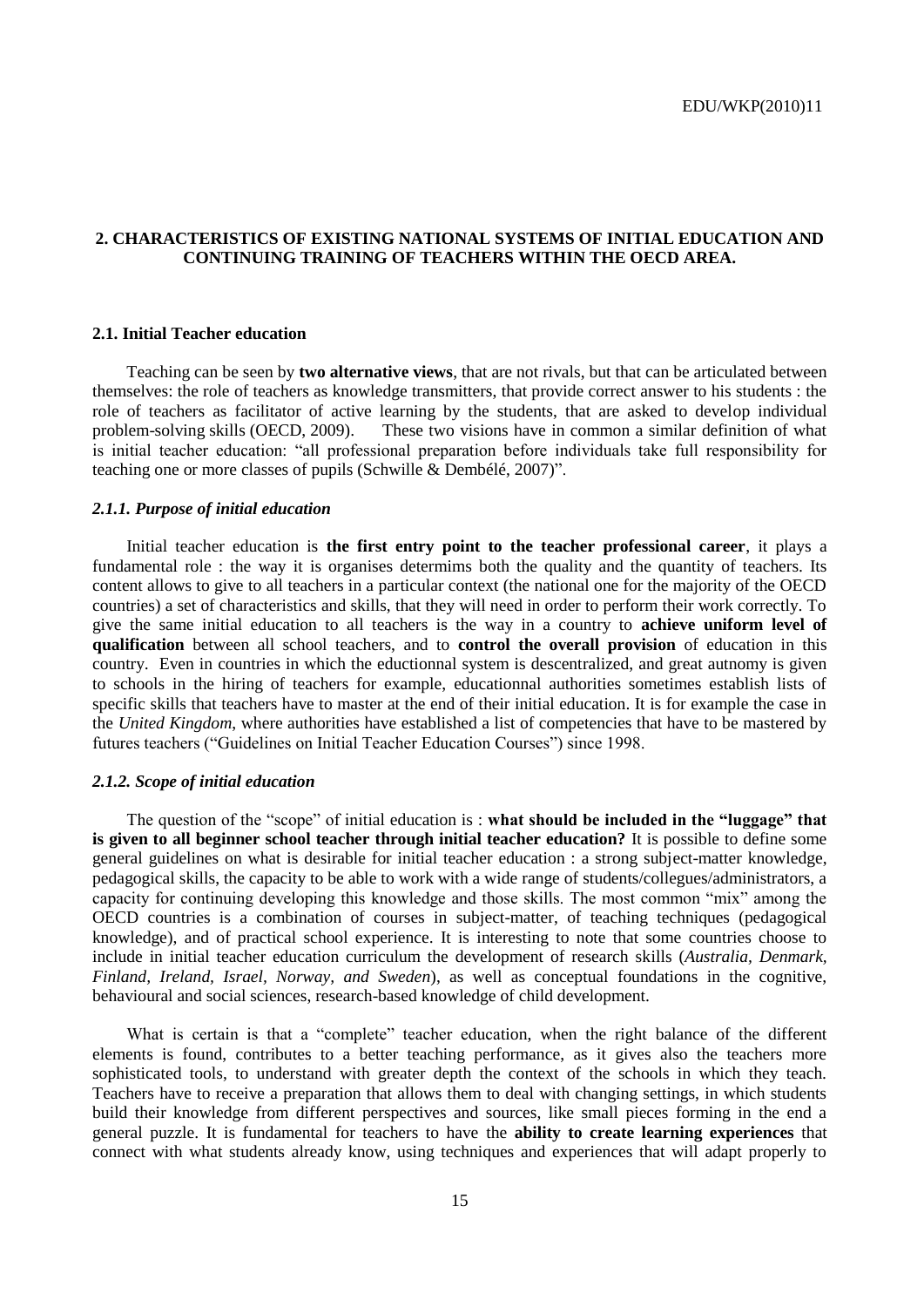## 2. CHARACTERISTICS OF EXISTING NATIONAL SYSTEMS OF INITIAL EDUCATION AND CONTINUING TRAINING OF TEACHERS WITHIN THE OECD AREA.

### 2.1. Initial Teacher education

Teaching can be seen by **two alternative views**, that are not rivals, but that can be articulated between themselves: the role of teachers as knowledge transmitters, that provide correct answer to his students : the role of teachers as facilitator of active learning by the students, that are asked to develop individual problem-solving skills (OECD, 2009). These two visions have in common a similar definition of what is initial teacher education: "all professional preparation before individuals take full responsibility for teaching one or more classes of pupils (Schwille & Dembélé, 2007)".

#### *2.1.1. Purpose of initial education*

Initial teacher education is **the first entry point to the teacher professional career**, it plays a fundamental role : the way it is organises determims both the quality and the quantity of teachers. Its content allows to give to all teachers in a particular context (the national one for the majority of the OECD countries) a set of characteristics and skills, that they will need in order to perform their work correctly. To give the same initial education to all teachers is the way in a country to **achieve uniform level of qualification** between all school teachers, and to **control the overall provision** of education in this country. Even in countries in which the eductionnal system is descentralized, and great autnomy is given to schools in the hiring of teachers for example, educationnal authorities sometimes establish lists of specific skills that teachers have to master at the end of their initial education. It is for example the case in the *United Kingdom*, where authorities have established a list of competencies that have to be mastered by futures teachers ("Guidelines on Initial Teacher Education Courses") since 1998.

#### *2.1.2. Scope of initial education*

The question of the "scope" of initial education is : **what should be included in the "luggage" that is given to all beginner school teacher through initial teacher education?** It is possible to define some general guidelines on what is desirable for initial teacher education : a strong subject-matter knowledge, pedagogical skills, the capacity to be able to work with a wide range of students/collegues/administrators, a capacity for continuing developing this knowledge and those skills. The most common "mix" among the OECD countries is a combination of courses in subject-matter, of teaching techniques (pedagogical knowledge), and of practical school experience. It is interesting to note that some countries choose to include in initial teacher education curriculum the development of research skills (*Australia, Denmark, Finland, Ireland, Israel, Norway, and Sweden*), as well as conceptual foundations in the cognitive, behavioural and social sciences, research-based knowledge of child development.

What is certain is that a "complete" teacher education, when the right balance of the different elements is found, contributes to a better teaching performance, as it gives also the teachers more sophisticated tools, to understand with greater depth the context of the schools in which they teach. Teachers have to receive a preparation that allows them to deal with changing settings, in which students build their knowledge from different perspectives and sources, like small pieces forming in the end a general puzzle. It is fundamental for teachers to have the **ability to create learning experiences** that connect with what students already know, using techniques and experiences that will adapt properly to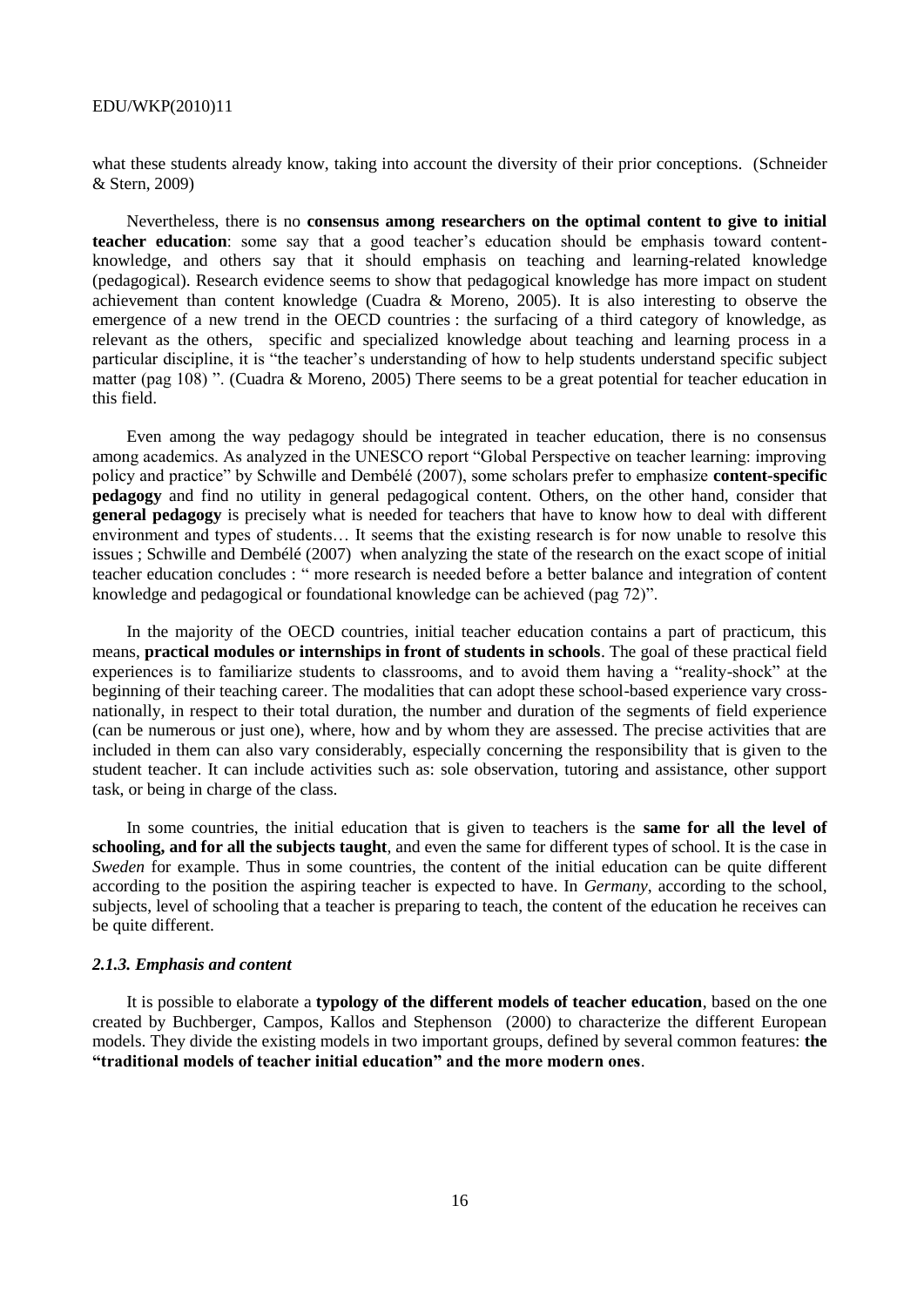what these students already know, taking into account the diversity of their prior conceptions. (Schneider & Stern, 2009)

Nevertheless, there is no **consensus among researchers on the optimal content to give to initial teacher education**: some say that a good teacher's education should be emphasis toward content-knowledge, and others say that it should emphasis on teaching and learning-related knowledge (pedagogical). Research evidence seems to show that pedagogical knowledge has more impact on student achievement than content knowledge (Cuadra & Moreno, 2005). It is also interesting to observe the emergence of a new trend in the OECD countries : the surfacing of a third category of knowledge, as relevant as the others, specific and specialized knowledge about teaching and learning process in a particular discipline, it is "the teacher's understanding of how to help students understand specific subject matter (pag 108) ". (Cuadra & Moreno, 2005) There seems to be a great potential for teacher education in this field.

Even among the way pedagogy should be integrated in teacher education, there is no consensus among academics. As analyzed in the UNESCO report "Global Perspective on teacher learning: improving policy and practice" by Schwille and Dembélé (2007), some scholars prefer to emphasize **content-specific pedagogy** and find no utility in general pedagogical content. Others, on the other hand, consider that **general pedagogy** is precisely what is needed for teachers that have to know how to deal with different environment and types of students… It seems that the existing research is for now unable to resolve this issues ; Schwille and Dembélé (2007) when analyzing the state of the research on the exact scope of initial teacher education concludes : " more research is needed before a better balance and integration of content knowledge and pedagogical or foundational knowledge can be achieved (pag 72)".

In the majority of the OECD countries, initial teacher education contains a part of practicum, this means, **practical modules or internships in front of students in schools**. The goal of these practical field experiences is to familiarize students to classrooms, and to avoid them having a "reality-shock" at the beginning of their teaching career. The modalities that can adopt these school-based experience vary cross-nationally, in respect to their total duration, the number and duration of the segments of field experience (can be numerous or just one), where, how and by whom they are assessed. The precise activities that are included in them can also vary considerably, especially concerning the responsibility that is given to the student teacher. It can include activities such as: sole observation, tutoring and assistance, other support task, or being in charge of the class.

In some countries, the initial education that is given to teachers is the **same for all the level of schooling, and for all the subjects taught**, and even the same for different types of school. It is the case in *Sweden* for example. Thus in some countries, the content of the initial education can be quite different according to the position the aspiring teacher is expected to have. In *Germany*, according to the school, subjects, level of schooling that a teacher is preparing to teach, the content of the education he receives can be quite different.

### *2.1.3. Emphasis and content*

It is possible to elaborate a **typology of the different models of teacher education**, based on the one created by Buchberger, Campos, Kallos and Stephenson (2000) to characterize the different European models. They divide the existing models in two important groups, defined by several common features: **the "traditional models of teacher initial education" and the more modern ones**.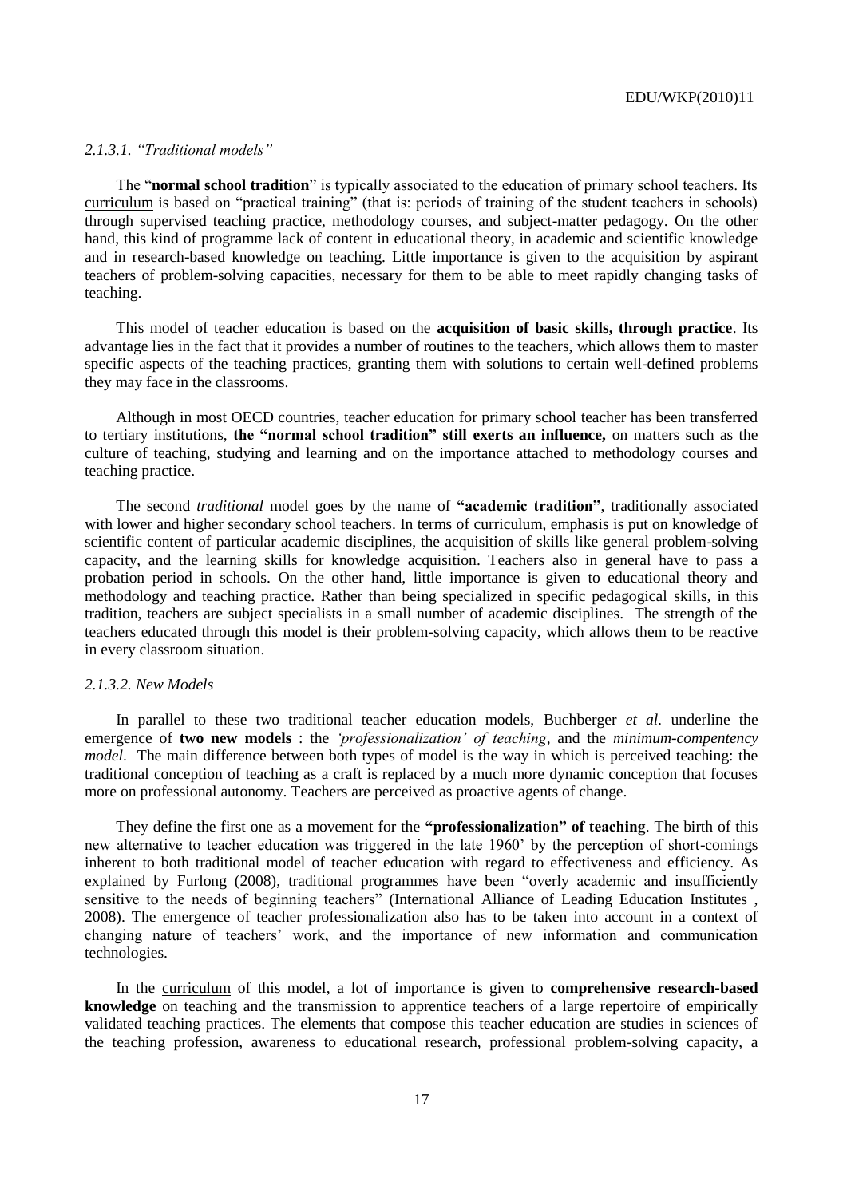#### *2.1.3.1. "Traditional models"*

The "**normal school tradition**" is typically associated to the education of primary school teachers. Its curriculum is based on "practical training" (that is: periods of training of the student teachers in schools) through supervised teaching practice, methodology courses, and subject-matter pedagogy. On the other hand, this kind of programme lack of content in educational theory, in academic and scientific knowledge and in research-based knowledge on teaching. Little importance is given to the acquisition by aspirant teachers of problem-solving capacities, necessary for them to be able to meet rapidly changing tasks of teaching.

This model of teacher education is based on the **acquisition of basic skills, through practice**. Its advantage lies in the fact that it provides a number of routines to the teachers, which allows them to master specific aspects of the teaching practices, granting them with solutions to certain well-defined problems they may face in the classrooms.

Although in most OECD countries, teacher education for primary school teacher has been transferred to tertiary institutions, **the "normal school tradition" still exerts an influence,** on matters such as the culture of teaching, studying and learning and on the importance attached to methodology courses and teaching practice.

The second *traditional* model goes by the name of **"academic tradition"**, traditionally associated with lower and higher secondary school teachers. In terms of curriculum, emphasis is put on knowledge of scientific content of particular academic disciplines, the acquisition of skills like general problem-solving capacity, and the learning skills for knowledge acquisition. Teachers also in general have to pass a probation period in schools. On the other hand, little importance is given to educational theory and methodology and teaching practice. Rather than being specialized in specific pedagogical skills, in this tradition, teachers are subject specialists in a small number of academic disciplines. The strength of the teachers educated through this model is their problem-solving capacity, which allows them to be reactive in every classroom situation.

#### *2.1.3.2. New Models*

In parallel to these two traditional teacher education models, Buchberger *et al.* underline the emergence of **two new models** : the *'professionalization' of teaching*, and the *minimum-compentency model*. The main difference between both types of model is the way in which is perceived teaching: the traditional conception of teaching as a craft is replaced by a much more dynamic conception that focuses more on professional autonomy. Teachers are perceived as proactive agents of change.

They define the first one as a movement for the **"professionalization" of teaching**. The birth of this new alternative to teacher education was triggered in the late 1960' by the perception of short-comings inherent to both traditional model of teacher education with regard to effectiveness and efficiency. As explained by Furlong (2008), traditional programmes have been "overly academic and insufficiently sensitive to the needs of beginning teachers" (International Alliance of Leading Education Institutes , 2008). The emergence of teacher professionalization also has to be taken into account in a context of changing nature of teachers' work, and the importance of new information and communication technologies.

In the curriculum of this model, a lot of importance is given to **comprehensive research-based knowledge** on teaching and the transmission to apprentice teachers of a large repertoire of empirically validated teaching practices. The elements that compose this teacher education are studies in sciences of the teaching profession, awareness to educational research, professional problem-solving capacity, a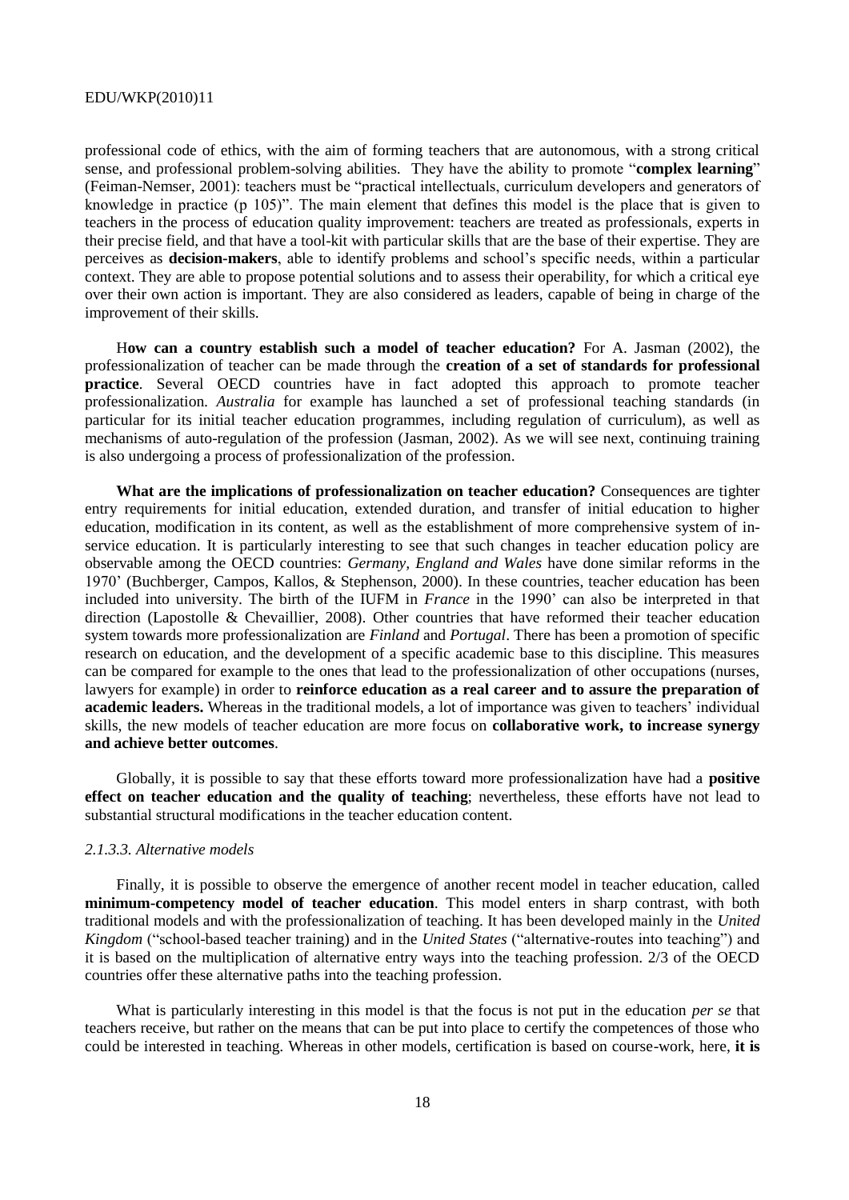professional code of ethics, with the aim of forming teachers that are autonomous, with a strong critical sense, and professional problem-solving abilities. They have the ability to promote "**complex learning**" (Feiman-Nemser, 2001): teachers must be "practical intellectuals, curriculum developers and generators of knowledge in practice (p 105)". The main element that defines this model is the place that is given to teachers in the process of education quality improvement: teachers are treated as professionals, experts in their precise field, and that have a tool-kit with particular skills that are the base of their expertise. They are perceives as **decision-makers**, able to identify problems and school's specific needs, within a particular context. They are able to propose potential solutions and to assess their operability, for which a critical eye over their own action is important. They are also considered as leaders, capable of being in charge of the improvement of their skills.

H**ow can a country establish such a model of teacher education?** For A. Jasman (2002), the professionalization of teacher can be made through the **creation of a set of standards for professional practice**. Several OECD countries have in fact adopted this approach to promote teacher professionalization. *Australia* for example has launched a set of professional teaching standards (in particular for its initial teacher education programmes, including regulation of curriculum), as well as mechanisms of auto-regulation of the profession (Jasman, 2002). As we will see next, continuing training is also undergoing a process of professionalization of the profession.

**What are the implications of professionalization on teacher education?** Consequences are tighter entry requirements for initial education, extended duration, and transfer of initial education to higher education, modification in its content, as well as the establishment of more comprehensive system of in-service education. It is particularly interesting to see that such changes in teacher education policy are observable among the OECD countries: *Germany, England and Wales* have done similar reforms in the 1970' (Buchberger, Campos, Kallos, & Stephenson, 2000). In these countries, teacher education has been included into university. The birth of the IUFM in *France* in the 1990' can also be interpreted in that direction (Lapostolle & Chevaillier, 2008). Other countries that have reformed their teacher education system towards more professionalization are *Finland* and *Portugal*. There has been a promotion of specific research on education, and the development of a specific academic base to this discipline. This measures can be compared for example to the ones that lead to the professionalization of other occupations (nurses, lawyers for example) in order to **reinforce education as a real career and to assure the preparation of academic leaders.** Whereas in the traditional models, a lot of importance was given to teachers' individual skills, the new models of teacher education are more focus on **collaborative work, to increase synergy and achieve better outcomes**.

Globally, it is possible to say that these efforts toward more professionalization have had a **positive effect on teacher education and the quality of teaching**; nevertheless, these efforts have not lead to substantial structural modifications in the teacher education content.

*2.1.3.3. Alternative models*

Finally, it is possible to observe the emergence of another recent model in teacher education, called **minimum-competency model of teacher education**. This model enters in sharp contrast, with both traditional models and with the professionalization of teaching. It has been developed mainly in the *United Kingdom* ("school-based teacher training) and in the *United States* ("alternative-routes into teaching") and it is based on the multiplication of alternative entry ways into the teaching profession. 2/3 of the OECD countries offer these alternative paths into the teaching profession.

What is particularly interesting in this model is that the focus is not put in the education *per se* that teachers receive, but rather on the means that can be put into place to certify the competences of those who could be interested in teaching. Whereas in other models, certification is based on course-work, here, **it is**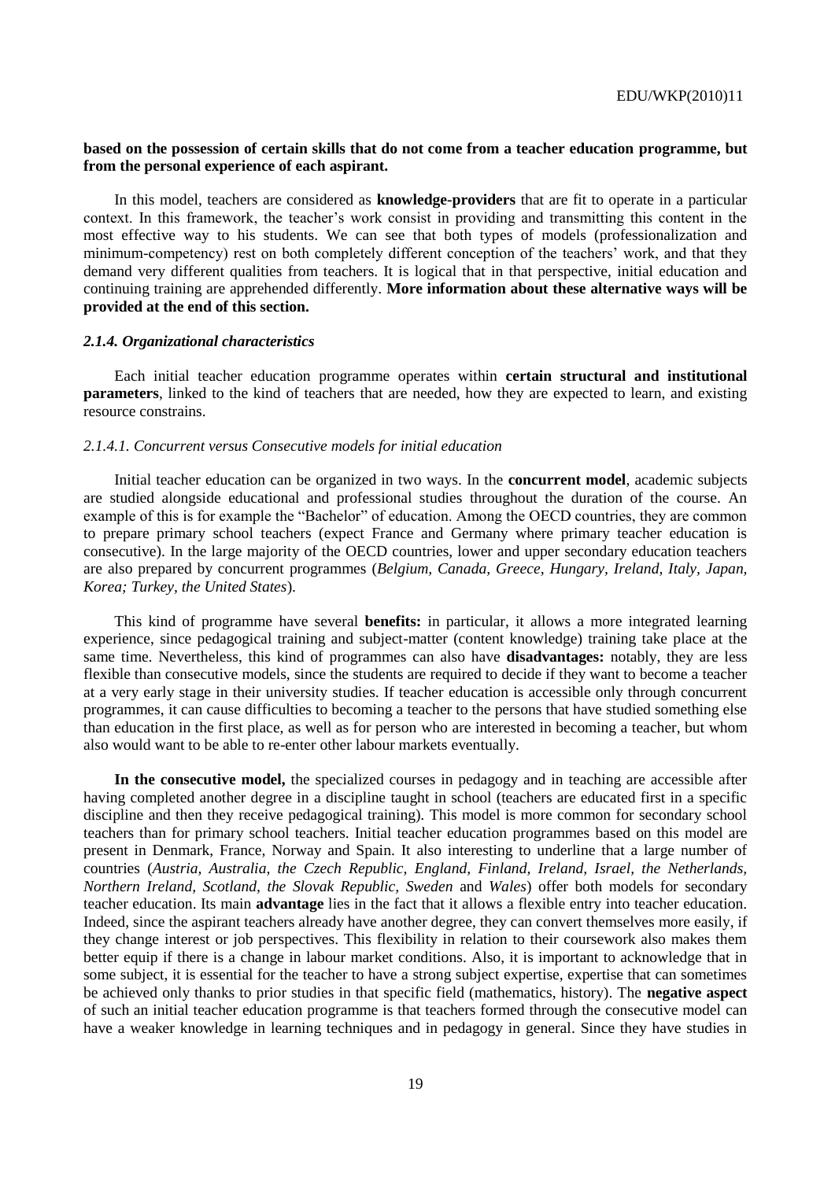**based on the possession of certain skills that do not come from a teacher education programme, but from the personal experience of each aspirant.**

In this model, teachers are considered as **knowledge-providers** that are fit to operate in a particular context. In this framework, the teacher's work consist in providing and transmitting this content in the most effective way to his students. We can see that both types of models (professionalization and minimum-competency) rest on both completely different conception of the teachers' work, and that they demand very different qualities from teachers. It is logical that in that perspective, initial education and continuing training are apprehended differently. **More information about these alternative ways will be provided at the end of this section.**

#### *2.1.4. Organizational characteristics*

Each initial teacher education programme operates within **certain structural and institutional parameters**, linked to the kind of teachers that are needed, how they are expected to learn, and existing resource constrains.

##### *2.1.4.1. Concurrent versus Consecutive models for initial education*

Initial teacher education can be organized in two ways. In the **concurrent model**, academic subjects are studied alongside educational and professional studies throughout the duration of the course. An example of this is for example the "Bachelor" of education. Among the OECD countries, they are common to prepare primary school teachers (expect France and Germany where primary teacher education is consecutive). In the large majority of the OECD countries, lower and upper secondary education teachers are also prepared by concurrent programmes (*Belgium, Canada, Greece, Hungary, Ireland, Italy, Japan, Korea; Turkey, the United States*).

This kind of programme have several **benefits:** in particular, it allows a more integrated learning experience, since pedagogical training and subject-matter (content knowledge) training take place at the same time. Nevertheless, this kind of programmes can also have **disadvantages:** notably, they are less flexible than consecutive models, since the students are required to decide if they want to become a teacher at a very early stage in their university studies. If teacher education is accessible only through concurrent programmes, it can cause difficulties to becoming a teacher to the persons that have studied something else than education in the first place, as well as for person who are interested in becoming a teacher, but whom also would want to be able to re-enter other labour markets eventually.

**In the consecutive model,** the specialized courses in pedagogy and in teaching are accessible after having completed another degree in a discipline taught in school (teachers are educated first in a specific discipline and then they receive pedagogical training). This model is more common for secondary school teachers than for primary school teachers. Initial teacher education programmes based on this model are present in Denmark, France, Norway and Spain. It also interesting to underline that a large number of countries (*Austria, Australia, the Czech Republic, England, Finland, Ireland, Israel, the Netherlands, Northern Ireland, Scotland, the Slovak Republic, Sweden* and *Wales*) offer both models for secondary teacher education. Its main **advantage** lies in the fact that it allows a flexible entry into teacher education. Indeed, since the aspirant teachers already have another degree, they can convert themselves more easily, if they change interest or job perspectives. This flexibility in relation to their coursework also makes them better equip if there is a change in labour market conditions. Also, it is important to acknowledge that in some subject, it is essential for the teacher to have a strong subject expertise, expertise that can sometimes be achieved only thanks to prior studies in that specific field (mathematics, history). The **negative aspect** of such an initial teacher education programme is that teachers formed through the consecutive model can have a weaker knowledge in learning techniques and in pedagogy in general. Since they have studies in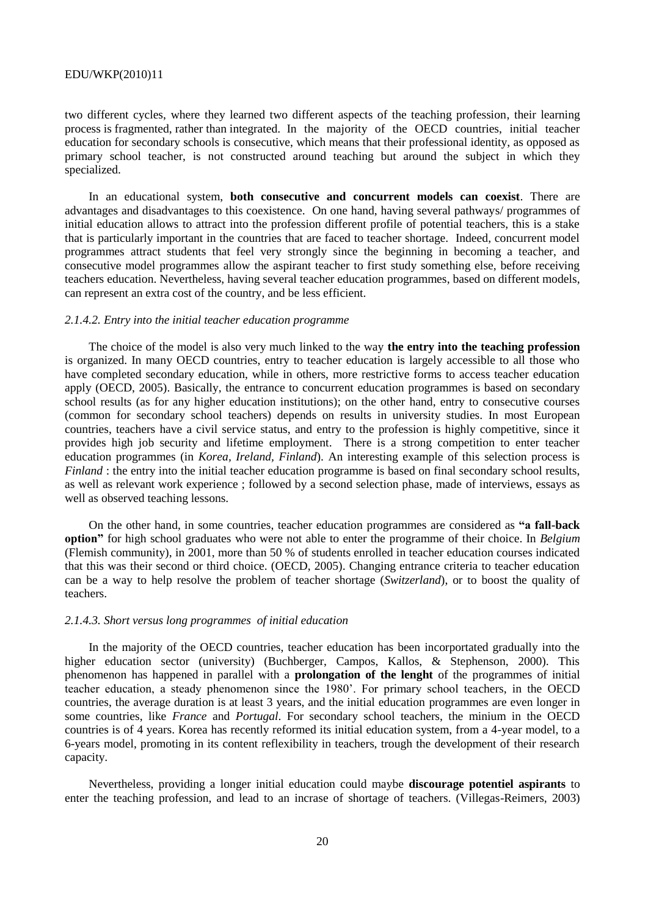two different cycles, where they learned two different aspects of the teaching profession, their learning process is fragmented, rather than integrated. In the majority of the OECD countries, initial teacher education for secondary schools is consecutive, which means that their professional identity, as opposed as primary school teacher, is not constructed around teaching but around the subject in which they specialized.

In an educational system, **both consecutive and concurrent models can coexist**. There are advantages and disadvantages to this coexistence. On one hand, having several pathways/ programmes of initial education allows to attract into the profession different profile of potential teachers, this is a stake that is particularly important in the countries that are faced to teacher shortage. Indeed, concurrent model programmes attract students that feel very strongly since the beginning in becoming a teacher, and consecutive model programmes allow the aspirant teacher to first study something else, before receiving teachers education. Nevertheless, having several teacher education programmes, based on different models, can represent an extra cost of the country, and be less efficient.

#### *2.1.4.2. Entry into the initial teacher education programme*

The choice of the model is also very much linked to the way **the entry into the teaching profession** is organized. In many OECD countries, entry to teacher education is largely accessible to all those who have completed secondary education, while in others, more restrictive forms to access teacher education apply (OECD, 2005). Basically, the entrance to concurrent education programmes is based on secondary school results (as for any higher education institutions); on the other hand, entry to consecutive courses (common for secondary school teachers) depends on results in university studies. In most European countries, teachers have a civil service status, and entry to the profession is highly competitive, since it provides high job security and lifetime employment. There is a strong competition to enter teacher education programmes (in *Korea, Ireland, Finland*). An interesting example of this selection process is *Finland* : the entry into the initial teacher education programme is based on final secondary school results, as well as relevant work experience ; followed by a second selection phase, made of interviews, essays as well as observed teaching lessons.

On the other hand, in some countries, teacher education programmes are considered as **"a fall-back option"** for high school graduates who were not able to enter the programme of their choice. In *Belgium* (Flemish community), in 2001, more than 50 % of students enrolled in teacher education courses indicated that this was their second or third choice. (OECD, 2005). Changing entrance criteria to teacher education can be a way to help resolve the problem of teacher shortage (*Switzerland*), or to boost the quality of teachers.

#### *2.1.4.3. Short versus long programmes of initial education*

In the majority of the OECD countries, teacher education has been incorportated gradually into the higher education sector (university) (Buchberger, Campos, Kallos, & Stephenson, 2000). This phenomenon has happened in parallel with a **prolongation of the lenght** of the programmes of initial teacher education, a steady phenomenon since the 1980'. For primary school teachers, in the OECD countries, the average duration is at least 3 years, and the initial education programmes are even longer in some countries, like *France* and *Portugal*. For secondary school teachers, the minium in the OECD countries is of 4 years. Korea has recently reformed its initial education system, from a 4-year model, to a 6-years model, promoting in its content reflexibility in teachers, trough the development of their research capacity.

Nevertheless, providing a longer initial education could maybe **discourage potentiel aspirants** to enter the teaching profession, and lead to an incrase of shortage of teachers. (Villegas-Reimers, 2003)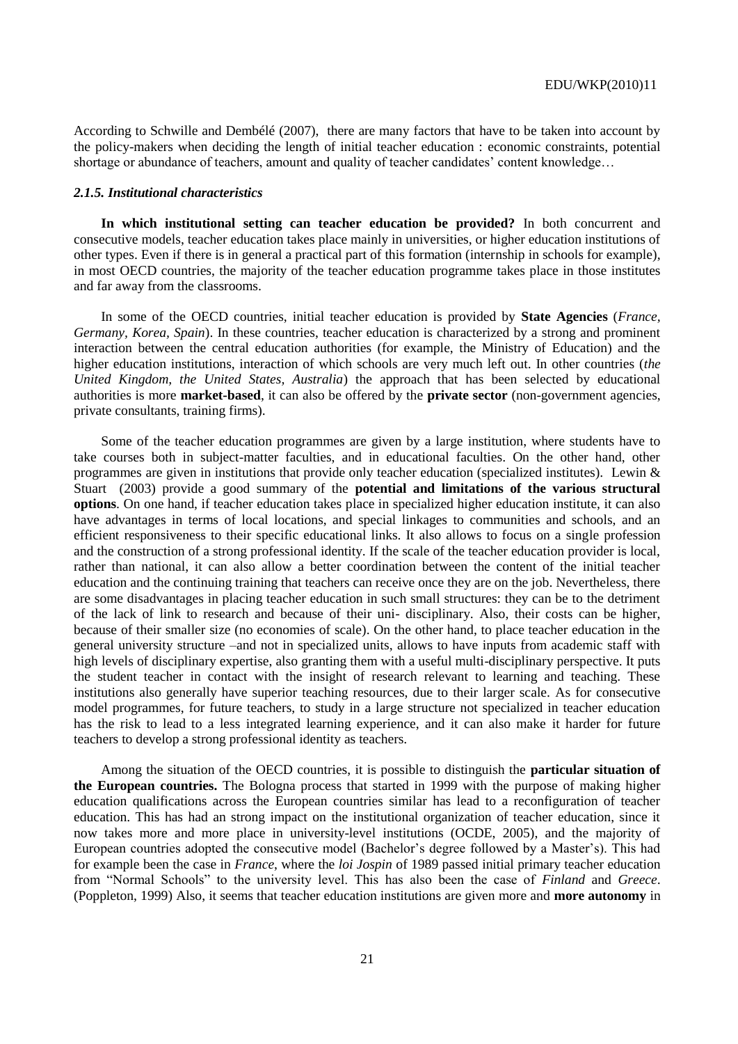According to Schwille and Dembélé (2007), there are many factors that have to be taken into account by the policy-makers when deciding the length of initial teacher education : economic constraints, potential shortage or abundance of teachers, amount and quality of teacher candidates' content knowledge…

#### *2.1.5. Institutional characteristics*

**In which institutional setting can teacher education be provided?** In both concurrent and consecutive models, teacher education takes place mainly in universities, or higher education institutions of other types. Even if there is in general a practical part of this formation (internship in schools for example), in most OECD countries, the majority of the teacher education programme takes place in those institutes and far away from the classrooms.

In some of the OECD countries, initial teacher education is provided by **State Agencies** (*France, Germany, Korea, Spain*). In these countries, teacher education is characterized by a strong and prominent interaction between the central education authorities (for example, the Ministry of Education) and the higher education institutions, interaction of which schools are very much left out. In other countries (*the United Kingdom, the United States, Australia*) the approach that has been selected by educational authorities is more **market-based**, it can also be offered by the **private sector** (non-government agencies, private consultants, training firms).

Some of the teacher education programmes are given by a large institution, where students have to take courses both in subject-matter faculties, and in educational faculties. On the other hand, other programmes are given in institutions that provide only teacher education (specialized institutes). Lewin & Stuart (2003) provide a good summary of the **potential and limitations of the various structural options**. On one hand, if teacher education takes place in specialized higher education institute, it can also have advantages in terms of local locations, and special linkages to communities and schools, and an efficient responsiveness to their specific educational links. It also allows to focus on a single profession and the construction of a strong professional identity. If the scale of the teacher education provider is local, rather than national, it can also allow a better coordination between the content of the initial teacher education and the continuing training that teachers can receive once they are on the job. Nevertheless, there are some disadvantages in placing teacher education in such small structures: they can be to the detriment of the lack of link to research and because of their uni- disciplinary. Also, their costs can be higher, because of their smaller size (no economies of scale). On the other hand, to place teacher education in the general university structure –and not in specialized units, allows to have inputs from academic staff with high levels of disciplinary expertise, also granting them with a useful multi-disciplinary perspective. It puts the student teacher in contact with the insight of research relevant to learning and teaching. These institutions also generally have superior teaching resources, due to their larger scale. As for consecutive model programmes, for future teachers, to study in a large structure not specialized in teacher education has the risk to lead to a less integrated learning experience, and it can also make it harder for future teachers to develop a strong professional identity as teachers.

Among the situation of the OECD countries, it is possible to distinguish the **particular situation of the European countries.** The Bologna process that started in 1999 with the purpose of making higher education qualifications across the European countries similar has lead to a reconfiguration of teacher education. This has had an strong impact on the institutional organization of teacher education, since it now takes more and more place in university-level institutions (OCDE, 2005), and the majority of European countries adopted the consecutive model (Bachelor's degree followed by a Master's). This had for example been the case in *France*, where the *loi Jospin* of 1989 passed initial primary teacher education from "Normal Schools" to the university level. This has also been the case of *Finland* and *Greece*. (Poppleton, 1999) Also, it seems that teacher education institutions are given more and **more autonomy** in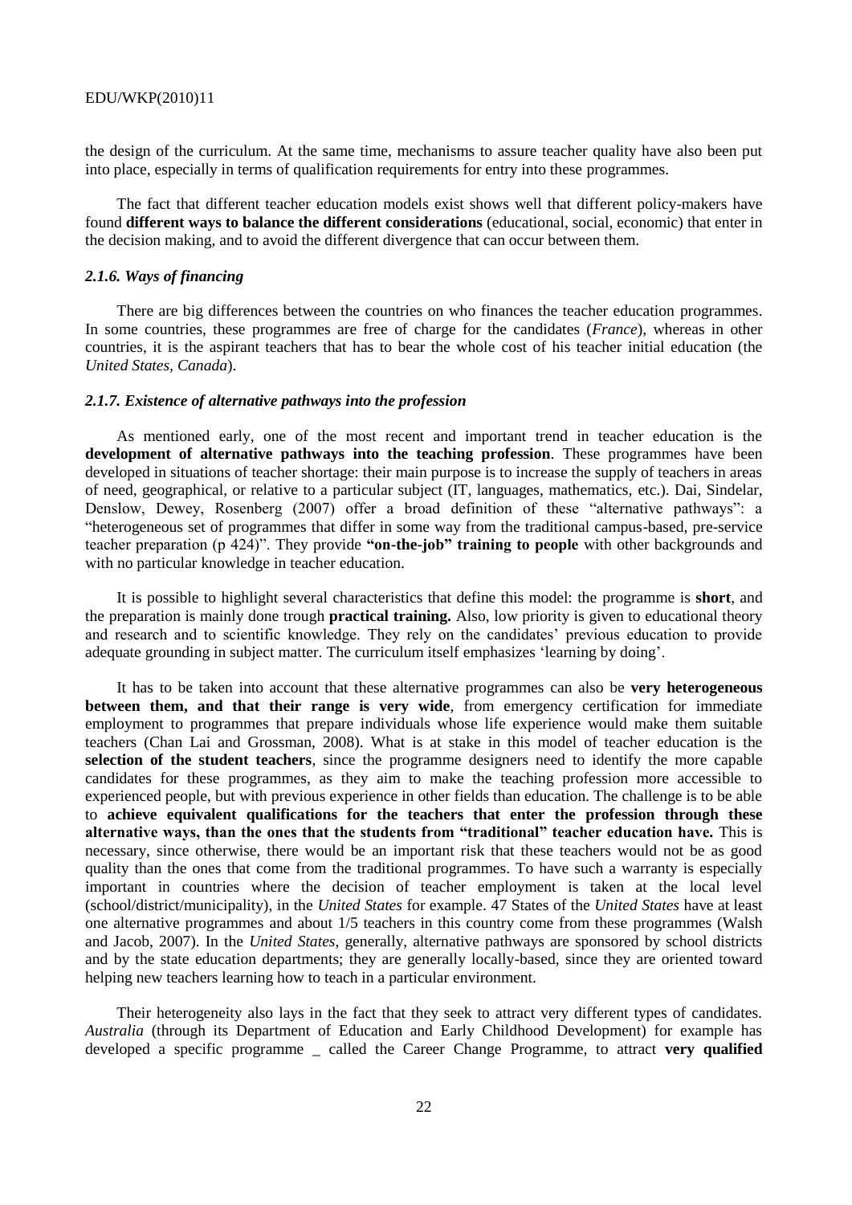the design of the curriculum. At the same time, mechanisms to assure teacher quality have also been put into place, especially in terms of qualification requirements for entry into these programmes.

The fact that different teacher education models exist shows well that different policy-makers have found **different ways to balance the different considerations** (educational, social, economic) that enter in the decision making, and to avoid the different divergence that can occur between them.

### *2.1.6. Ways of financing*

There are big differences between the countries on who finances the teacher education programmes. In some countries, these programmes are free of charge for the candidates (*France*), whereas in other countries, it is the aspirant teachers that has to bear the whole cost of his teacher initial education (the *United States*, *Canada*).

### *2.1.7. Existence of alternative pathways into the profession*

As mentioned early, one of the most recent and important trend in teacher education is the **development of alternative pathways into the teaching profession**. These programmes have been developed in situations of teacher shortage: their main purpose is to increase the supply of teachers in areas of need, geographical, or relative to a particular subject (IT, languages, mathematics, etc.). Dai, Sindelar, Denslow, Dewey, Rosenberg (2007) offer a broad definition of these "alternative pathways": a "heterogeneous set of programmes that differ in some way from the traditional campus-based, pre-service teacher preparation (p 424)". They provide **"on-the-job" training to people** with other backgrounds and with no particular knowledge in teacher education.

It is possible to highlight several characteristics that define this model: the programme is **short**, and the preparation is mainly done trough **practical training.** Also, low priority is given to educational theory and research and to scientific knowledge. They rely on the candidates' previous education to provide adequate grounding in subject matter. The curriculum itself emphasizes 'learning by doing'.

It has to be taken into account that these alternative programmes can also be **very heterogeneous between them, and that their range is very wide**, from emergency certification for immediate employment to programmes that prepare individuals whose life experience would make them suitable teachers (Chan Lai and Grossman, 2008). What is at stake in this model of teacher education is the **selection of the student teachers**, since the programme designers need to identify the more capable candidates for these programmes, as they aim to make the teaching profession more accessible to experienced people, but with previous experience in other fields than education. The challenge is to be able to **achieve equivalent qualifications for the teachers that enter the profession through these alternative ways, than the ones that the students from "traditional" teacher education have.** This is necessary, since otherwise, there would be an important risk that these teachers would not be as good quality than the ones that come from the traditional programmes. To have such a warranty is especially important in countries where the decision of teacher employment is taken at the local level (school/district/municipality), in the *United States* for example. 47 States of the *United States* have at least one alternative programmes and about 1/5 teachers in this country come from these programmes (Walsh and Jacob, 2007). In the *United States*, generally, alternative pathways are sponsored by school districts and by the state education departments; they are generally locally-based, since they are oriented toward helping new teachers learning how to teach in a particular environment.

Their heterogeneity also lays in the fact that they seek to attract very different types of candidates. *Australia* (through its Department of Education and Early Childhood Development) for example has developed a specific programme _ called the Career Change Programme, to attract **very qualified**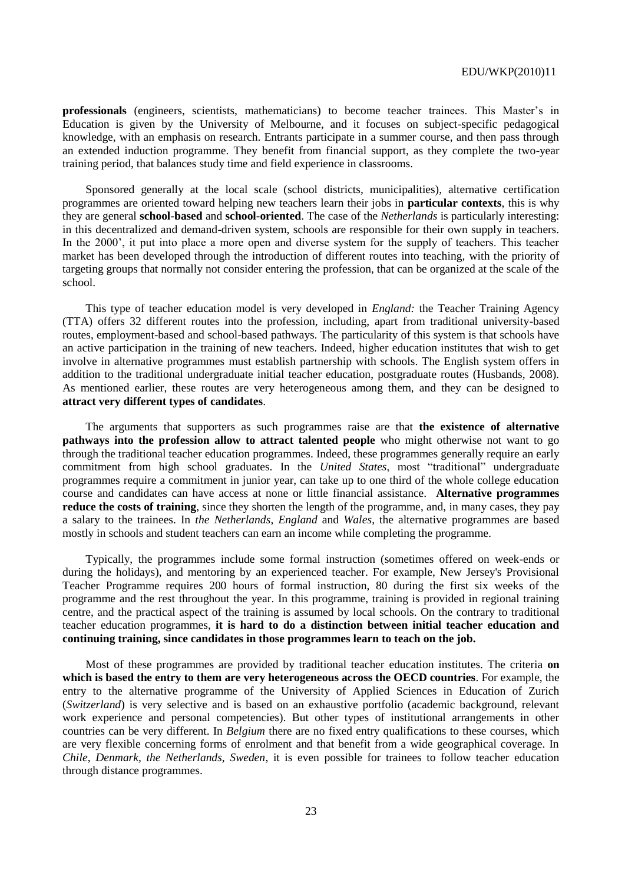**professionals** (engineers, scientists, mathematicians) to become teacher trainees. This Master's in Education is given by the University of Melbourne, and it focuses on subject-specific pedagogical knowledge, with an emphasis on research. Entrants participate in a summer course, and then pass through an extended induction programme. They benefit from financial support, as they complete the two-year training period, that balances study time and field experience in classrooms.

Sponsored generally at the local scale (school districts, municipalities), alternative certification programmes are oriented toward helping new teachers learn their jobs in **particular contexts**, this is why they are general **school-based** and **school-oriented**. The case of the *Netherlands* is particularly interesting: in this decentralized and demand-driven system, schools are responsible for their own supply in teachers. In the 2000', it put into place a more open and diverse system for the supply of teachers. This teacher market has been developed through the introduction of different routes into teaching, with the priority of targeting groups that normally not consider entering the profession, that can be organized at the scale of the school.

This type of teacher education model is very developed in *England:* the Teacher Training Agency (TTA) offers 32 different routes into the profession, including, apart from traditional university-based routes, employment-based and school-based pathways. The particularity of this system is that schools have an active participation in the training of new teachers. Indeed, higher education institutes that wish to get involve in alternative programmes must establish partnership with schools. The English system offers in addition to the traditional undergraduate initial teacher education, postgraduate routes (Husbands, 2008). As mentioned earlier, these routes are very heterogeneous among them, and they can be designed to **attract very different types of candidates**.

The arguments that supporters as such programmes raise are that **the existence of alternative pathways into the profession allow to attract talented people** who might otherwise not want to go through the traditional teacher education programmes. Indeed, these programmes generally require an early commitment from high school graduates. In the *United States*, most "traditional" undergraduate programmes require a commitment in junior year, can take up to one third of the whole college education course and candidates can have access at none or little financial assistance. **Alternative programmes reduce the costs of training**, since they shorten the length of the programme, and, in many cases, they pay a salary to the trainees. In *the Netherlands*, *England* and *Wales*, the alternative programmes are based mostly in schools and student teachers can earn an income while completing the programme.

Typically, the programmes include some formal instruction (sometimes offered on week-ends or during the holidays), and mentoring by an experienced teacher. For example, New Jersey's Provisional Teacher Programme requires 200 hours of formal instruction, 80 during the first six weeks of the programme and the rest throughout the year. In this programme, training is provided in regional training centre, and the practical aspect of the training is assumed by local schools. On the contrary to traditional teacher education programmes, **it is hard to do a distinction between initial teacher education and continuing training, since candidates in those programmes learn to teach on the job.**

Most of these programmes are provided by traditional teacher education institutes. The criteria **on which is based the entry to them are very heterogeneous across the OECD countries**. For example, the entry to the alternative programme of the University of Applied Sciences in Education of Zurich (*Switzerland*) is very selective and is based on an exhaustive portfolio (academic background, relevant work experience and personal competencies). But other types of institutional arrangements in other countries can be very different. In *Belgium* there are no fixed entry qualifications to these courses, which are very flexible concerning forms of enrolment and that benefit from a wide geographical coverage. In *Chile*, *Denmark, the Netherlands*, *Sweden*, it is even possible for trainees to follow teacher education through distance programmes.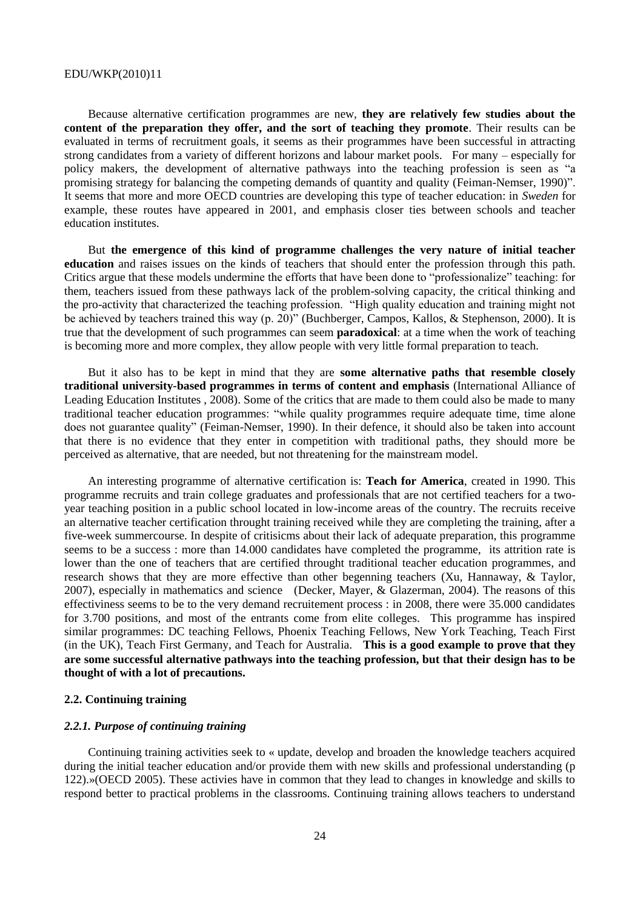Because alternative certification programmes are new, **they are relatively few studies about the content of the preparation they offer, and the sort of teaching they promote**. Their results can be evaluated in terms of recruitment goals, it seems as their programmes have been successful in attracting strong candidates from a variety of different horizons and labour market pools. For many – especially for policy makers, the development of alternative pathways into the teaching profession is seen as "a promising strategy for balancing the competing demands of quantity and quality (Feiman-Nemser, 1990)". It seems that more and more OECD countries are developing this type of teacher education: in *Sweden* for example, these routes have appeared in 2001, and emphasis closer ties between schools and teacher education institutes.

But **the emergence of this kind of programme challenges the very nature of initial teacher education** and raises issues on the kinds of teachers that should enter the profession through this path. Critics argue that these models undermine the efforts that have been done to "professionalize" teaching: for them, teachers issued from these pathways lack of the problem-solving capacity, the critical thinking and the pro-activity that characterized the teaching profession. "High quality education and training might not be achieved by teachers trained this way (p. 20)" (Buchberger, Campos, Kallos, & Stephenson, 2000). It is true that the development of such programmes can seem **paradoxical**: at a time when the work of teaching is becoming more and more complex, they allow people with very little formal preparation to teach.

But it also has to be kept in mind that they are **some alternative paths that resemble closely traditional university-based programmes in terms of content and emphasis** (International Alliance of Leading Education Institutes , 2008). Some of the critics that are made to them could also be made to many traditional teacher education programmes: "while quality programmes require adequate time, time alone does not guarantee quality" (Feiman-Nemser, 1990). In their defence, it should also be taken into account that there is no evidence that they enter in competition with traditional paths, they should more be perceived as alternative, that are needed, but not threatening for the mainstream model.

An interesting programme of alternative certification is: **Teach for America**, created in 1990. This programme recruits and train college graduates and professionals that are not certified teachers for a two-year teaching position in a public school located in low-income areas of the country. The recruits receive an alternative teacher certification throught training received while they are completing the training, after a five-week summercourse. In despite of critisicms about their lack of adequate preparation, this programme seems to be a success : more than 14.000 candidates have completed the programme, its attrition rate is lower than the one of teachers that are certified throught traditional teacher education programmes, and research shows that they are more effective than other begenning teachers (Xu, Hannaway, & Taylor, 2007), especially in mathematics and science (Decker, Mayer, & Glazerman, 2004). The reasons of this effectiviness seems to be to the very demand recruitement process : in 2008, there were 35.000 candidates for 3.700 positions, and most of the entrants come from elite colleges. This programme has inspired similar programmes: DC teaching Fellows, Phoenix Teaching Fellows, New York Teaching, Teach First (in the UK), Teach First Germany, and Teach for Australia. **This is a good example to prove that they are some successful alternative pathways into the teaching profession, but that their design has to be thought of with a lot of precautions.**

### 2.2. Continuing training

#### *2.2.1. Purpose of continuing training*

Continuing training activities seek to « update, develop and broaden the knowledge teachers acquired during the initial teacher education and/or provide them with new skills and professional understanding (p 122).»(OECD 2005). These activies have in common that they lead to changes in knowledge and skills to respond better to practical problems in the classrooms. Continuing training allows teachers to understand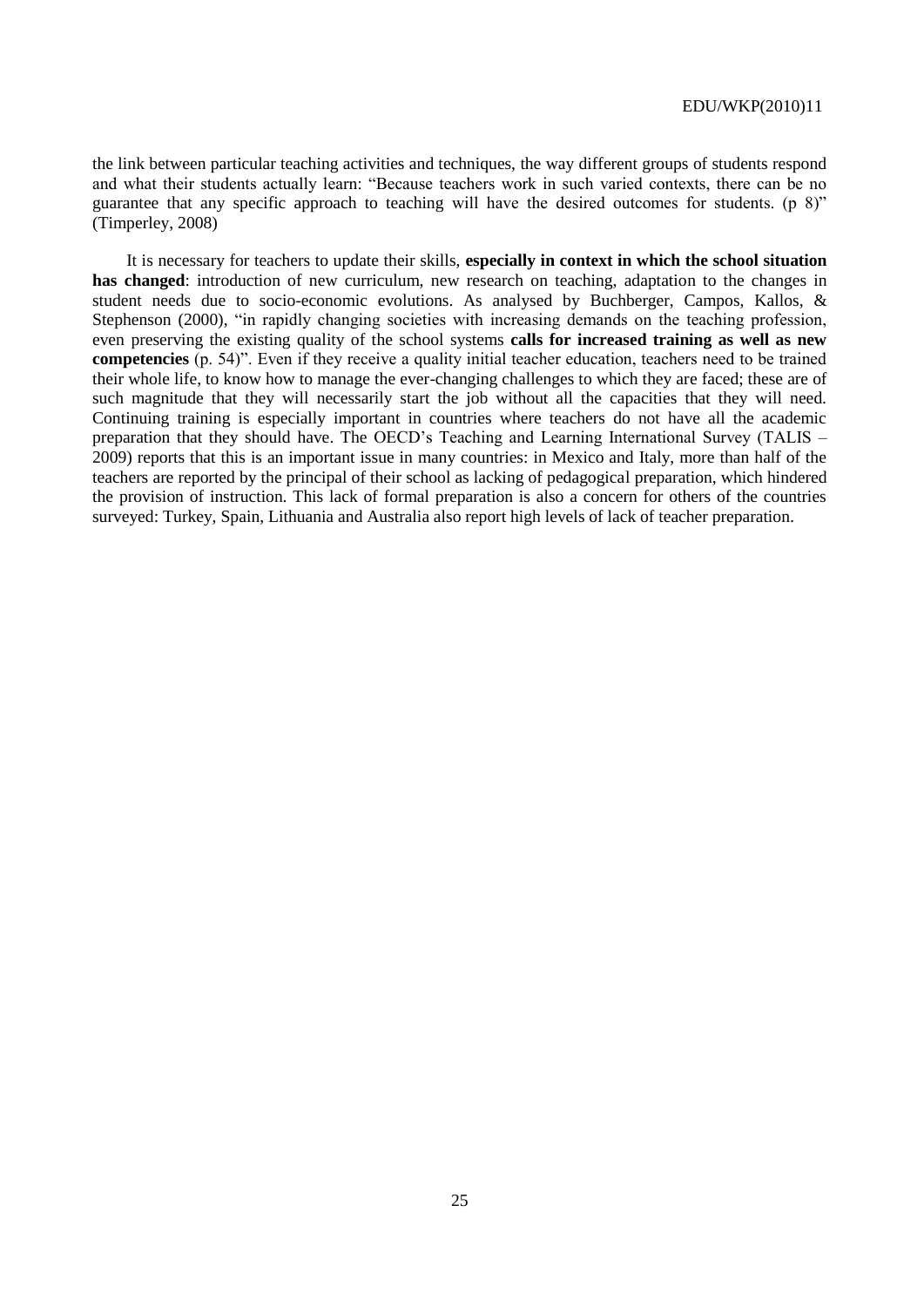the link between particular teaching activities and techniques, the way different groups of students respond and what their students actually learn: "Because teachers work in such varied contexts, there can be no guarantee that any specific approach to teaching will have the desired outcomes for students. (p 8)" (Timperley, 2008)

It is necessary for teachers to update their skills, **especially in context in which the school situation has changed**: introduction of new curriculum, new research on teaching, adaptation to the changes in student needs due to socio-economic evolutions. As analysed by Buchberger, Campos, Kallos, & Stephenson (2000), "in rapidly changing societies with increasing demands on the teaching profession, even preserving the existing quality of the school systems **calls for increased training as well as new competencies** (p. 54)". Even if they receive a quality initial teacher education, teachers need to be trained their whole life, to know how to manage the ever-changing challenges to which they are faced; these are of such magnitude that they will necessarily start the job without all the capacities that they will need. Continuing training is especially important in countries where teachers do not have all the academic preparation that they should have. The OECD's Teaching and Learning International Survey (TALIS – 2009) reports that this is an important issue in many countries: in Mexico and Italy, more than half of the teachers are reported by the principal of their school as lacking of pedagogical preparation, which hindered the provision of instruction. This lack of formal preparation is also a concern for others of the countries surveyed: Turkey, Spain, Lithuania and Australia also report high levels of lack of teacher preparation.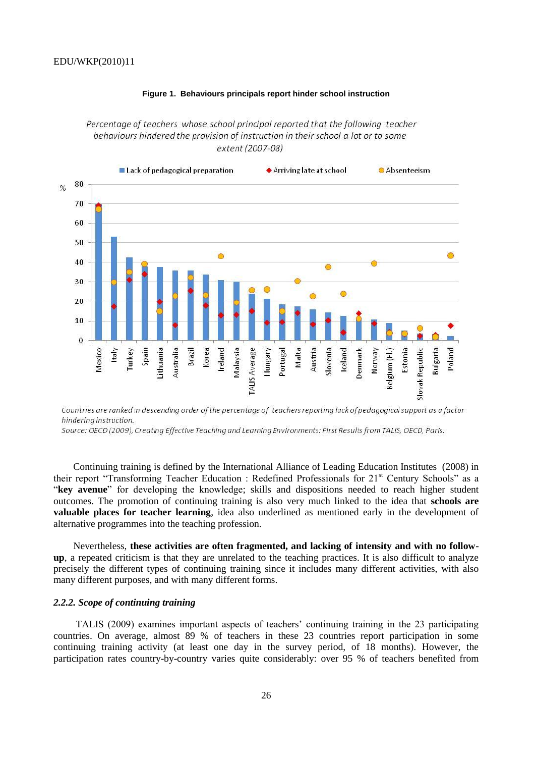**Figure 1. Behaviours principals report hinder school instruction**

*Percentage of teachers whose school principal reported that the following teacher behaviours hindered the provision of instruction in their school a lot or to some extent (2007-08)*

*Countries are ranked in descending order of the percentage of teachers reporting lack of pedagogical support as a factor hindering instruction.*

*Source: OECD (2009), Creating Effective Teaching and Learning Environments: First Results from TALIS, OECD, Paris.*

Continuing training is defined by the International Alliance of Leading Education Institutes (2008) in their report "Transforming Teacher Education : Redefined Professionals for 21st Century Schools" as a "**key avenue**" for developing the knowledge; skills and dispositions needed to reach higher student outcomes. The promotion of continuing training is also very much linked to the idea that **schools are valuable places for teacher learning**, idea also underlined as mentioned early in the development of alternative programmes into the teaching profession.

Nevertheless, **these activities are often fragmented, and lacking of intensity and with no follow-up**, a repeated criticism is that they are unrelated to the teaching practices. It is also difficult to analyze precisely the different types of continuing training since it includes many different activities, with also many different purposes, and with many different forms.

### *2.2.2. Scope of continuing training*

TALIS (2009) examines important aspects of teachers' continuing training in the 23 participating countries. On average, almost 89 % of teachers in these 23 countries report participation in some continuing training activity (at least one day in the survey period, of 18 months). However, the participation rates country-by-country varies quite considerably: over 95 % of teachers benefited from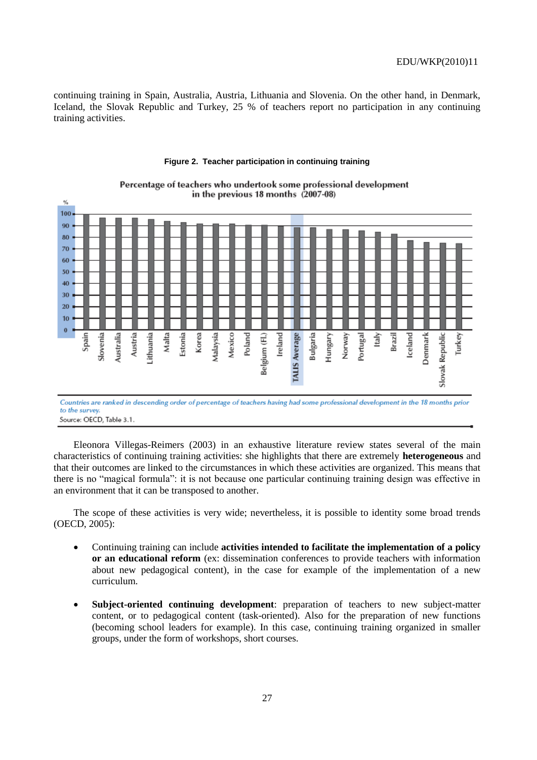continuing training in Spain, Australia, Austria, Lithuania and Slovenia. On the other hand, in Denmark, Iceland, the Slovak Republic and Turkey, 25 % of teachers report no participation in any continuing training activities.

**Figure 2. Teacher participation in continuing training**

Percentage of teachers who undertook some professional development in the previous 18 months (2007-08)

*Countries are ranked in descending order of percentage of teachers having had some professional development in the 18 months prior to the survey.*

Source: OECD, Table 3.1.

Eleonora Villegas-Reimers (2003) in an exhaustive literature review states several of the main characteristics of continuing training activities: she highlights that there are extremely **heterogeneous** and that their outcomes are linked to the circumstances in which these activities are organized. This means that there is no "magical formula": it is not because one particular continuing training design was effective in an environment that it can be transposed to another.

The scope of these activities is very wide; nevertheless, it is possible to identity some broad trends (OECD, 2005):

- Continuing training can include **activities intended to facilitate the implementation of a policy or an educational reform** (ex: dissemination conferences to provide teachers with information about new pedagogical content), in the case for example of the implementation of a new curriculum.

- **Subject-oriented continuing development**: preparation of teachers to new subject-matter content, or to pedagogical content (task-oriented). Also for the preparation of new functions (becoming school leaders for example). In this case, continuing training organized in smaller groups, under the form of workshops, short courses.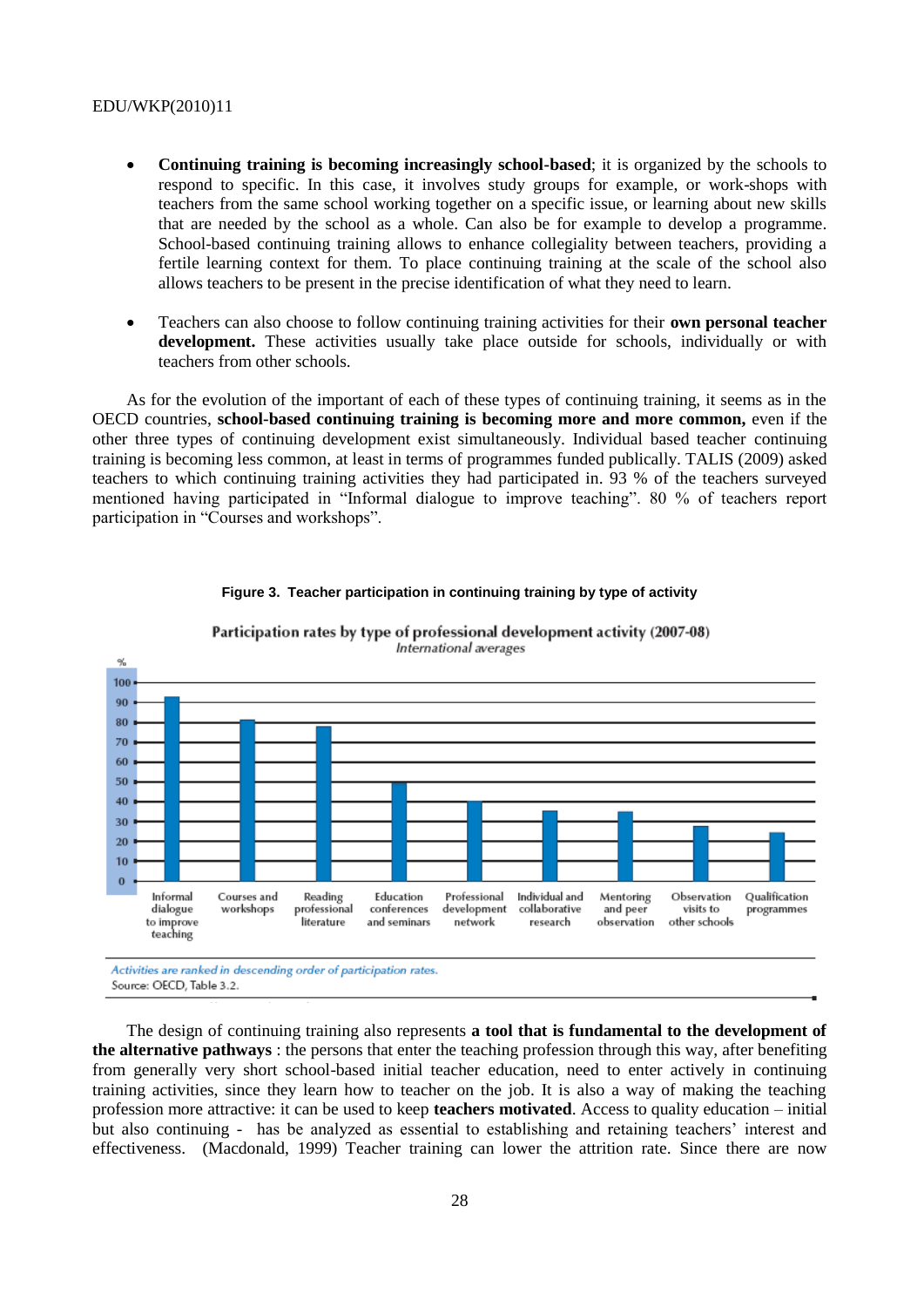- **Continuing training is becoming increasingly school-based**; it is organized by the schools to respond to specific. In this case, it involves study groups for example, or work-shops with teachers from the same school working together on a specific issue, or learning about new skills that are needed by the school as a whole. Can also be for example to develop a programme. School-based continuing training allows to enhance collegiality between teachers, providing a fertile learning context for them. To place continuing training at the scale of the school also allows teachers to be present in the precise identification of what they need to learn.

- Teachers can also choose to follow continuing training activities for their **own personal teacher development.** These activities usually take place outside for schools, individually or with teachers from other schools.

As for the evolution of the important of each of these types of continuing training, it seems as in the OECD countries, **school-based continuing training is becoming more and more common,** even if the other three types of continuing development exist simultaneously. Individual based teacher continuing training is becoming less common, at least in terms of programmes funded publically. TALIS (2009) asked teachers to which continuing training activities they had participated in. 93 % of the teachers surveyed mentioned having participated in "Informal dialogue to improve teaching". 80 % of teachers report participation in "Courses and workshops".

**Figure 3. Teacher participation in continuing training by type of activity**

Participation rates by type of professional development activity (2007-08)
*International averages*

| Activity | Participation rate (%) (approx.) |
|---|---|
| Informal dialogue to improve teaching | 93 |
| Courses and workshops | 81 |
| Reading professional literature | 78 |
| Education conferences and seminars | 49 |
| Professional development network | 40 |
| Individual and collaborative research | 35 |
| Mentoring and peer observation | 35 |
| Observation visits to other schools | 28 |
| Qualification programmes | 25 |

*Activities are ranked in descending order of participation rates.*
Source: OECD, Table 3.2.

The design of continuing training also represents **a tool that is fundamental to the development of the alternative pathways** : the persons that enter the teaching profession through this way, after benefiting from generally very short school-based initial teacher education, need to enter actively in continuing training activities, since they learn how to teacher on the job. It is also a way of making the teaching profession more attractive: it can be used to keep **teachers motivated**. Access to quality education – initial but also continuing - has be analyzed as essential to establishing and retaining teachers' interest and effectiveness. (Macdonald, 1999) Teacher training can lower the attrition rate. Since there are now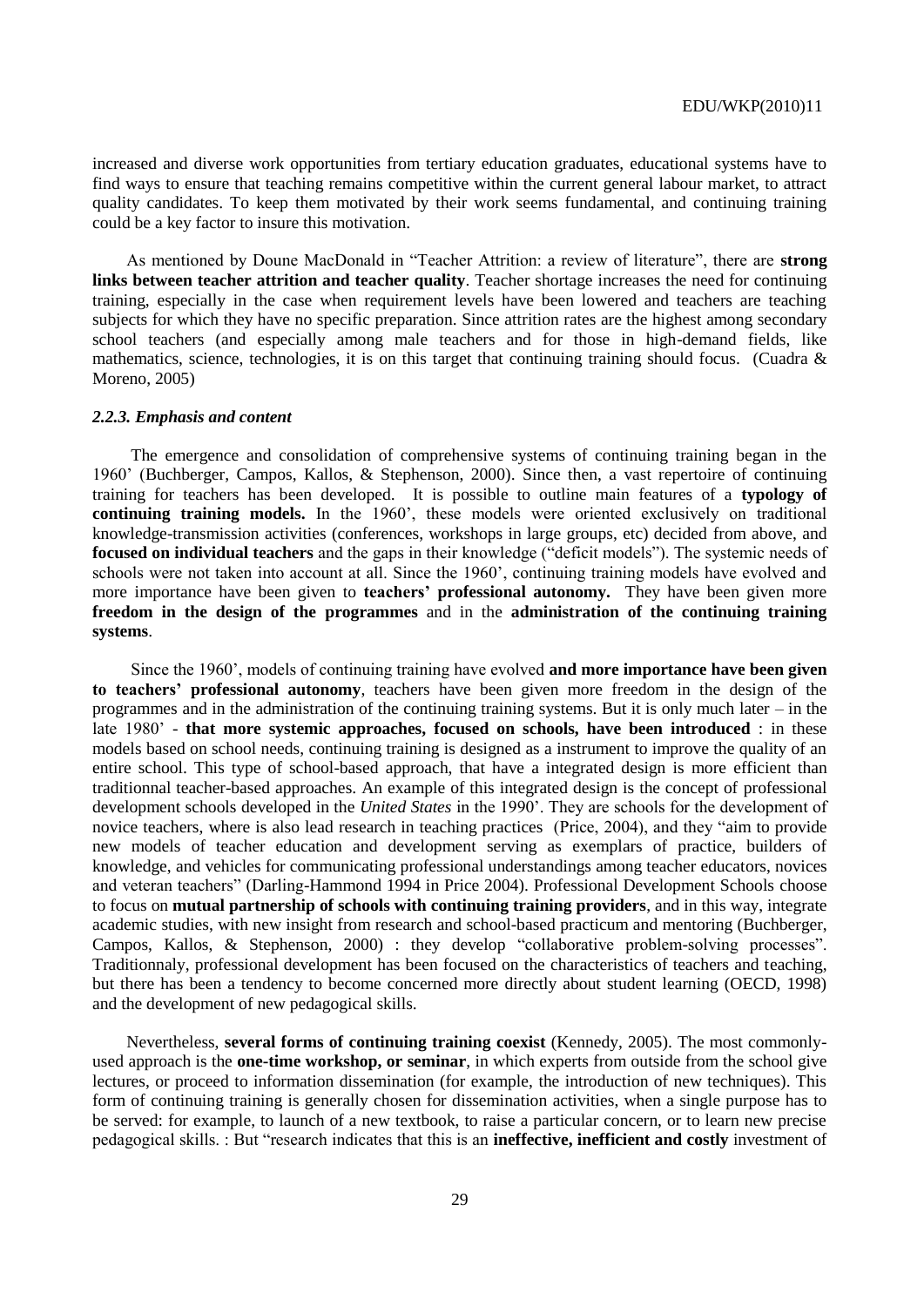increased and diverse work opportunities from tertiary education graduates, educational systems have to find ways to ensure that teaching remains competitive within the current general labour market, to attract quality candidates. To keep them motivated by their work seems fundamental, and continuing training could be a key factor to insure this motivation.

As mentioned by Doune MacDonald in "Teacher Attrition: a review of literature", there are **strong links between teacher attrition and teacher quality**. Teacher shortage increases the need for continuing training, especially in the case when requirement levels have been lowered and teachers are teaching subjects for which they have no specific preparation. Since attrition rates are the highest among secondary school teachers (and especially among male teachers and for those in high-demand fields, like mathematics, science, technologies, it is on this target that continuing training should focus. (Cuadra & Moreno, 2005)

### *2.2.3. Emphasis and content*

The emergence and consolidation of comprehensive systems of continuing training began in the 1960' (Buchberger, Campos, Kallos, & Stephenson, 2000). Since then, a vast repertoire of continuing training for teachers has been developed. It is possible to outline main features of a **typology of continuing training models.** In the 1960', these models were oriented exclusively on traditional knowledge-transmission activities (conferences, workshops in large groups, etc) decided from above, and **focused on individual teachers** and the gaps in their knowledge ("deficit models"). The systemic needs of schools were not taken into account at all. Since the 1960', continuing training models have evolved and more importance have been given to **teachers' professional autonomy.** They have been given more **freedom in the design of the programmes** and in the **administration of the continuing training systems**.

Since the 1960', models of continuing training have evolved **and more importance have been given to teachers' professional autonomy**, teachers have been given more freedom in the design of the programmes and in the administration of the continuing training systems. But it is only much later – in the late 1980' - **that more systemic approaches, focused on schools, have been introduced** : in these models based on school needs, continuing training is designed as a instrument to improve the quality of an entire school. This type of school-based approach, that have a integrated design is more efficient than traditionnal teacher-based approaches. An example of this integrated design is the concept of professional development schools developed in the *United States* in the 1990'. They are schools for the development of novice teachers, where is also lead research in teaching practices (Price, 2004), and they "aim to provide new models of teacher education and development serving as exemplars of practice, builders of knowledge, and vehicles for communicating professional understandings among teacher educators, novices and veteran teachers" (Darling-Hammond 1994 in Price 2004). Professional Development Schools choose to focus on **mutual partnership of schools with continuing training providers**, and in this way, integrate academic studies, with new insight from research and school-based practicum and mentoring (Buchberger, Campos, Kallos, & Stephenson, 2000) : they develop "collaborative problem-solving processes". Traditionnaly, professional development has been focused on the characteristics of teachers and teaching, but there has been a tendency to become concerned more directly about student learning (OECD, 1998) and the development of new pedagogical skills.

Nevertheless, **several forms of continuing training coexist** (Kennedy, 2005). The most commonly-used approach is the **one-time workshop, or seminar**, in which experts from outside from the school give lectures, or proceed to information dissemination (for example, the introduction of new techniques). This form of continuing training is generally chosen for dissemination activities, when a single purpose has to be served: for example, to launch of a new textbook, to raise a particular concern, or to learn new precise pedagogical skills. : But "research indicates that this is an **ineffective, inefficient and costly** investment of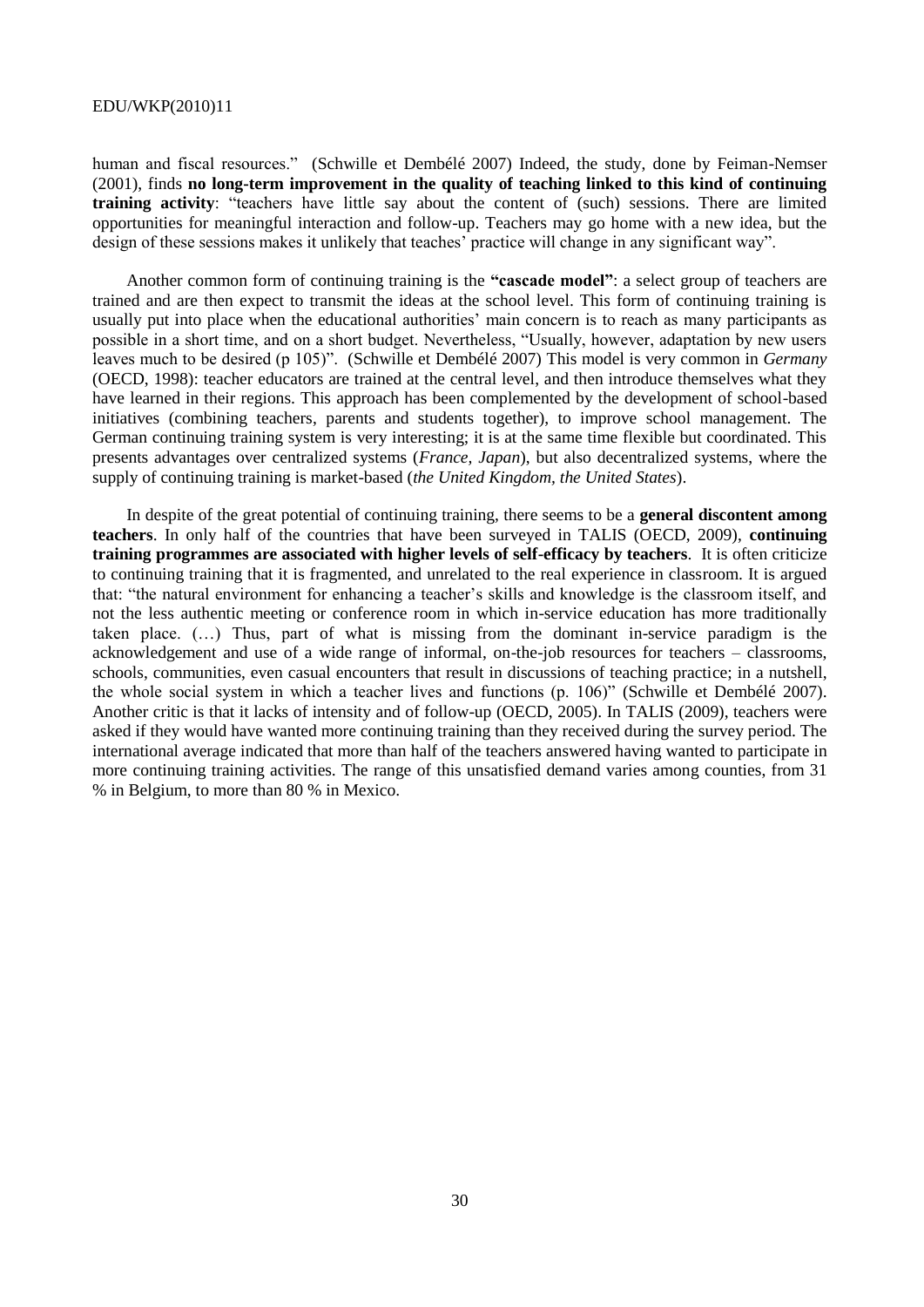human and fiscal resources." (Schwille et Dembélé 2007) Indeed, the study, done by Feiman-Nemser (2001), finds **no long-term improvement in the quality of teaching linked to this kind of continuing training activity**: "teachers have little say about the content of (such) sessions. There are limited opportunities for meaningful interaction and follow-up. Teachers may go home with a new idea, but the design of these sessions makes it unlikely that teaches' practice will change in any significant way".

Another common form of continuing training is the **"cascade model"**: a select group of teachers are trained and are then expect to transmit the ideas at the school level. This form of continuing training is usually put into place when the educational authorities' main concern is to reach as many participants as possible in a short time, and on a short budget. Nevertheless, "Usually, however, adaptation by new users leaves much to be desired (p 105)". (Schwille et Dembélé 2007) This model is very common in *Germany* (OECD, 1998): teacher educators are trained at the central level, and then introduce themselves what they have learned in their regions. This approach has been complemented by the development of school-based initiatives (combining teachers, parents and students together), to improve school management. The German continuing training system is very interesting; it is at the same time flexible but coordinated. This presents advantages over centralized systems (*France, Japan*), but also decentralized systems, where the supply of continuing training is market-based (*the United Kingdom, the United States*).

In despite of the great potential of continuing training, there seems to be a **general discontent among teachers**. In only half of the countries that have been surveyed in TALIS (OECD, 2009), **continuing training programmes are associated with higher levels of self-efficacy by teachers**. It is often criticize to continuing training that it is fragmented, and unrelated to the real experience in classroom. It is argued that: "the natural environment for enhancing a teacher's skills and knowledge is the classroom itself, and not the less authentic meeting or conference room in which in-service education has more traditionally taken place. (…) Thus, part of what is missing from the dominant in-service paradigm is the acknowledgement and use of a wide range of informal, on-the-job resources for teachers – classrooms, schools, communities, even casual encounters that result in discussions of teaching practice; in a nutshell, the whole social system in which a teacher lives and functions (p. 106)" (Schwille et Dembélé 2007). Another critic is that it lacks of intensity and of follow-up (OECD, 2005). In TALIS (2009), teachers were asked if they would have wanted more continuing training than they received during the survey period. The international average indicated that more than half of the teachers answered having wanted to participate in more continuing training activities. The range of this unsatisfied demand varies among counties, from 31 % in Belgium, to more than 80 % in Mexico.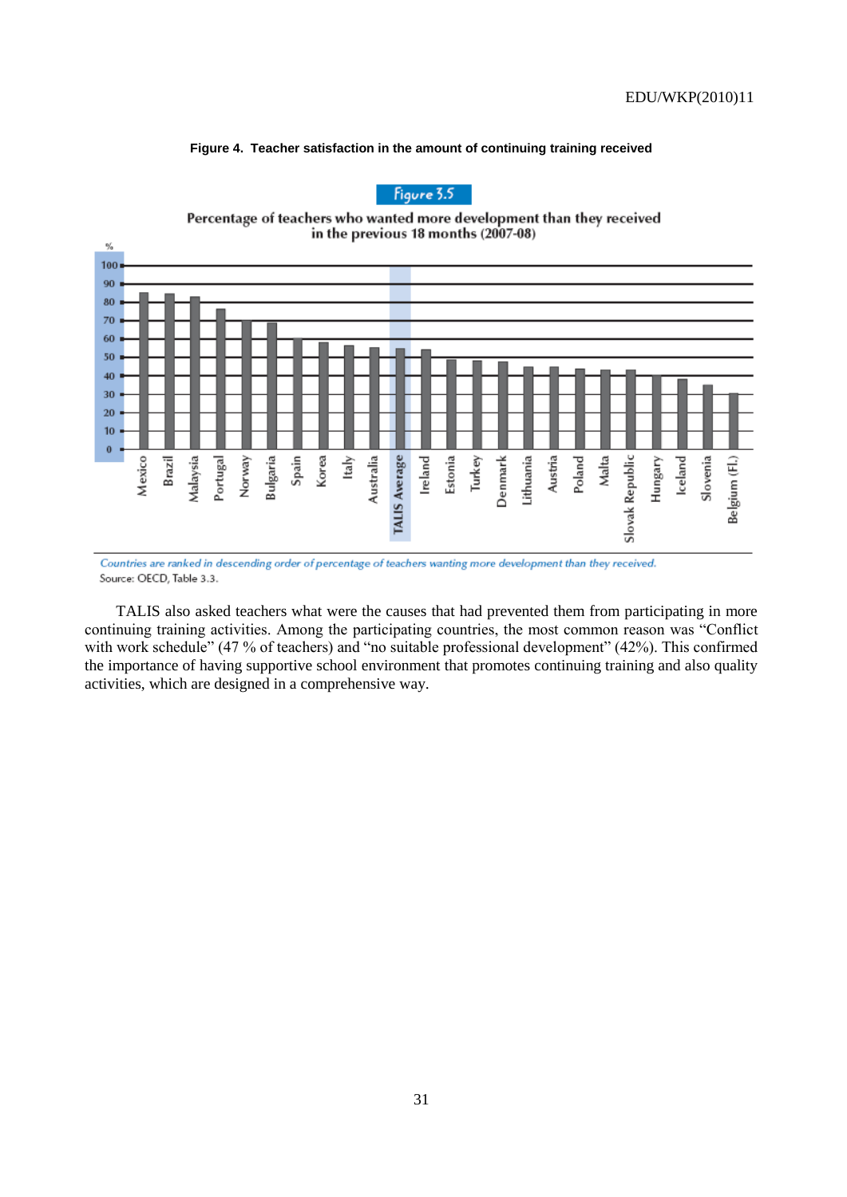**Figure 4. Teacher satisfaction in the amount of continuing training received**

Figure 3.5

Percentage of teachers who wanted more development than they received in the previous 18 months (2007-08)

*Countries are ranked in descending order of percentage of teachers wanting more development than they received.*

Source: OECD, Table 3.3.

TALIS also asked teachers what were the causes that had prevented them from participating in more continuing training activities. Among the participating countries, the most common reason was "Conflict with work schedule" (47 % of teachers) and "no suitable professional development" (42%). This confirmed the importance of having supportive school environment that promotes continuing training and also quality activities, which are designed in a comprehensive way.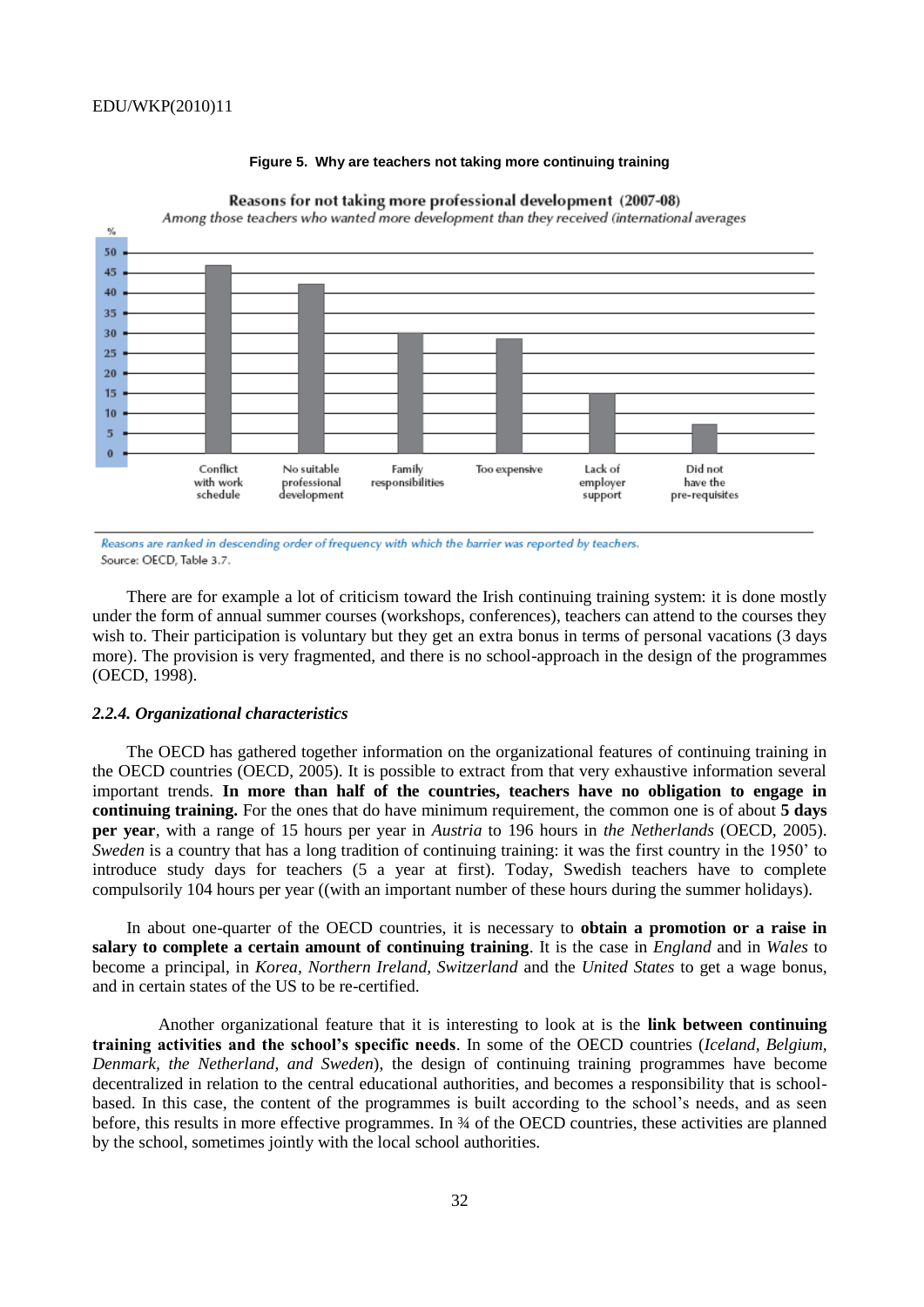**Figure 5. Why are teachers not taking more continuing training**

Reasons for not taking more professional development (2007-08)

*Among those teachers who wanted more development than they received (international averages*

| Reason | % |
|---|---|
| Conflict with work schedule | |
| No suitable professional development | |
| Family responsibilities | |
| Too expensive | |
| Lack of employer support | |
| Did not have the pre-requisites | |

*Reasons are ranked in descending order of frequency with which the barrier was reported by teachers.*

Source: OECD, Table 3.7.

There are for example a lot of criticism toward the Irish continuing training system: it is done mostly under the form of annual summer courses (workshops, conferences), teachers can attend to the courses they wish to. Their participation is voluntary but they get an extra bonus in terms of personal vacations (3 days more). The provision is very fragmented, and there is no school-approach in the design of the programmes (OECD, 1998).

### *2.2.4. Organizational characteristics*

The OECD has gathered together information on the organizational features of continuing training in the OECD countries (OECD, 2005). It is possible to extract from that very exhaustive information several important trends. **In more than half of the countries, teachers have no obligation to engage in continuing training.** For the ones that do have minimum requirement, the common one is of about **5 days per year**, with a range of 15 hours per year in *Austria* to 196 hours in *the Netherlands* (OECD, 2005). *Sweden* is a country that has a long tradition of continuing training: it was the first country in the 1950' to introduce study days for teachers (5 a year at first). Today, Swedish teachers have to complete compulsorily 104 hours per year ((with an important number of these hours during the summer holidays).

In about one-quarter of the OECD countries, it is necessary to **obtain a promotion or a raise in salary to complete a certain amount of continuing training**. It is the case in *England* and in *Wales* to become a principal, in *Korea, Northern Ireland, Switzerland* and the *United States* to get a wage bonus, and in certain states of the US to be re-certified.

Another organizational feature that it is interesting to look at is the **link between continuing training activities and the school's specific needs**. In some of the OECD countries (*Iceland, Belgium, Denmark, the Netherland, and Sweden*), the design of continuing training programmes have become decentralized in relation to the central educational authorities, and becomes a responsibility that is school-based. In this case, the content of the programmes is built according to the school's needs, and as seen before, this results in more effective programmes. In ¾ of the OECD countries, these activities are planned by the school, sometimes jointly with the local school authorities.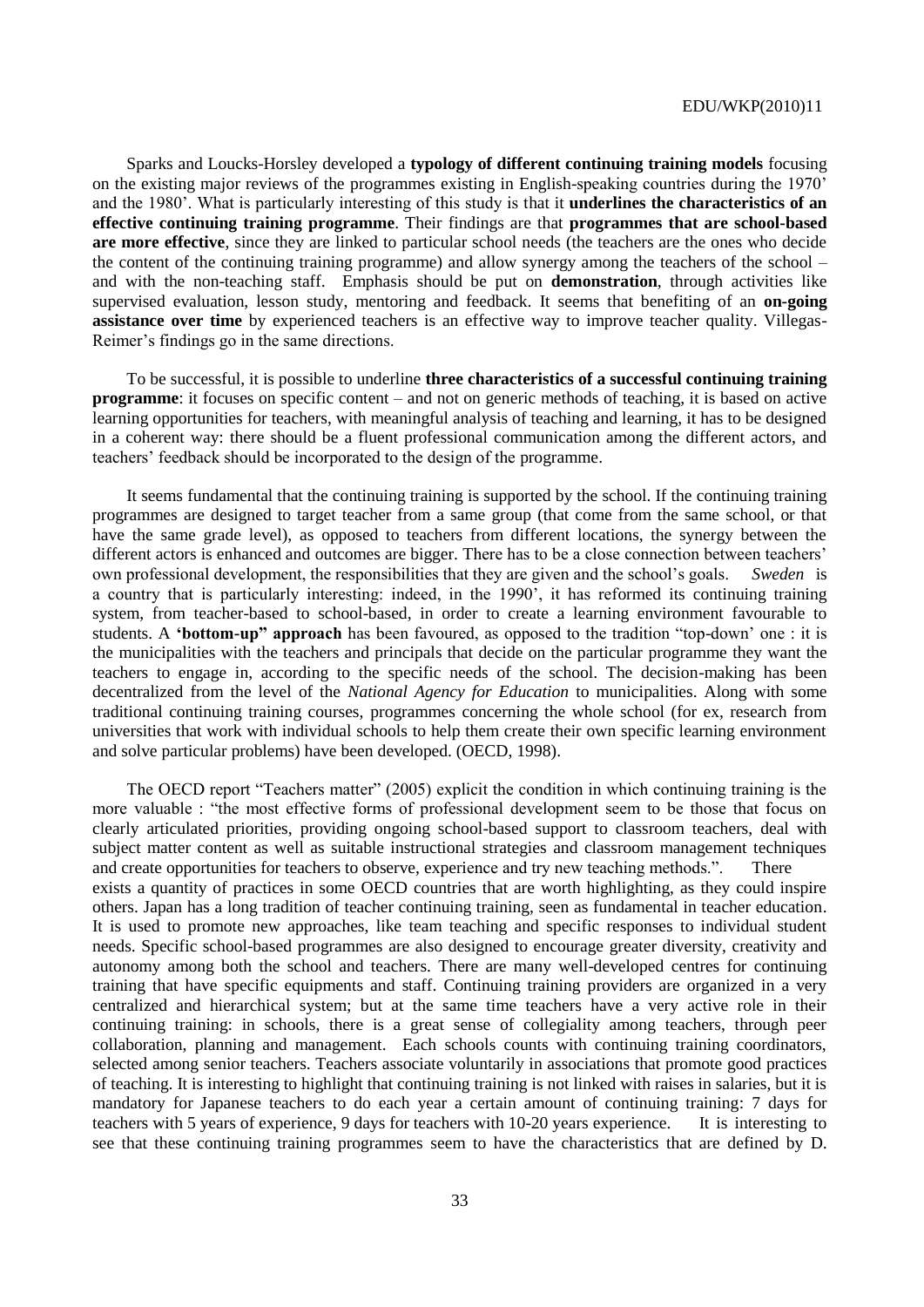Sparks and Loucks-Horsley developed a **typology of different continuing training models** focusing on the existing major reviews of the programmes existing in English-speaking countries during the 1970' and the 1980'. What is particularly interesting of this study is that it **underlines the characteristics of an effective continuing training programme**. Their findings are that **programmes that are school-based are more effective**, since they are linked to particular school needs (the teachers are the ones who decide the content of the continuing training programme) and allow synergy among the teachers of the school – and with the non-teaching staff. Emphasis should be put on **demonstration**, through activities like supervised evaluation, lesson study, mentoring and feedback. It seems that benefiting of an **on-going assistance over time** by experienced teachers is an effective way to improve teacher quality. Villegas-Reimer's findings go in the same directions.

To be successful, it is possible to underline **three characteristics of a successful continuing training programme**: it focuses on specific content – and not on generic methods of teaching, it is based on active learning opportunities for teachers, with meaningful analysis of teaching and learning, it has to be designed in a coherent way: there should be a fluent professional communication among the different actors, and teachers' feedback should be incorporated to the design of the programme.

It seems fundamental that the continuing training is supported by the school. If the continuing training programmes are designed to target teacher from a same group (that come from the same school, or that have the same grade level), as opposed to teachers from different locations, the synergy between the different actors is enhanced and outcomes are bigger. There has to be a close connection between teachers' own professional development, the responsibilities that they are given and the school's goals. *Sweden* is a country that is particularly interesting: indeed, in the 1990', it has reformed its continuing training system, from teacher-based to school-based, in order to create a learning environment favourable to students. A **'bottom-up" approach** has been favoured, as opposed to the tradition "top-down' one : it is the municipalities with the teachers and principals that decide on the particular programme they want the teachers to engage in, according to the specific needs of the school. The decision-making has been decentralized from the level of the *National Agency for Education* to municipalities. Along with some traditional continuing training courses, programmes concerning the whole school (for ex, research from universities that work with individual schools to help them create their own specific learning environment and solve particular problems) have been developed. (OECD, 1998).

The OECD report "Teachers matter" (2005) explicit the condition in which continuing training is the more valuable : "the most effective forms of professional development seem to be those that focus on clearly articulated priorities, providing ongoing school-based support to classroom teachers, deal with subject matter content as well as suitable instructional strategies and classroom management techniques and create opportunities for teachers to observe, experience and try new teaching methods.". There exists a quantity of practices in some OECD countries that are worth highlighting, as they could inspire others. Japan has a long tradition of teacher continuing training, seen as fundamental in teacher education. It is used to promote new approaches, like team teaching and specific responses to individual student needs. Specific school-based programmes are also designed to encourage greater diversity, creativity and autonomy among both the school and teachers. There are many well-developed centres for continuing training that have specific equipments and staff. Continuing training providers are organized in a very centralized and hierarchical system; but at the same time teachers have a very active role in their continuing training: in schools, there is a great sense of collegiality among teachers, through peer collaboration, planning and management. Each schools counts with continuing training coordinators, selected among senior teachers. Teachers associate voluntarily in associations that promote good practices of teaching. It is interesting to highlight that continuing training is not linked with raises in salaries, but it is mandatory for Japanese teachers to do each year a certain amount of continuing training: 7 days for teachers with 5 years of experience, 9 days for teachers with 10-20 years experience. It is interesting to see that these continuing training programmes seem to have the characteristics that are defined by D.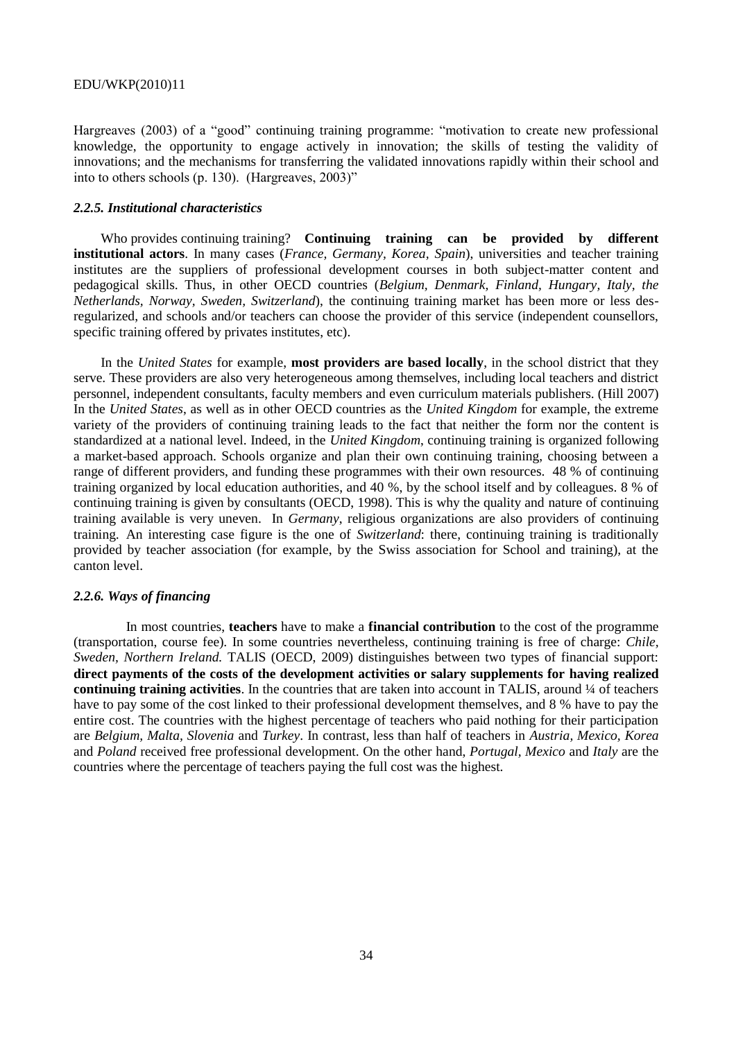Hargreaves (2003) of a "good" continuing training programme: "motivation to create new professional knowledge, the opportunity to engage actively in innovation; the skills of testing the validity of innovations; and the mechanisms for transferring the validated innovations rapidly within their school and into to others schools (p. 130). (Hargreaves, 2003)"

#### *2.2.5. Institutional characteristics*

Who provides continuing training? **Continuing training can be provided by different institutional actors**. In many cases (*France, Germany, Korea, Spain*), universities and teacher training institutes are the suppliers of professional development courses in both subject-matter content and pedagogical skills. Thus, in other OECD countries (*Belgium, Denmark, Finland, Hungary, Italy, the Netherlands, Norway, Sweden, Switzerland*), the continuing training market has been more or less des-regularized, and schools and/or teachers can choose the provider of this service (independent counsellors, specific training offered by privates institutes, etc).

In the *United States* for example, **most providers are based locally**, in the school district that they serve. These providers are also very heterogeneous among themselves, including local teachers and district personnel, independent consultants, faculty members and even curriculum materials publishers. (Hill 2007) In the *United States*, as well as in other OECD countries as the *United Kingdom* for example, the extreme variety of the providers of continuing training leads to the fact that neither the form nor the content is standardized at a national level. Indeed, in the *United Kingdom*, continuing training is organized following a market-based approach. Schools organize and plan their own continuing training, choosing between a range of different providers, and funding these programmes with their own resources. 48 % of continuing training organized by local education authorities, and 40 %, by the school itself and by colleagues. 8 % of continuing training is given by consultants (OECD, 1998). This is why the quality and nature of continuing training available is very uneven. In *Germany*, religious organizations are also providers of continuing training. An interesting case figure is the one of *Switzerland*: there, continuing training is traditionally provided by teacher association (for example, by the Swiss association for School and training), at the canton level.

#### *2.2.6. Ways of financing*

In most countries, **teachers** have to make a **financial contribution** to the cost of the programme (transportation, course fee). In some countries nevertheless, continuing training is free of charge: *Chile, Sweden, Northern Ireland.* TALIS (OECD, 2009) distinguishes between two types of financial support: **direct payments of the costs of the development activities or salary supplements for having realized continuing training activities**. In the countries that are taken into account in TALIS, around ¼ of teachers have to pay some of the cost linked to their professional development themselves, and 8 % have to pay the entire cost. The countries with the highest percentage of teachers who paid nothing for their participation are *Belgium, Malta, Slovenia* and *Turkey*. In contrast, less than half of teachers in *Austria, Mexico, Korea* and *Poland* received free professional development. On the other hand, *Portugal*, *Mexico* and *Italy* are the countries where the percentage of teachers paying the full cost was the highest.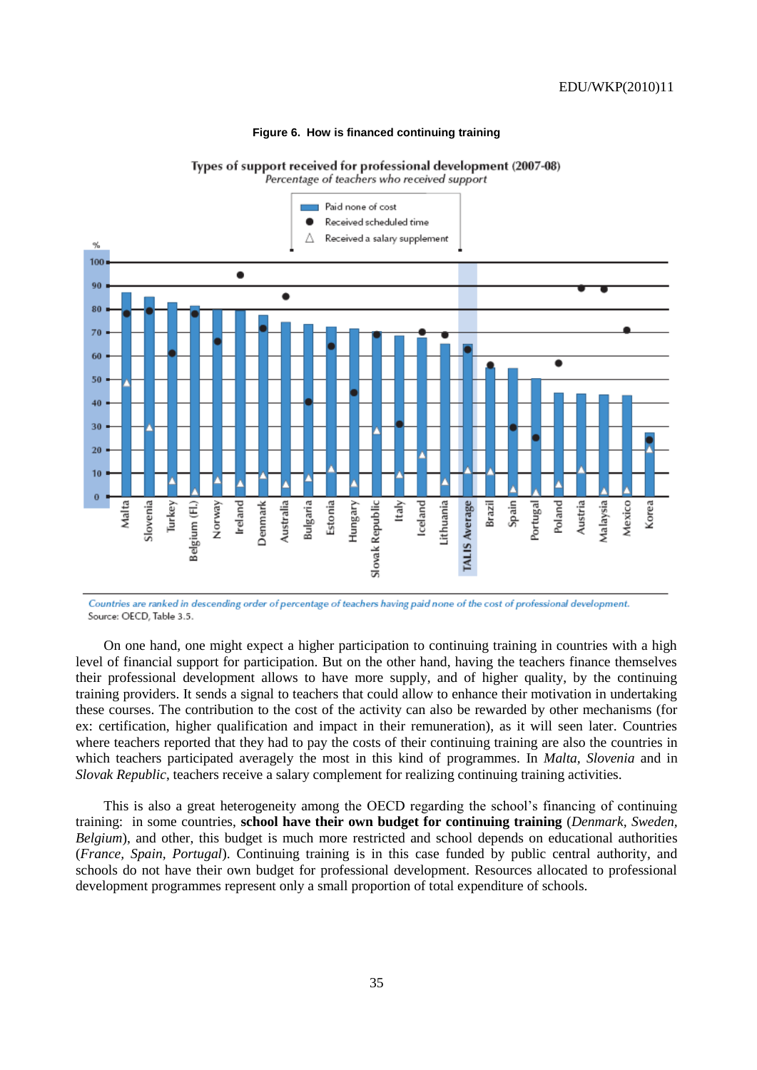**Figure 6. How is financed continuing training**

Types of support received for professional development (2007-08)
*Percentage of teachers who received support*

- Paid none of cost
- ● Received scheduled time
- △ Received a salary supplement

*Countries are ranked in descending order of percentage of teachers having paid none of the cost of professional development.*
Source: OECD, Table 3.5.

On one hand, one might expect a higher participation to continuing training in countries with a high level of financial support for participation. But on the other hand, having the teachers finance themselves their professional development allows to have more supply, and of higher quality, by the continuing training providers. It sends a signal to teachers that could allow to enhance their motivation in undertaking these courses. The contribution to the cost of the activity can also be rewarded by other mechanisms (for ex: certification, higher qualification and impact in their remuneration), as it will seen later. Countries where teachers reported that they had to pay the costs of their continuing training are also the countries in which teachers participated averagely the most in this kind of programmes. In *Malta*, *Slovenia* and in *Slovak Republic*, teachers receive a salary complement for realizing continuing training activities.

This is also a great heterogeneity among the OECD regarding the school's financing of continuing training: in some countries, **school have their own budget for continuing training** (*Denmark, Sweden, Belgium*), and other, this budget is much more restricted and school depends on educational authorities (*France, Spain, Portugal*). Continuing training is in this case funded by public central authority, and schools do not have their own budget for professional development. Resources allocated to professional development programmes represent only a small proportion of total expenditure of schools.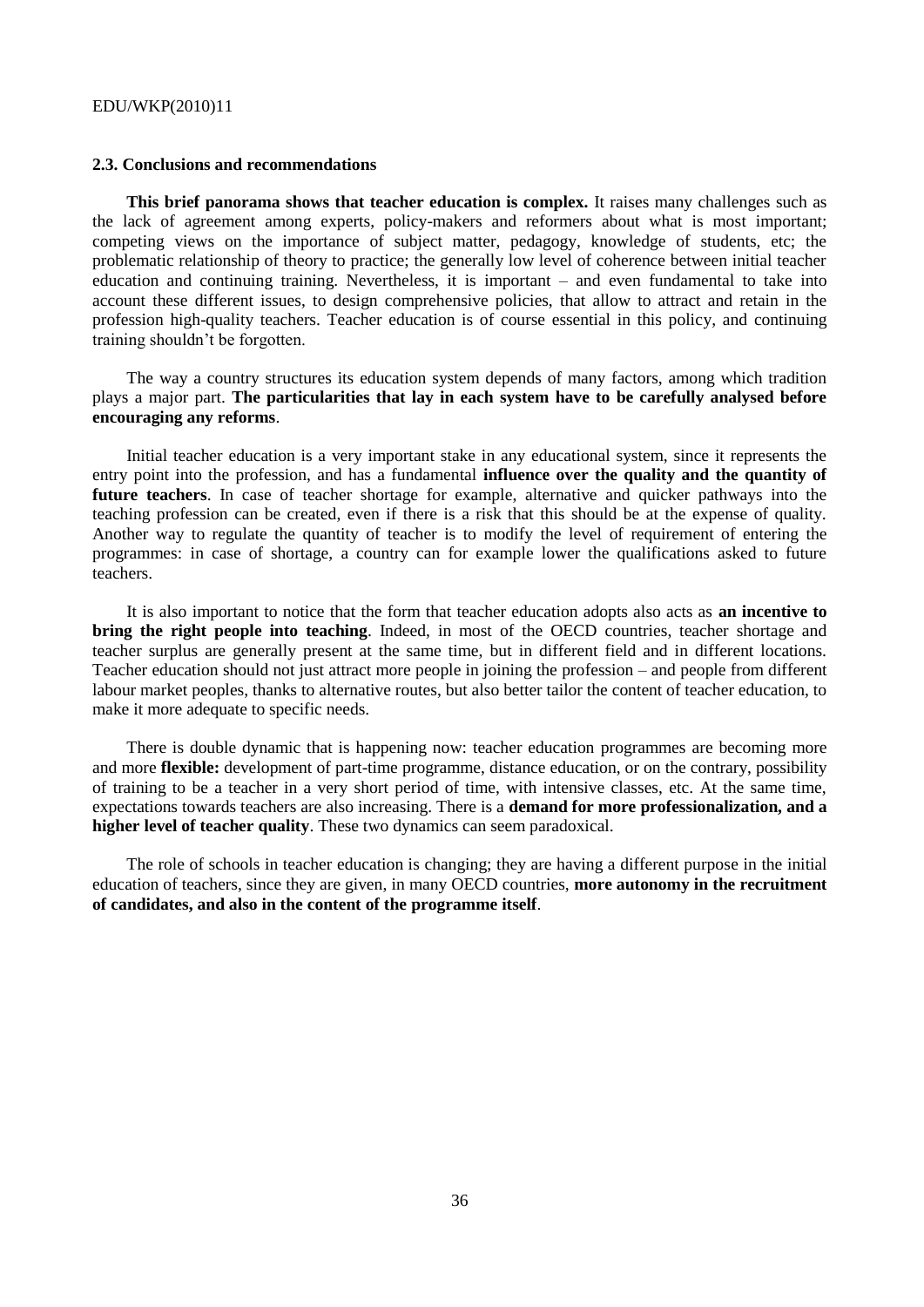### 2.3. Conclusions and recommendations

**This brief panorama shows that teacher education is complex.** It raises many challenges such as the lack of agreement among experts, policy-makers and reformers about what is most important; competing views on the importance of subject matter, pedagogy, knowledge of students, etc; the problematic relationship of theory to practice; the generally low level of coherence between initial teacher education and continuing training. Nevertheless, it is important – and even fundamental to take into account these different issues, to design comprehensive policies, that allow to attract and retain in the profession high-quality teachers. Teacher education is of course essential in this policy, and continuing training shouldn't be forgotten.

The way a country structures its education system depends of many factors, among which tradition plays a major part. **The particularities that lay in each system have to be carefully analysed before encouraging any reforms**.

Initial teacher education is a very important stake in any educational system, since it represents the entry point into the profession, and has a fundamental **influence over the quality and the quantity of future teachers**. In case of teacher shortage for example, alternative and quicker pathways into the teaching profession can be created, even if there is a risk that this should be at the expense of quality. Another way to regulate the quantity of teacher is to modify the level of requirement of entering the programmes: in case of shortage, a country can for example lower the qualifications asked to future teachers.

It is also important to notice that the form that teacher education adopts also acts as **an incentive to bring the right people into teaching**. Indeed, in most of the OECD countries, teacher shortage and teacher surplus are generally present at the same time, but in different field and in different locations. Teacher education should not just attract more people in joining the profession – and people from different labour market peoples, thanks to alternative routes, but also better tailor the content of teacher education, to make it more adequate to specific needs.

There is double dynamic that is happening now: teacher education programmes are becoming more and more **flexible:** development of part-time programme, distance education, or on the contrary, possibility of training to be a teacher in a very short period of time, with intensive classes, etc. At the same time, expectations towards teachers are also increasing. There is a **demand for more professionalization, and a higher level of teacher quality**. These two dynamics can seem paradoxical.

The role of schools in teacher education is changing; they are having a different purpose in the initial education of teachers, since they are given, in many OECD countries, **more autonomy in the recruitment of candidates, and also in the content of the programme itself**.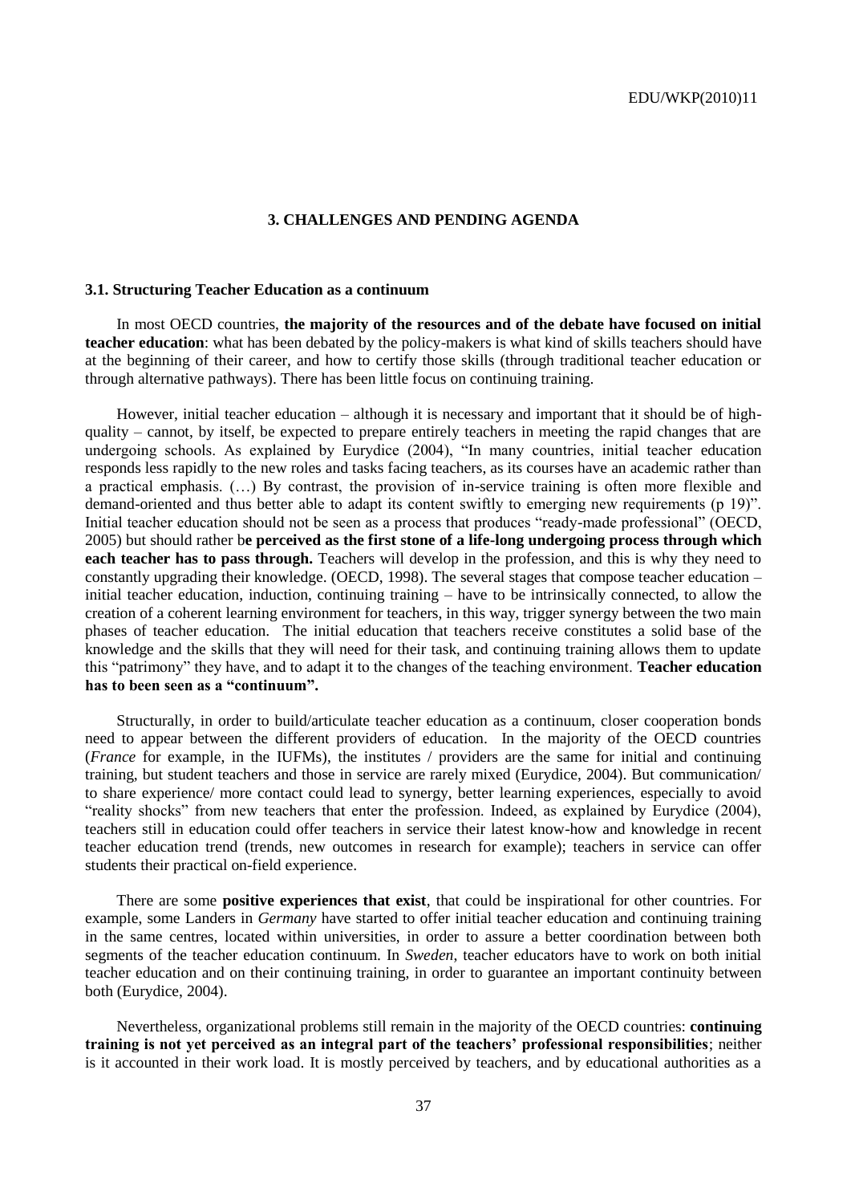# 3. CHALLENGES AND PENDING AGENDA

## 3.1. Structuring Teacher Education as a continuum

In most OECD countries, **the majority of the resources and of the debate have focused on initial teacher education**: what has been debated by the policy-makers is what kind of skills teachers should have at the beginning of their career, and how to certify those skills (through traditional teacher education or through alternative pathways). There has been little focus on continuing training.

However, initial teacher education – although it is necessary and important that it should be of high-quality – cannot, by itself, be expected to prepare entirely teachers in meeting the rapid changes that are undergoing schools. As explained by Eurydice (2004), "In many countries, initial teacher education responds less rapidly to the new roles and tasks facing teachers, as its courses have an academic rather than a practical emphasis. (…) By contrast, the provision of in-service training is often more flexible and demand-oriented and thus better able to adapt its content swiftly to emerging new requirements (p 19)". Initial teacher education should not be seen as a process that produces "ready-made professional" (OECD, 2005) but should rather b**e perceived as the first stone of a life-long undergoing process through which each teacher has to pass through.** Teachers will develop in the profession, and this is why they need to constantly upgrading their knowledge. (OECD, 1998). The several stages that compose teacher education – initial teacher education, induction, continuing training – have to be intrinsically connected, to allow the creation of a coherent learning environment for teachers, in this way, trigger synergy between the two main phases of teacher education. The initial education that teachers receive constitutes a solid base of the knowledge and the skills that they will need for their task, and continuing training allows them to update this "patrimony" they have, and to adapt it to the changes of the teaching environment. **Teacher education has to been seen as a "continuum".**

Structurally, in order to build/articulate teacher education as a continuum, closer cooperation bonds need to appear between the different providers of education. In the majority of the OECD countries (*France* for example, in the IUFMs), the institutes / providers are the same for initial and continuing training, but student teachers and those in service are rarely mixed (Eurydice, 2004). But communication/ to share experience/ more contact could lead to synergy, better learning experiences, especially to avoid "reality shocks" from new teachers that enter the profession. Indeed, as explained by Eurydice (2004), teachers still in education could offer teachers in service their latest know-how and knowledge in recent teacher education trend (trends, new outcomes in research for example); teachers in service can offer students their practical on-field experience.

There are some **positive experiences that exist**, that could be inspirational for other countries. For example, some Landers in *Germany* have started to offer initial teacher education and continuing training in the same centres, located within universities, in order to assure a better coordination between both segments of the teacher education continuum. In *Sweden*, teacher educators have to work on both initial teacher education and on their continuing training, in order to guarantee an important continuity between both (Eurydice, 2004).

Nevertheless, organizational problems still remain in the majority of the OECD countries: **continuing training is not yet perceived as an integral part of the teachers' professional responsibilities**; neither is it accounted in their work load. It is mostly perceived by teachers, and by educational authorities as a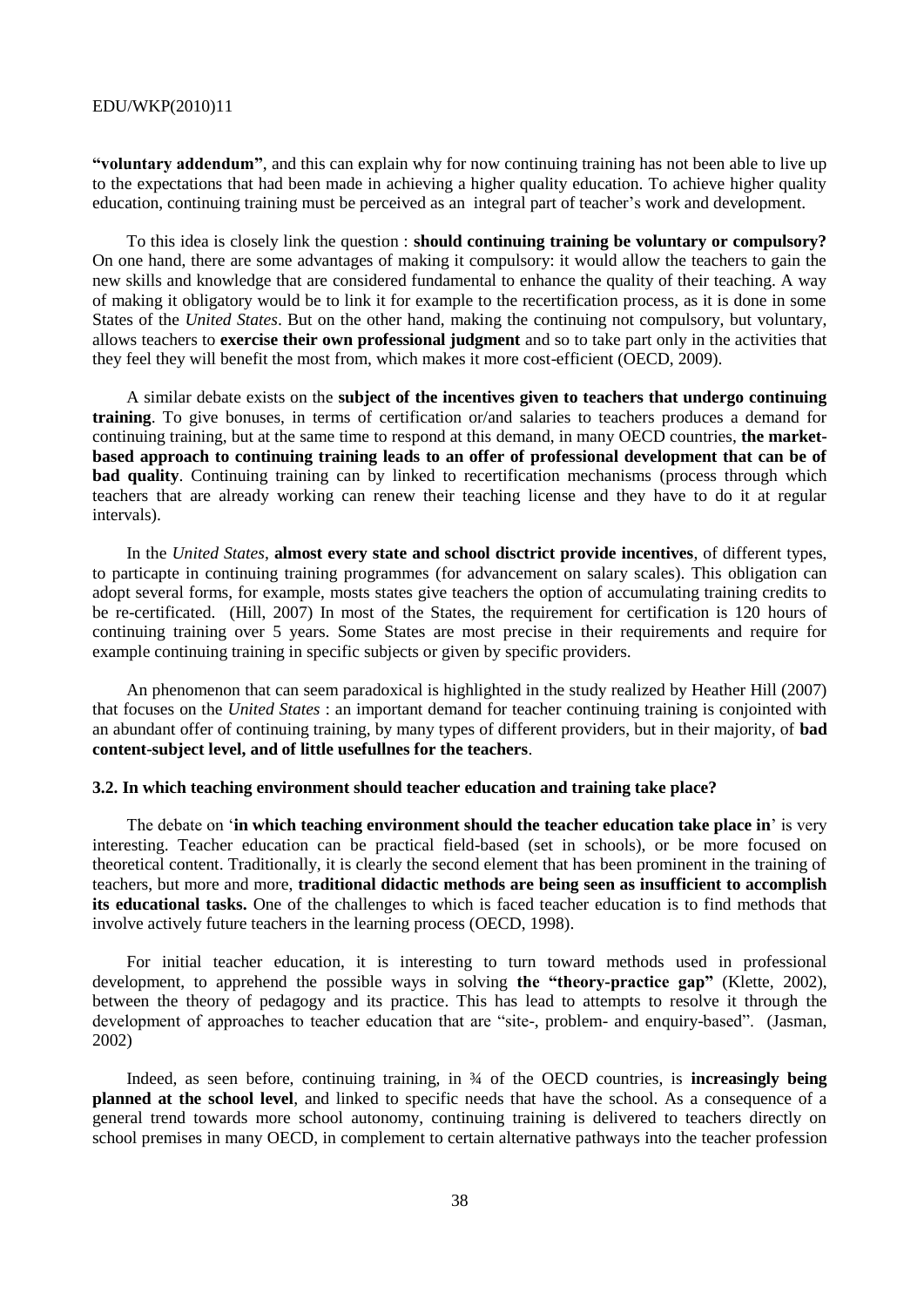**"voluntary addendum"**, and this can explain why for now continuing training has not been able to live up to the expectations that had been made in achieving a higher quality education. To achieve higher quality education, continuing training must be perceived as an integral part of teacher's work and development.

To this idea is closely link the question : **should continuing training be voluntary or compulsory?** On one hand, there are some advantages of making it compulsory: it would allow the teachers to gain the new skills and knowledge that are considered fundamental to enhance the quality of their teaching. A way of making it obligatory would be to link it for example to the recertification process, as it is done in some States of the *United States*. But on the other hand, making the continuing not compulsory, but voluntary, allows teachers to **exercise their own professional judgment** and so to take part only in the activities that they feel they will benefit the most from, which makes it more cost-efficient (OECD, 2009).

A similar debate exists on the **subject of the incentives given to teachers that undergo continuing training**. To give bonuses, in terms of certification or/and salaries to teachers produces a demand for continuing training, but at the same time to respond at this demand, in many OECD countries, **the market-based approach to continuing training leads to an offer of professional development that can be of bad quality**. Continuing training can by linked to recertification mechanisms (process through which teachers that are already working can renew their teaching license and they have to do it at regular intervals).

In the *United States*, **almost every state and school disctrict provide incentives**, of different types, to particapte in continuing training programmes (for advancement on salary scales). This obligation can adopt several forms, for example, mosts states give teachers the option of accumulating training credits to be re-certificated. (Hill, 2007) In most of the States, the requirement for certification is 120 hours of continuing training over 5 years. Some States are most precise in their requirements and require for example continuing training in specific subjects or given by specific providers.

An phenomenon that can seem paradoxical is highlighted in the study realized by Heather Hill (2007) that focuses on the *United States* : an important demand for teacher continuing training is conjointed with an abundant offer of continuing training, by many types of different providers, but in their majority, of **bad content-subject level, and of little usefullnes for the teachers**.

### 3.2. In which teaching environment should teacher education and training take place?

The debate on '**in which teaching environment should the teacher education take place in**' is very interesting. Teacher education can be practical field-based (set in schools), or be more focused on theoretical content. Traditionally, it is clearly the second element that has been prominent in the training of teachers, but more and more, **traditional didactic methods are being seen as insufficient to accomplish its educational tasks.** One of the challenges to which is faced teacher education is to find methods that involve actively future teachers in the learning process (OECD, 1998).

For initial teacher education, it is interesting to turn toward methods used in professional development, to apprehend the possible ways in solving **the "theory-practice gap"** (Klette, 2002), between the theory of pedagogy and its practice. This has lead to attempts to resolve it through the development of approaches to teacher education that are "site-, problem- and enquiry-based". (Jasman, 2002)

Indeed, as seen before, continuing training, in ¾ of the OECD countries, is **increasingly being planned at the school level**, and linked to specific needs that have the school. As a consequence of a general trend towards more school autonomy, continuing training is delivered to teachers directly on school premises in many OECD, in complement to certain alternative pathways into the teacher profession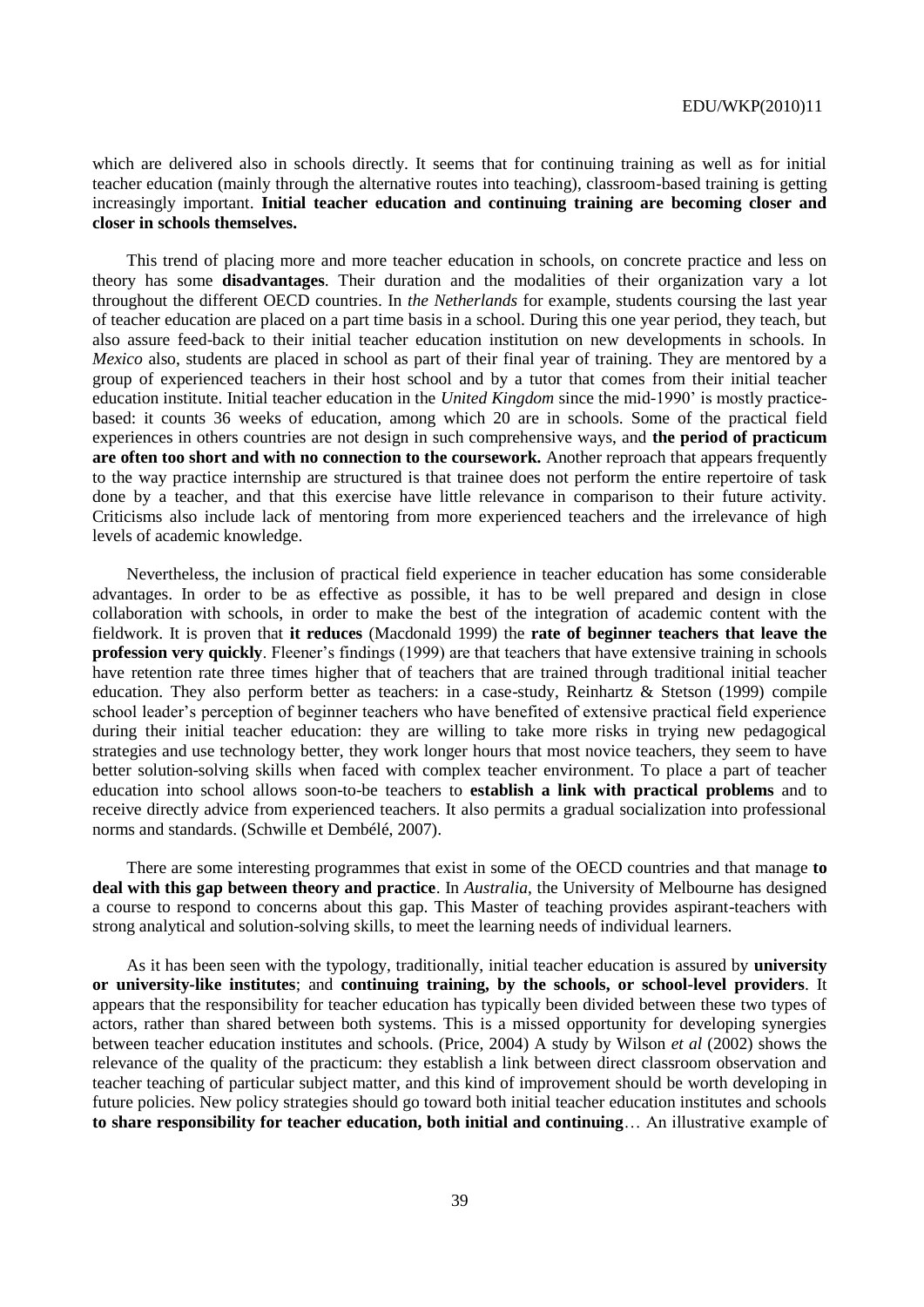which are delivered also in schools directly. It seems that for continuing training as well as for initial teacher education (mainly through the alternative routes into teaching), classroom-based training is getting increasingly important. **Initial teacher education and continuing training are becoming closer and closer in schools themselves.**

This trend of placing more and more teacher education in schools, on concrete practice and less on theory has some **disadvantages**. Their duration and the modalities of their organization vary a lot throughout the different OECD countries. In *the Netherlands* for example, students coursing the last year of teacher education are placed on a part time basis in a school. During this one year period, they teach, but also assure feed-back to their initial teacher education institution on new developments in schools. In *Mexico* also, students are placed in school as part of their final year of training. They are mentored by a group of experienced teachers in their host school and by a tutor that comes from their initial teacher education institute. Initial teacher education in the *United Kingdom* since the mid-1990' is mostly practice-based: it counts 36 weeks of education, among which 20 are in schools. Some of the practical field experiences in others countries are not design in such comprehensive ways, and **the period of practicum are often too short and with no connection to the coursework.** Another reproach that appears frequently to the way practice internship are structured is that trainee does not perform the entire repertoire of task done by a teacher, and that this exercise have little relevance in comparison to their future activity. Criticisms also include lack of mentoring from more experienced teachers and the irrelevance of high levels of academic knowledge.

Nevertheless, the inclusion of practical field experience in teacher education has some considerable advantages. In order to be as effective as possible, it has to be well prepared and design in close collaboration with schools, in order to make the best of the integration of academic content with the fieldwork. It is proven that **it reduces** (Macdonald 1999) the **rate of beginner teachers that leave the profession very quickly**. Fleener's findings (1999) are that teachers that have extensive training in schools have retention rate three times higher that of teachers that are trained through traditional initial teacher education. They also perform better as teachers: in a case-study, Reinhartz & Stetson (1999) compile school leader's perception of beginner teachers who have benefited of extensive practical field experience during their initial teacher education: they are willing to take more risks in trying new pedagogical strategies and use technology better, they work longer hours that most novice teachers, they seem to have better solution-solving skills when faced with complex teacher environment. To place a part of teacher education into school allows soon-to-be teachers to **establish a link with practical problems** and to receive directly advice from experienced teachers. It also permits a gradual socialization into professional norms and standards. (Schwille et Dembélé, 2007).

There are some interesting programmes that exist in some of the OECD countries and that manage **to deal with this gap between theory and practice**. In *Australia*, the University of Melbourne has designed a course to respond to concerns about this gap. This Master of teaching provides aspirant-teachers with strong analytical and solution-solving skills, to meet the learning needs of individual learners.

As it has been seen with the typology, traditionally, initial teacher education is assured by **university or university-like institutes**; and **continuing training, by the schools, or school-level providers**. It appears that the responsibility for teacher education has typically been divided between these two types of actors, rather than shared between both systems. This is a missed opportunity for developing synergies between teacher education institutes and schools. (Price, 2004) A study by Wilson *et al* (2002) shows the relevance of the quality of the practicum: they establish a link between direct classroom observation and teacher teaching of particular subject matter, and this kind of improvement should be worth developing in future policies. New policy strategies should go toward both initial teacher education institutes and schools **to share responsibility for teacher education, both initial and continuing**… An illustrative example of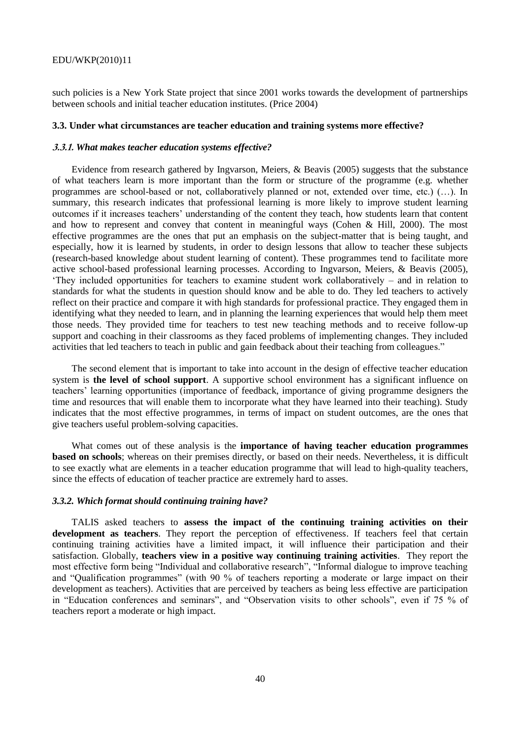such policies is a New York State project that since 2001 works towards the development of partnerships between schools and initial teacher education institutes. (Price 2004)

### 3.3. Under what circumstances are teacher education and training systems more effective?

#### *3.3.1. What makes teacher education systems effective?*

Evidence from research gathered by Ingvarson, Meiers, & Beavis (2005) suggests that the substance of what teachers learn is more important than the form or structure of the programme (e.g. whether programmes are school-based or not, collaboratively planned or not, extended over time, etc.) (…). In summary, this research indicates that professional learning is more likely to improve student learning outcomes if it increases teachers' understanding of the content they teach, how students learn that content and how to represent and convey that content in meaningful ways (Cohen & Hill, 2000). The most effective programmes are the ones that put an emphasis on the subject-matter that is being taught, and especially, how it is learned by students, in order to design lessons that allow to teacher these subjects (research-based knowledge about student learning of content). These programmes tend to facilitate more active school-based professional learning processes. According to Ingvarson, Meiers, & Beavis (2005), 'They included opportunities for teachers to examine student work collaboratively – and in relation to standards for what the students in question should know and be able to do. They led teachers to actively reflect on their practice and compare it with high standards for professional practice. They engaged them in identifying what they needed to learn, and in planning the learning experiences that would help them meet those needs. They provided time for teachers to test new teaching methods and to receive follow-up support and coaching in their classrooms as they faced problems of implementing changes. They included activities that led teachers to teach in public and gain feedback about their teaching from colleagues."

The second element that is important to take into account in the design of effective teacher education system is **the level of school support**. A supportive school environment has a significant influence on teachers' learning opportunities (importance of feedback, importance of giving programme designers the time and resources that will enable them to incorporate what they have learned into their teaching). Study indicates that the most effective programmes, in terms of impact on student outcomes, are the ones that give teachers useful problem-solving capacities.

What comes out of these analysis is the **importance of having teacher education programmes based on schools**; whereas on their premises directly, or based on their needs. Nevertheless, it is difficult to see exactly what are elements in a teacher education programme that will lead to high-quality teachers, since the effects of education of teacher practice are extremely hard to asses.

#### *3.3.2. Which format should continuing training have?*

TALIS asked teachers to **assess the impact of the continuing training activities on their development as teachers**. They report the perception of effectiveness. If teachers feel that certain continuing training activities have a limited impact, it will influence their participation and their satisfaction. Globally, **teachers view in a positive way continuing training activities**. They report the most effective form being "Individual and collaborative research", "Informal dialogue to improve teaching and "Qualification programmes" (with 90 % of teachers reporting a moderate or large impact on their development as teachers). Activities that are perceived by teachers as being less effective are participation in "Education conferences and seminars", and "Observation visits to other schools", even if 75 % of teachers report a moderate or high impact.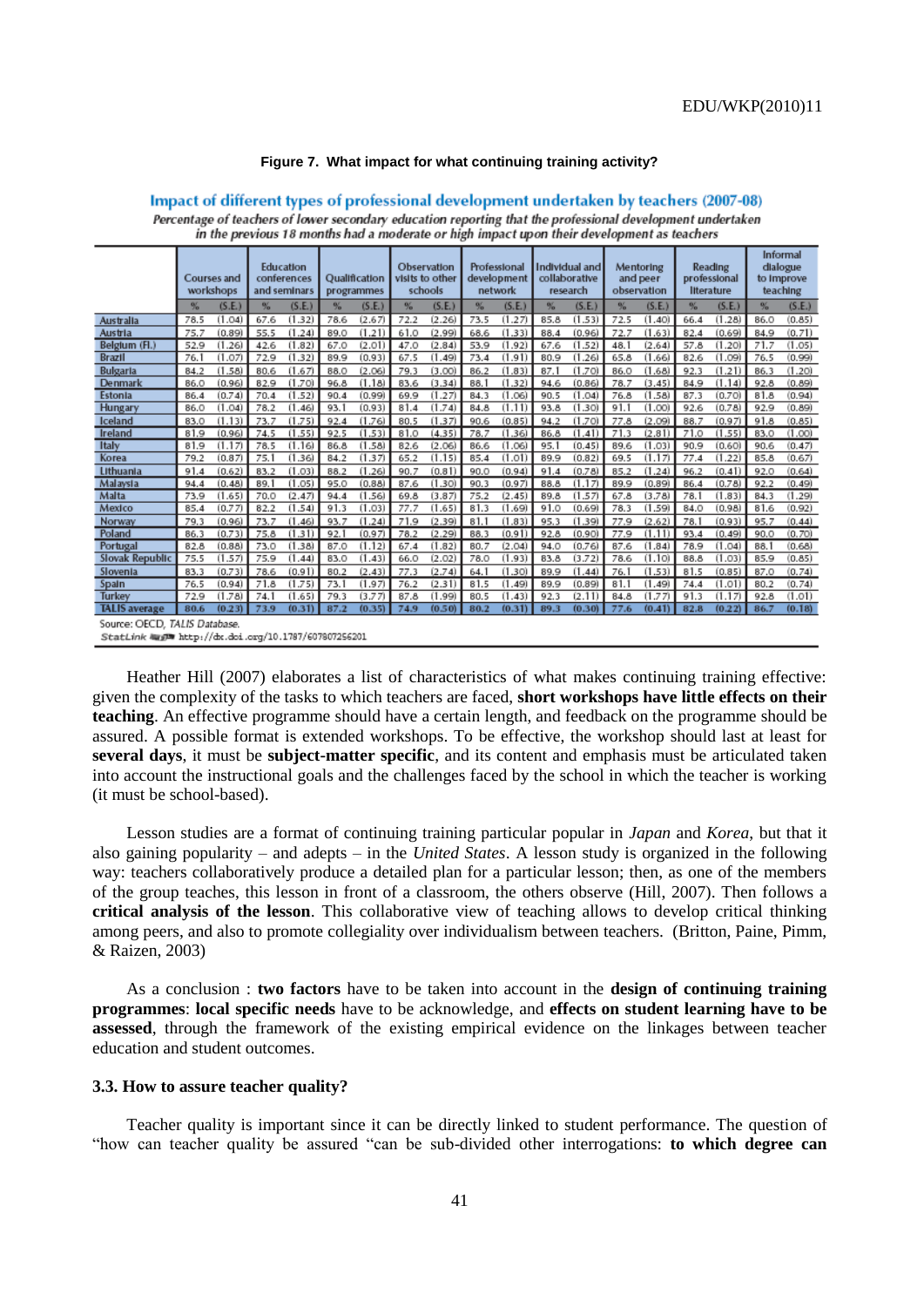**Figure 7. What impact for what continuing training activity?**

**Impact of different types of professional development undertaken by teachers (2007-08)**

*Percentage of teachers of lower secondary education reporting that the professional development undertaken in the previous 18 months had a moderate or high impact upon their development as teachers*

| | Courses and workshops | | Education conferences and seminars | | Qualification programmes | | Observation visits to other schools | | Professional development network | | Individual and collaborative research | | Mentoring and peer observation | | Reading professional literature | | Informal dialogue to improve teaching | |
|---|---|---|---|---|---|---|---|---|---|---|---|---|---|---|---|---|---|---|
| | % | (S.E.) | % | (S.E.) | % | (S.E.) | % | (S.E.) | % | (S.E.) | % | (S.E.) | % | (S.E.) | % | (S.E.) | % | (S.E.) |
| Australia | 78.5 | (1.04) | 67.6 | (1.32) | 78.6 | (2.67) | 72.2 | (2.26) | 73.5 | (1.27) | 85.8 | (1.53) | 72.5 | (1.40) | 66.4 | (1.28) | 86.0 | (0.85) |
| Austria | 75.7 | (0.89) | 55.5 | (1.24) | 89.0 | (1.21) | 61.0 | (2.99) | 68.6 | (1.33) | 88.4 | (0.96) | 72.7 | (1.63) | 82.4 | (0.69) | 84.9 | (0.71) |
| Belgium (Fl.) | 52.9 | (1.26) | 42.6 | (1.82) | 67.0 | (2.01) | 47.0 | (2.84) | 53.9 | (1.92) | 67.6 | (1.52) | 48.1 | (2.64) | 57.8 | (1.20) | 71.7 | (1.05) |
| Brazil | 76.1 | (1.07) | 72.9 | (1.32) | 89.9 | (0.93) | 67.5 | (1.49) | 73.4 | (1.91) | 80.9 | (1.26) | 65.8 | (1.66) | 82.6 | (1.09) | 76.5 | (0.99) |
| Bulgaria | 84.2 | (1.58) | 80.6 | (1.67) | 88.0 | (2.06) | 79.3 | (3.00) | 86.2 | (1.83) | 87.1 | (1.70) | 86.0 | (1.68) | 92.3 | (1.21) | 86.3 | (1.20) |
| Denmark | 86.0 | (0.96) | 82.9 | (1.70) | 96.8 | (1.18) | 83.6 | (3.34) | 88.1 | (1.32) | 94.6 | (0.86) | 78.7 | (3.45) | 84.9 | (1.14) | 92.8 | (0.89) |
| Estonia | 86.4 | (0.74) | 70.4 | (1.52) | 90.4 | (0.99) | 69.9 | (1.27) | 84.3 | (1.06) | 90.5 | (1.04) | 76.8 | (1.58) | 87.3 | (0.70) | 81.8 | (0.94) |
| Hungary | 86.0 | (1.04) | 78.2 | (1.46) | 93.1 | (0.93) | 81.4 | (1.74) | 84.8 | (1.11) | 93.8 | (1.30) | 91.1 | (1.00) | 92.6 | (0.78) | 92.9 | (0.89) |
| Iceland | 83.0 | (1.13) | 73.7 | (1.75) | 92.4 | (1.76) | 80.5 | (1.37) | 90.6 | (0.85) | 94.2 | (1.70) | 77.8 | (2.09) | 88.7 | (0.97) | 91.8 | (0.85) |
| Ireland | 81.9 | (0.96) | 74.5 | (1.55) | 92.5 | (1.53) | 81.0 | (4.35) | 78.7 | (1.36) | 86.8 | (1.41) | 71.3 | (2.81) | 71.0 | (1.55) | 83.0 | (1.00) |
| Italy | 81.9 | (1.17) | 78.5 | (1.16) | 86.8 | (1.58) | 82.6 | (2.06) | 86.6 | (1.06) | 95.1 | (0.45) | 89.6 | (1.03) | 90.9 | (0.60) | 90.6 | (0.47) |
| Korea | 79.2 | (0.87) | 75.1 | (1.36) | 84.2 | (1.37) | 65.2 | (1.15) | 85.4 | (1.01) | 89.9 | (0.82) | 69.5 | (1.17) | 77.4 | (1.22) | 85.8 | (0.67) |
| Lithuania | 91.4 | (0.62) | 83.2 | (1.03) | 88.2 | (1.26) | 90.7 | (0.81) | 90.0 | (0.94) | 91.4 | (0.78) | 85.2 | (1.24) | 96.2 | (0.41) | 92.0 | (0.64) |
| Malaysia | 94.4 | (0.48) | 89.1 | (1.05) | 95.0 | (0.88) | 87.6 | (1.30) | 90.3 | (0.97) | 88.8 | (1.17) | 89.9 | (0.89) | 86.4 | (0.78) | 92.2 | (0.49) |
| Malta | 73.9 | (1.65) | 70.0 | (2.47) | 94.4 | (1.56) | 69.8 | (3.87) | 75.2 | (2.45) | 89.8 | (1.57) | 67.8 | (3.78) | 78.1 | (1.83) | 84.3 | (1.29) |
| Mexico | 85.4 | (0.77) | 82.2 | (1.54) | 91.3 | (1.03) | 77.7 | (1.65) | 81.3 | (1.69) | 91.0 | (0.69) | 78.3 | (1.59) | 84.0 | (0.98) | 81.6 | (0.92) |
| Norway | 79.3 | (0.96) | 73.7 | (1.46) | 93.7 | (1.24) | 71.9 | (2.39) | 81.1 | (1.83) | 95.3 | (1.39) | 77.9 | (2.62) | 78.1 | (0.93) | 95.7 | (0.44) |
| Poland | 86.3 | (0.73) | 75.8 | (1.31) | 92.1 | (0.97) | 78.2 | (2.29) | 88.3 | (0.91) | 92.8 | (0.90) | 77.9 | (1.11) | 93.4 | (0.49) | 90.0 | (0.70) |
| Portugal | 82.8 | (0.88) | 73.0 | (1.38) | 87.0 | (1.12) | 67.4 | (1.82) | 80.7 | (2.04) | 94.0 | (0.76) | 87.6 | (1.84) | 78.9 | (1.04) | 88.1 | (0.68) |
| Slovak Republic | 75.5 | (1.57) | 75.9 | (1.44) | 83.0 | (1.43) | 66.0 | (2.02) | 78.0 | (1.93) | 83.8 | (3.72) | 78.6 | (1.10) | 88.8 | (1.03) | 85.9 | (0.85) |
| Slovenia | 83.3 | (0.73) | 78.6 | (0.91) | 80.2 | (2.43) | 77.3 | (2.74) | 64.1 | (1.30) | 89.9 | (1.44) | 76.1 | (1.53) | 81.5 | (0.85) | 87.0 | (0.74) |
| Spain | 76.5 | (0.94) | 71.8 | (1.75) | 73.1 | (1.97) | 76.2 | (2.31) | 81.5 | (1.49) | 89.9 | (0.89) | 81.1 | (1.49) | 74.4 | (1.01) | 80.2 | (0.74) |
| Turkey | 72.9 | (1.78) | 74.1 | (1.65) | 79.3 | (3.77) | 87.8 | (1.99) | 80.5 | (1.43) | 92.3 | (2.11) | 84.8 | (1.77) | 91.3 | (1.17) | 92.8 | (1.01) |
| TALIS average | 80.6 | (0.23) | 73.9 | (0.31) | 87.2 | (0.35) | 74.9 | (0.50) | 80.2 | (0.31) | 89.3 | (0.30) | 77.6 | (0.41) | 82.8 | (0.22) | 86.7 | (0.18) |

Source: OECD, *TALIS Database*.
StatLink http://dx.doi.org/10.1787/607807256201

Heather Hill (2007) elaborates a list of characteristics of what makes continuing training effective: given the complexity of the tasks to which teachers are faced, **short workshops have little effects on their teaching**. An effective programme should have a certain length, and feedback on the programme should be assured. A possible format is extended workshops. To be effective, the workshop should last at least for **several days**, it must be **subject-matter specific**, and its content and emphasis must be articulated taken into account the instructional goals and the challenges faced by the school in which the teacher is working (it must be school-based).

Lesson studies are a format of continuing training particular popular in *Japan* and *Korea*, but that it also gaining popularity – and adepts – in the *United States*. A lesson study is organized in the following way: teachers collaboratively produce a detailed plan for a particular lesson; then, as one of the members of the group teaches, this lesson in front of a classroom, the others observe (Hill, 2007). Then follows a **critical analysis of the lesson**. This collaborative view of teaching allows to develop critical thinking among peers, and also to promote collegiality over individualism between teachers. (Britton, Paine, Pimm, & Raizen, 2003)

As a conclusion : **two factors** have to be taken into account in the **design of continuing training programmes**: **local specific needs** have to be acknowledge, and **effects on student learning have to be assessed**, through the framework of the existing empirical evidence on the linkages between teacher education and student outcomes.

### 3.3. How to assure teacher quality?

Teacher quality is important since it can be directly linked to student performance. The question of "how can teacher quality be assured "can be sub-divided other interrogations: **to which degree can**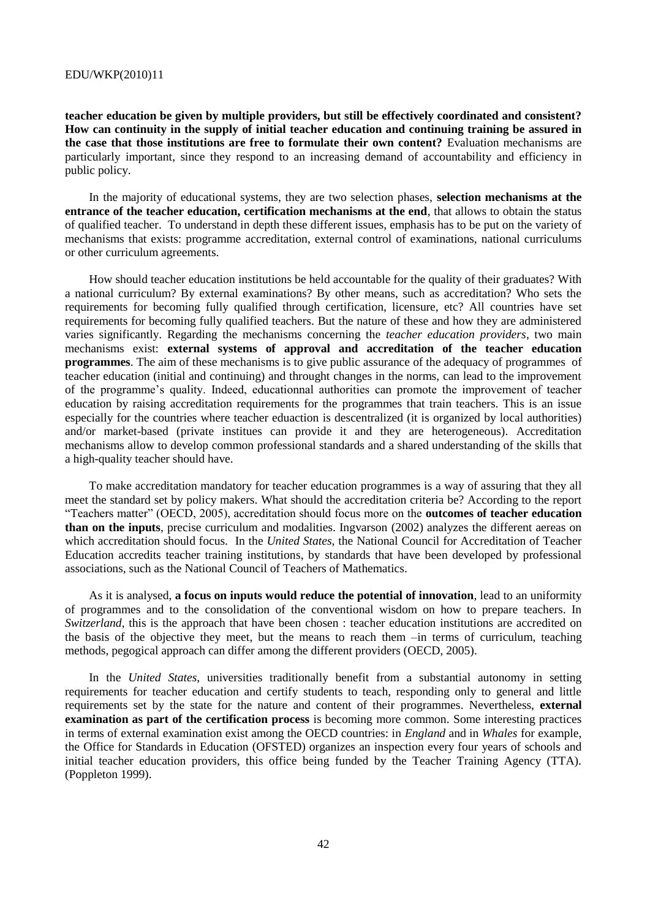**teacher education be given by multiple providers, but still be effectively coordinated and consistent? How can continuity in the supply of initial teacher education and continuing training be assured in the case that those institutions are free to formulate their own content?** Evaluation mechanisms are particularly important, since they respond to an increasing demand of accountability and efficiency in public policy.

In the majority of educational systems, they are two selection phases, **selection mechanisms at the entrance of the teacher education, certification mechanisms at the end**, that allows to obtain the status of qualified teacher. To understand in depth these different issues, emphasis has to be put on the variety of mechanisms that exists: programme accreditation, external control of examinations, national curriculums or other curriculum agreements.

How should teacher education institutions be held accountable for the quality of their graduates? With a national curriculum? By external examinations? By other means, such as accreditation? Who sets the requirements for becoming fully qualified through certification, licensure, etc? All countries have set requirements for becoming fully qualified teachers. But the nature of these and how they are administered varies significantly. Regarding the mechanisms concerning the *teacher education providers*, two main mechanisms exist: **external systems of approval and accreditation of the teacher education programmes**. The aim of these mechanisms is to give public assurance of the adequacy of programmes of teacher education (initial and continuing) and throught changes in the norms, can lead to the improvement of the programme's quality. Indeed, educationnal authorities can promote the improvement of teacher education by raising accreditation requirements for the programmes that train teachers. This is an issue especially for the countries where teacher eduaction is descentralized (it is organized by local authorities) and/or market-based (private institues can provide it and they are heterogeneous). Accreditation mechanisms allow to develop common professional standards and a shared understanding of the skills that a high-quality teacher should have.

To make accreditation mandatory for teacher education programmes is a way of assuring that they all meet the standard set by policy makers. What should the accreditation criteria be? According to the report "Teachers matter" (OECD, 2005), accreditation should focus more on the **outcomes of teacher education than on the inputs**, precise curriculum and modalities. Ingvarson (2002) analyzes the different aereas on which accreditation should focus. In the *United States*, the National Council for Accreditation of Teacher Education accredits teacher training institutions, by standards that have been developed by professional associations, such as the National Council of Teachers of Mathematics.

As it is analysed, **a focus on inputs would reduce the potential of innovation**, lead to an uniformity of programmes and to the consolidation of the conventional wisdom on how to prepare teachers. In *Switzerland*, this is the approach that have been chosen : teacher education institutions are accredited on the basis of the objective they meet, but the means to reach them –in terms of curriculum, teaching methods, pegogical approach can differ among the different providers (OECD, 2005).

In the *United States*, universities traditionally benefit from a substantial autonomy in setting requirements for teacher education and certify students to teach, responding only to general and little requirements set by the state for the nature and content of their programmes. Nevertheless, **external examination as part of the certification process** is becoming more common. Some interesting practices in terms of external examination exist among the OECD countries: in *England* and in *Whales* for example, the Office for Standards in Education (OFSTED) organizes an inspection every four years of schools and initial teacher education providers, this office being funded by the Teacher Training Agency (TTA). (Poppleton 1999).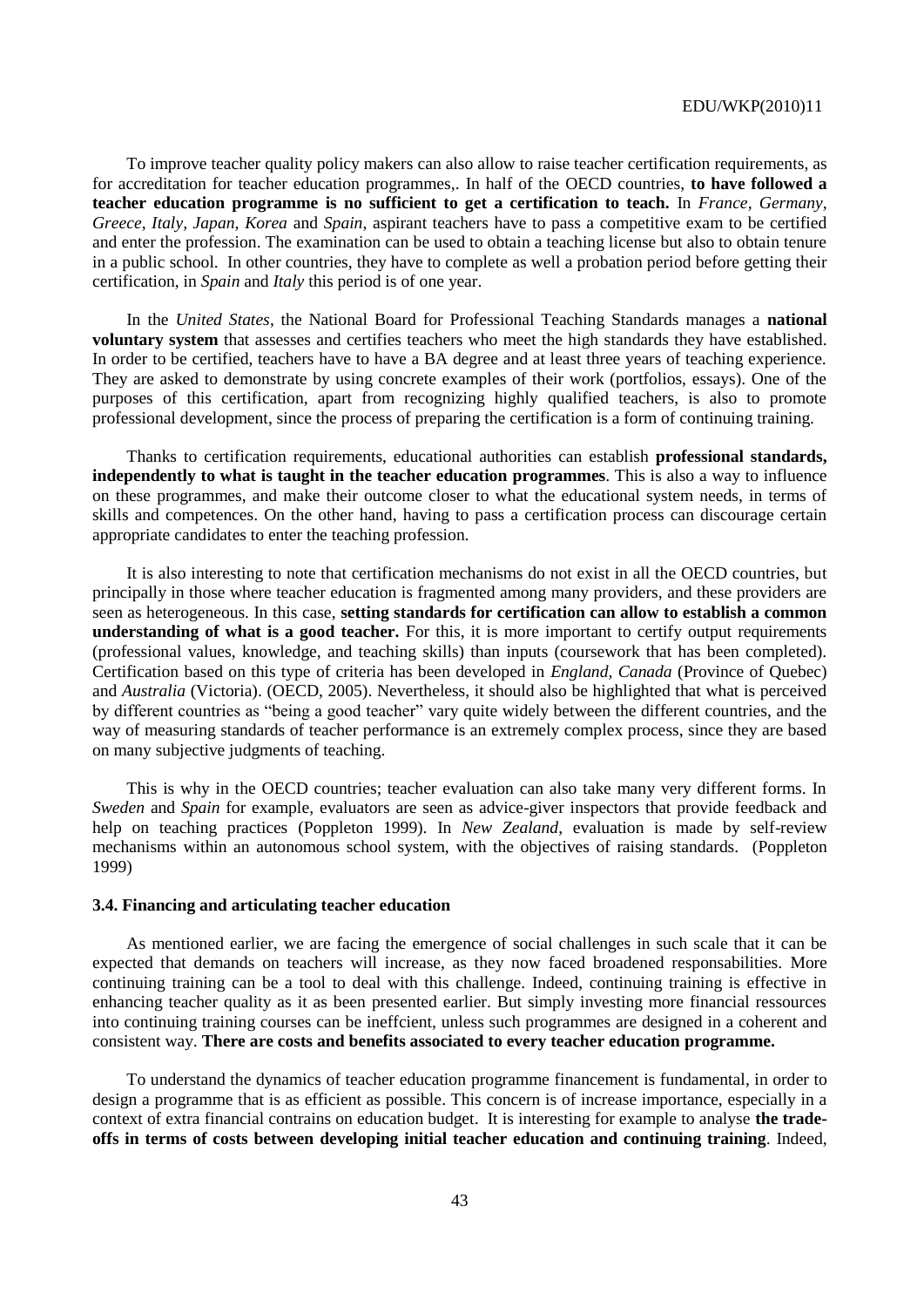To improve teacher quality policy makers can also allow to raise teacher certification requirements, as for accreditation for teacher education programmes,. In half of the OECD countries, **to have followed a teacher education programme is no sufficient to get a certification to teach.** In *France, Germany, Greece, Italy, Japan, Korea* and *Spain*, aspirant teachers have to pass a competitive exam to be certified and enter the profession. The examination can be used to obtain a teaching license but also to obtain tenure in a public school. In other countries, they have to complete as well a probation period before getting their certification, in *Spain* and *Italy* this period is of one year.

In the *United States*, the National Board for Professional Teaching Standards manages a **national voluntary system** that assesses and certifies teachers who meet the high standards they have established. In order to be certified, teachers have to have a BA degree and at least three years of teaching experience. They are asked to demonstrate by using concrete examples of their work (portfolios, essays). One of the purposes of this certification, apart from recognizing highly qualified teachers, is also to promote professional development, since the process of preparing the certification is a form of continuing training.

Thanks to certification requirements, educational authorities can establish **professional standards, independently to what is taught in the teacher education programmes**. This is also a way to influence on these programmes, and make their outcome closer to what the educational system needs, in terms of skills and competences. On the other hand, having to pass a certification process can discourage certain appropriate candidates to enter the teaching profession.

It is also interesting to note that certification mechanisms do not exist in all the OECD countries, but principally in those where teacher education is fragmented among many providers, and these providers are seen as heterogeneous. In this case, **setting standards for certification can allow to establish a common understanding of what is a good teacher.** For this, it is more important to certify output requirements (professional values, knowledge, and teaching skills) than inputs (coursework that has been completed). Certification based on this type of criteria has been developed in *England, Canada* (Province of Quebec) and *Australia* (Victoria). (OECD, 2005). Nevertheless, it should also be highlighted that what is perceived by different countries as "being a good teacher" vary quite widely between the different countries, and the way of measuring standards of teacher performance is an extremely complex process, since they are based on many subjective judgments of teaching.

This is why in the OECD countries; teacher evaluation can also take many very different forms. In *Sweden* and *Spain* for example, evaluators are seen as advice-giver inspectors that provide feedback and help on teaching practices (Poppleton 1999). In *New Zealand*, evaluation is made by self-review mechanisms within an autonomous school system, with the objectives of raising standards. (Poppleton 1999)

### 3.4. Financing and articulating teacher education

As mentioned earlier, we are facing the emergence of social challenges in such scale that it can be expected that demands on teachers will increase, as they now faced broadened responsabilities. More continuing training can be a tool to deal with this challenge. Indeed, continuing training is effective in enhancing teacher quality as it as been presented earlier. But simply investing more financial ressources into continuing training courses can be ineffcient, unless such programmes are designed in a coherent and consistent way. **There are costs and benefits associated to every teacher education programme.**

To understand the dynamics of teacher education programme financement is fundamental, in order to design a programme that is as efficient as possible. This concern is of increase importance, especially in a context of extra financial contrains on education budget. It is interesting for example to analyse **the trade-offs in terms of costs between developing initial teacher education and continuing training**. Indeed,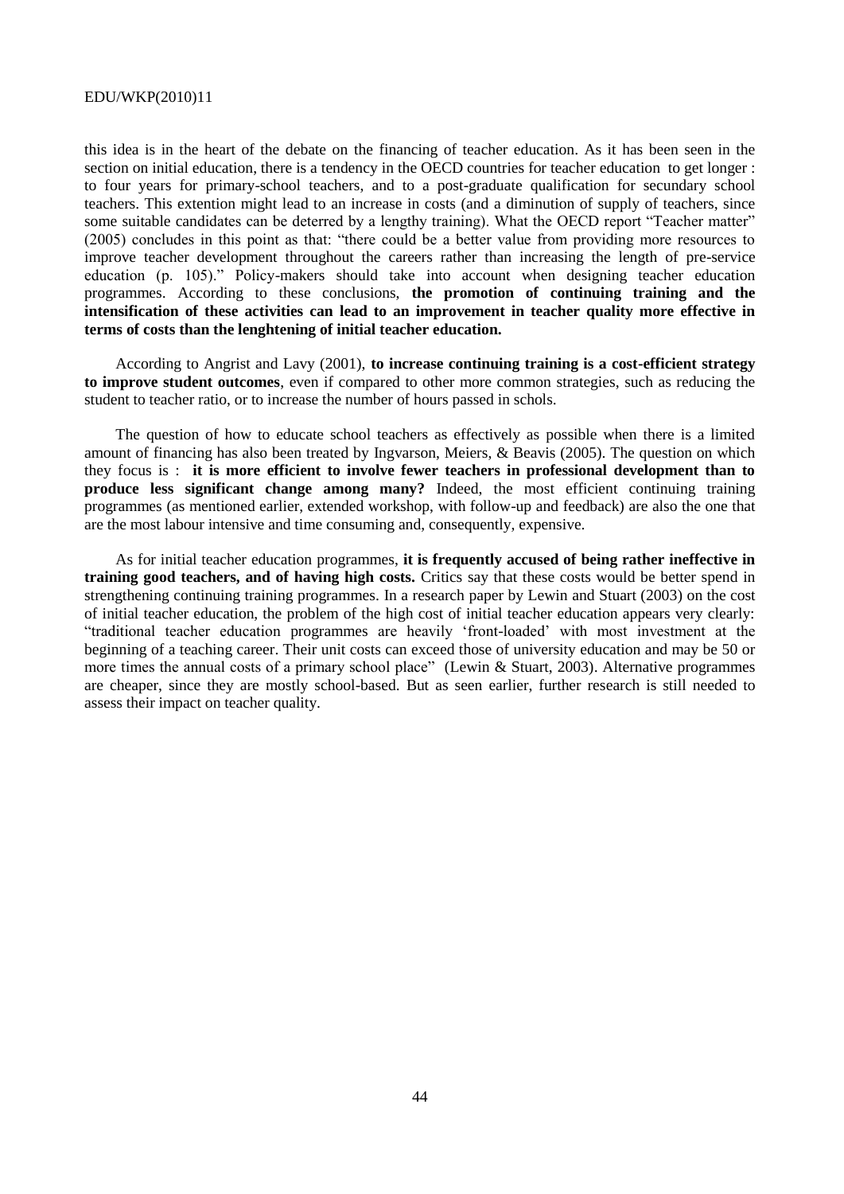this idea is in the heart of the debate on the financing of teacher education. As it has been seen in the section on initial education, there is a tendency in the OECD countries for teacher education to get longer : to four years for primary-school teachers, and to a post-graduate qualification for secundary school teachers. This extention might lead to an increase in costs (and a diminution of supply of teachers, since some suitable candidates can be deterred by a lengthy training). What the OECD report "Teacher matter" (2005) concludes in this point as that: "there could be a better value from providing more resources to improve teacher development throughout the careers rather than increasing the length of pre-service education (p. 105)." Policy-makers should take into account when designing teacher education programmes. According to these conclusions, **the promotion of continuing training and the intensification of these activities can lead to an improvement in teacher quality more effective in terms of costs than the lenghtening of initial teacher education.**

According to Angrist and Lavy (2001), **to increase continuing training is a cost-efficient strategy to improve student outcomes**, even if compared to other more common strategies, such as reducing the student to teacher ratio, or to increase the number of hours passed in schols.

The question of how to educate school teachers as effectively as possible when there is a limited amount of financing has also been treated by Ingvarson, Meiers, & Beavis (2005). The question on which they focus is : **it is more efficient to involve fewer teachers in professional development than to produce less significant change among many?** Indeed, the most efficient continuing training programmes (as mentioned earlier, extended workshop, with follow-up and feedback) are also the one that are the most labour intensive and time consuming and, consequently, expensive.

As for initial teacher education programmes, **it is frequently accused of being rather ineffective in training good teachers, and of having high costs.** Critics say that these costs would be better spend in strengthening continuing training programmes. In a research paper by Lewin and Stuart (2003) on the cost of initial teacher education, the problem of the high cost of initial teacher education appears very clearly: "traditional teacher education programmes are heavily 'front-loaded' with most investment at the beginning of a teaching career. Their unit costs can exceed those of university education and may be 50 or more times the annual costs of a primary school place" (Lewin & Stuart, 2003). Alternative programmes are cheaper, since they are mostly school-based. But as seen earlier, further research is still needed to assess their impact on teacher quality.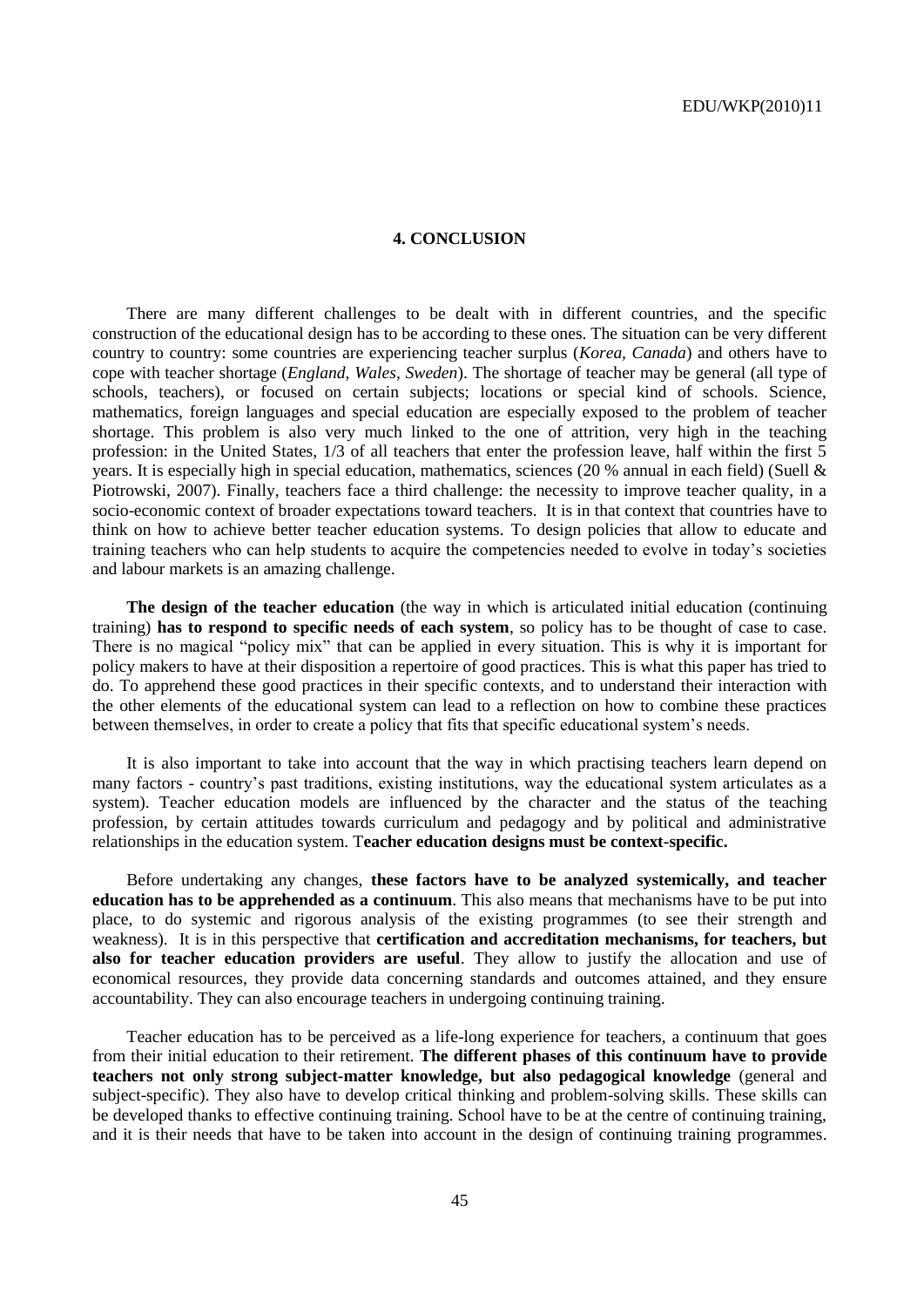# 4. CONCLUSION

There are many different challenges to be dealt with in different countries, and the specific construction of the educational design has to be according to these ones. The situation can be very different country to country: some countries are experiencing teacher surplus (*Korea, Canada*) and others have to cope with teacher shortage (*England, Wales, Sweden*). The shortage of teacher may be general (all type of schools, teachers), or focused on certain subjects; locations or special kind of schools. Science, mathematics, foreign languages and special education are especially exposed to the problem of teacher shortage. This problem is also very much linked to the one of attrition, very high in the teaching profession: in the United States, 1/3 of all teachers that enter the profession leave, half within the first 5 years. It is especially high in special education, mathematics, sciences (20 % annual in each field) (Suell & Piotrowski, 2007). Finally, teachers face a third challenge: the necessity to improve teacher quality, in a socio-economic context of broader expectations toward teachers. It is in that context that countries have to think on how to achieve better teacher education systems. To design policies that allow to educate and training teachers who can help students to acquire the competencies needed to evolve in today's societies and labour markets is an amazing challenge.

**The design of the teacher education** (the way in which is articulated initial education (continuing training) **has to respond to specific needs of each system**, so policy has to be thought of case to case. There is no magical "policy mix" that can be applied in every situation. This is why it is important for policy makers to have at their disposition a repertoire of good practices. This is what this paper has tried to do. To apprehend these good practices in their specific contexts, and to understand their interaction with the other elements of the educational system can lead to a reflection on how to combine these practices between themselves, in order to create a policy that fits that specific educational system's needs.

It is also important to take into account that the way in which practising teachers learn depend on many factors - country's past traditions, existing institutions, way the educational system articulates as a system). Teacher education models are influenced by the character and the status of the teaching profession, by certain attitudes towards curriculum and pedagogy and by political and administrative relationships in the education system. T**eacher education designs must be context-specific.**

Before undertaking any changes, **these factors have to be analyzed systemically, and teacher education has to be apprehended as a continuum**. This also means that mechanisms have to be put into place, to do systemic and rigorous analysis of the existing programmes (to see their strength and weakness). It is in this perspective that **certification and accreditation mechanisms, for teachers, but also for teacher education providers are useful**. They allow to justify the allocation and use of economical resources, they provide data concerning standards and outcomes attained, and they ensure accountability. They can also encourage teachers in undergoing continuing training.

Teacher education has to be perceived as a life-long experience for teachers, a continuum that goes from their initial education to their retirement. **The different phases of this continuum have to provide teachers not only strong subject-matter knowledge, but also pedagogical knowledge** (general and subject-specific). They also have to develop critical thinking and problem-solving skills. These skills can be developed thanks to effective continuing training. School have to be at the centre of continuing training, and it is their needs that have to be taken into account in the design of continuing training programmes.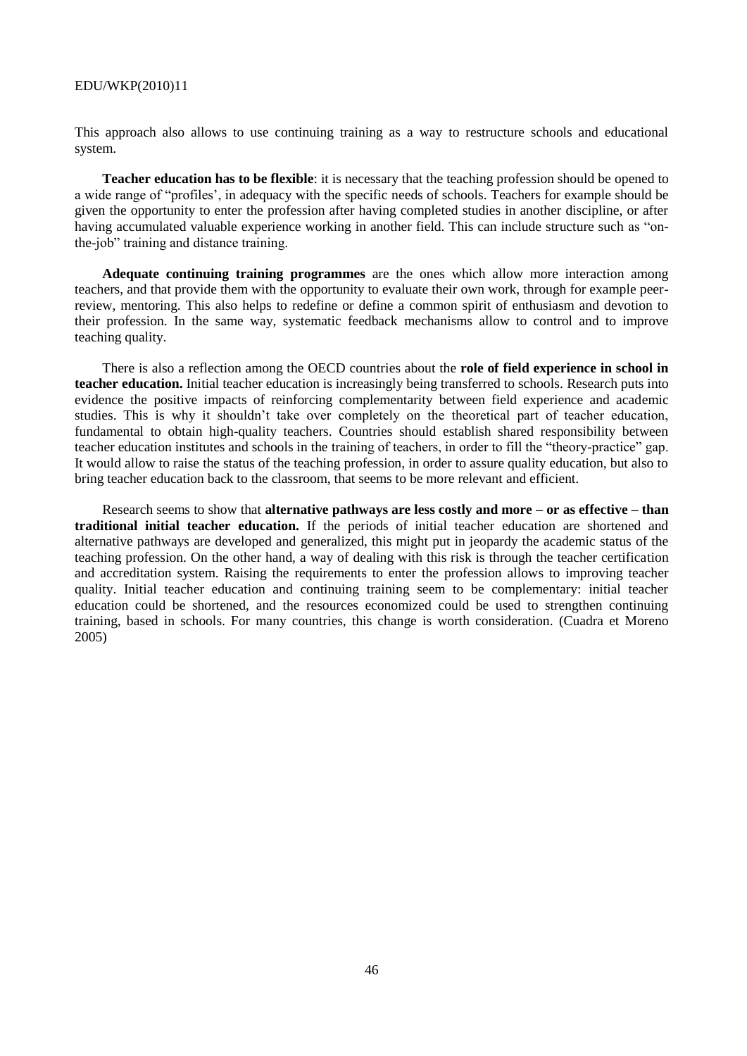This approach also allows to use continuing training as a way to restructure schools and educational system.

**Teacher education has to be flexible**: it is necessary that the teaching profession should be opened to a wide range of "profiles', in adequacy with the specific needs of schools. Teachers for example should be given the opportunity to enter the profession after having completed studies in another discipline, or after having accumulated valuable experience working in another field. This can include structure such as "on-the-job" training and distance training.

**Adequate continuing training programmes** are the ones which allow more interaction among teachers, and that provide them with the opportunity to evaluate their own work, through for example peer-review, mentoring. This also helps to redefine or define a common spirit of enthusiasm and devotion to their profession. In the same way, systematic feedback mechanisms allow to control and to improve teaching quality.

There is also a reflection among the OECD countries about the **role of field experience in school in teacher education.** Initial teacher education is increasingly being transferred to schools. Research puts into evidence the positive impacts of reinforcing complementarity between field experience and academic studies. This is why it shouldn't take over completely on the theoretical part of teacher education, fundamental to obtain high-quality teachers. Countries should establish shared responsibility between teacher education institutes and schools in the training of teachers, in order to fill the "theory-practice" gap. It would allow to raise the status of the teaching profession, in order to assure quality education, but also to bring teacher education back to the classroom, that seems to be more relevant and efficient.

Research seems to show that **alternative pathways are less costly and more – or as effective – than traditional initial teacher education.** If the periods of initial teacher education are shortened and alternative pathways are developed and generalized, this might put in jeopardy the academic status of the teaching profession. On the other hand, a way of dealing with this risk is through the teacher certification and accreditation system. Raising the requirements to enter the profession allows to improving teacher quality. Initial teacher education and continuing training seem to be complementary: initial teacher education could be shortened, and the resources economized could be used to strengthen continuing training, based in schools. For many countries, this change is worth consideration. (Cuadra et Moreno 2005)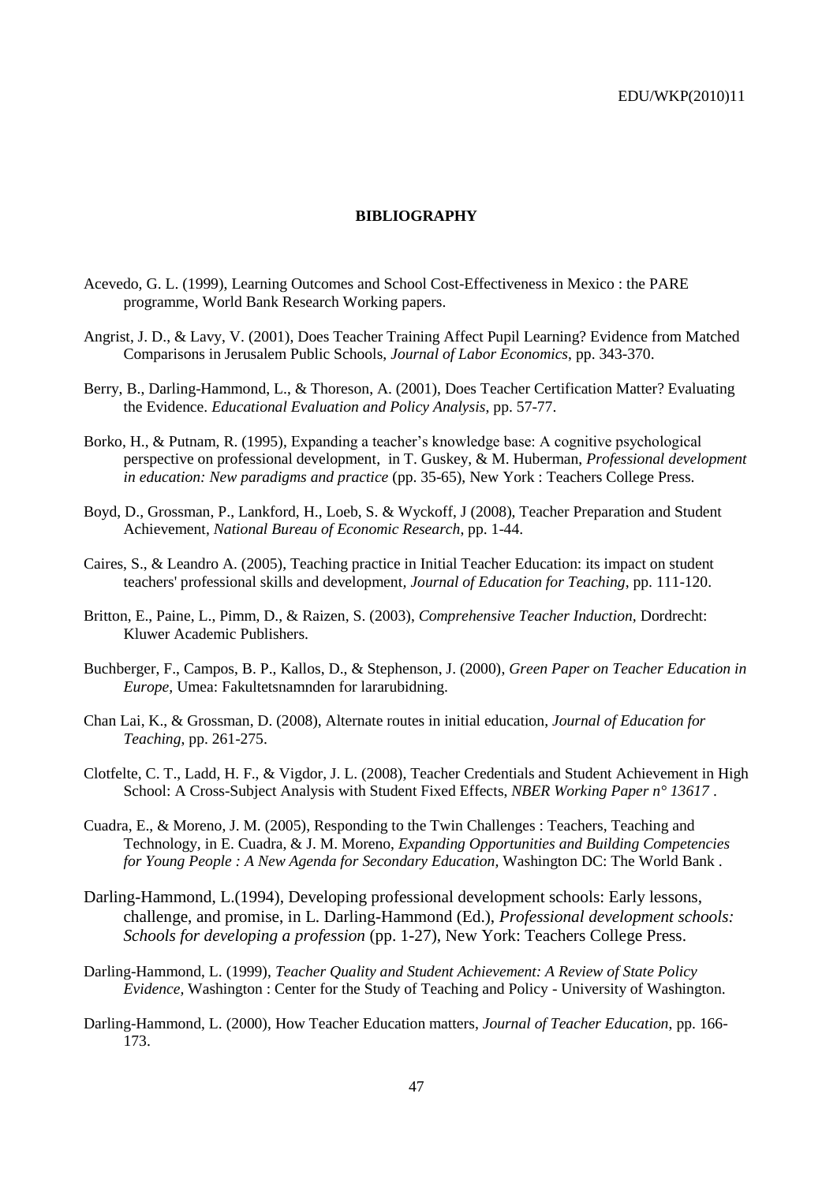**BIBLIOGRAPHY**

Acevedo, G. L. (1999), Learning Outcomes and School Cost-Effectiveness in Mexico : the PARE programme, World Bank Research Working papers.

Angrist, J. D., & Lavy, V. (2001), Does Teacher Training Affect Pupil Learning? Evidence from Matched Comparisons in Jerusalem Public Schools, *Journal of Labor Economics*, pp. 343-370.

Berry, B., Darling-Hammond, L., & Thoreson, A. (2001), Does Teacher Certification Matter? Evaluating the Evidence. *Educational Evaluation and Policy Analysis*, pp. 57-77.

Borko, H., & Putnam, R. (1995), Expanding a teacher's knowledge base: A cognitive psychological perspective on professional development, in T. Guskey, & M. Huberman, *Professional development in education: New paradigms and practice* (pp. 35-65), New York : Teachers College Press.

Boyd, D., Grossman, P., Lankford, H., Loeb, S. & Wyckoff, J (2008), Teacher Preparation and Student Achievement, *National Bureau of Economic Research*, pp. 1-44.

Caires, S., & Leandro A. (2005), Teaching practice in Initial Teacher Education: its impact on student teachers' professional skills and development, *Journal of Education for Teaching*, pp. 111-120.

Britton, E., Paine, L., Pimm, D., & Raizen, S. (2003), *Comprehensive Teacher Induction*, Dordrecht: Kluwer Academic Publishers.

Buchberger, F., Campos, B. P., Kallos, D., & Stephenson, J. (2000), *Green Paper on Teacher Education in Europe*, Umea: Fakultetsnamnden for lararubidning.

Chan Lai, K., & Grossman, D. (2008), Alternate routes in initial education, *Journal of Education for Teaching*, pp. 261-275.

Clotfelte, C. T., Ladd, H. F., & Vigdor, J. L. (2008), Teacher Credentials and Student Achievement in High School: A Cross-Subject Analysis with Student Fixed Effects, *NBER Working Paper n° 13617* .

Cuadra, E., & Moreno, J. M. (2005), Responding to the Twin Challenges : Teachers, Teaching and Technology, in E. Cuadra, & J. M. Moreno, *Expanding Opportunities and Building Competencies for Young People : A New Agenda for Secondary Education*, Washington DC: The World Bank .

Darling-Hammond, L.(1994), Developing professional development schools: Early lessons, challenge, and promise, in L. Darling-Hammond (Ed.), *Professional development schools: Schools for developing a profession* (pp. 1-27), New York: Teachers College Press.

Darling-Hammond, L. (1999), *Teacher Quality and Student Achievement: A Review of State Policy Evidence*, Washington : Center for the Study of Teaching and Policy - University of Washington.

Darling-Hammond, L. (2000), How Teacher Education matters, *Journal of Teacher Education*, pp. 166-173.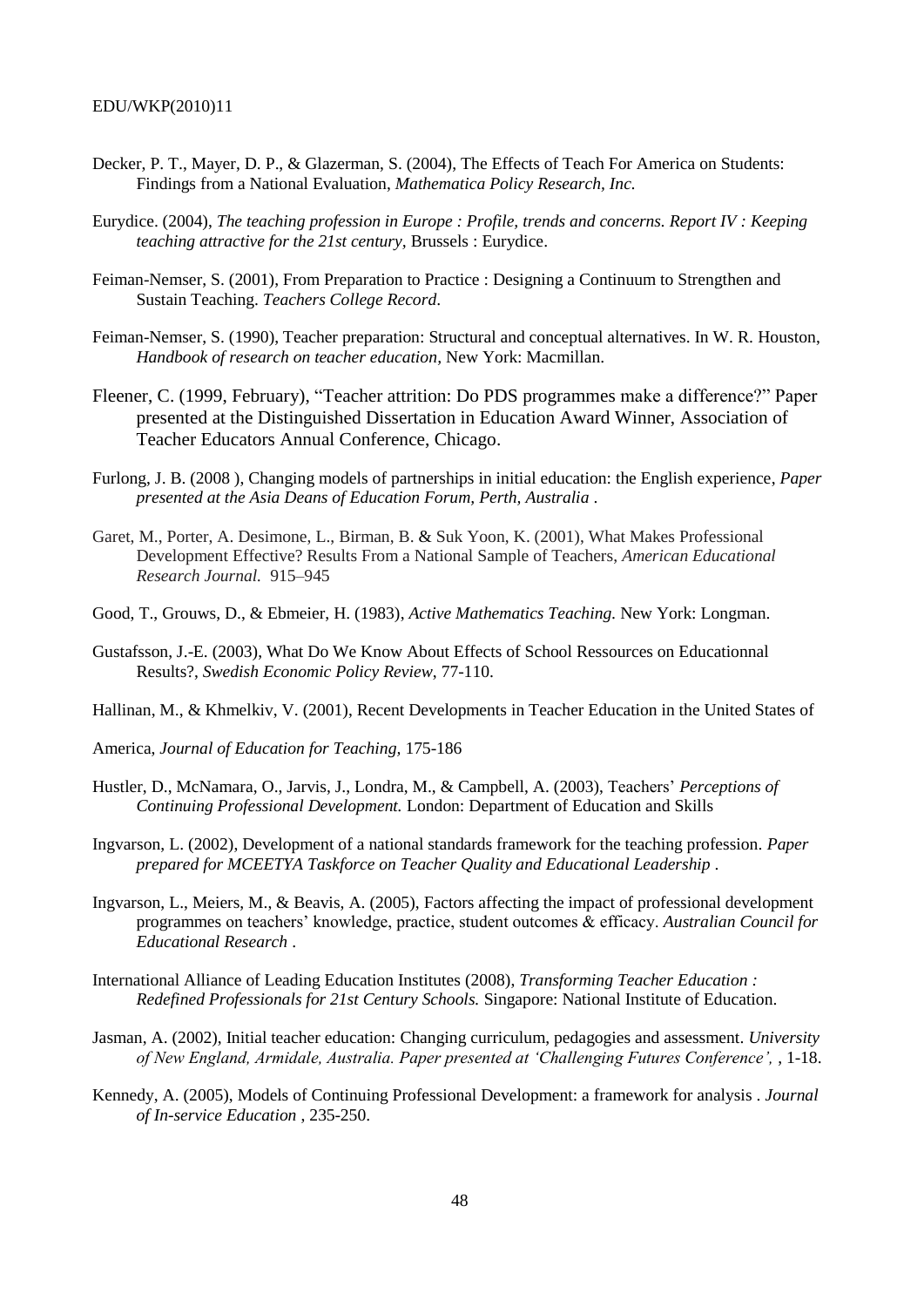Decker, P. T., Mayer, D. P., & Glazerman, S. (2004), The Effects of Teach For America on Students: Findings from a National Evaluation, *Mathematica Policy Research, Inc.*

Eurydice. (2004), *The teaching profession in Europe : Profile, trends and concerns. Report IV : Keeping teaching attractive for the 21st century*, Brussels : Eurydice.

Feiman-Nemser, S. (2001), From Preparation to Practice : Designing a Continuum to Strengthen and Sustain Teaching. *Teachers College Record*.

Feiman-Nemser, S. (1990), Teacher preparation: Structural and conceptual alternatives. In W. R. Houston, *Handbook of research on teacher education*, New York: Macmillan.

Fleener, C. (1999, February), "Teacher attrition: Do PDS programmes make a difference?" Paper presented at the Distinguished Dissertation in Education Award Winner, Association of Teacher Educators Annual Conference, Chicago.

Furlong, J. B. (2008 ), Changing models of partnerships in initial education: the English experience, *Paper presented at the Asia Deans of Education Forum, Perth, Australia* .

Garet, M., Porter, A. Desimone, L., Birman, B. & Suk Yoon, K. (2001), What Makes Professional Development Effective? Results From a National Sample of Teachers, *American Educational Research Journal.* 915–945

Good, T., Grouws, D., & Ebmeier, H. (1983), *Active Mathematics Teaching.* New York: Longman.

Gustafsson, J.-E. (2003), What Do We Know About Effects of School Ressources on Educationnal Results?, *Swedish Economic Policy Review*, 77-110.

Hallinan, M., & Khmelkiv, V. (2001), Recent Developments in Teacher Education in the United States of

America, *Journal of Education for Teaching*, 175-186

Hustler, D., McNamara, O., Jarvis, J., Londra, M., & Campbell, A. (2003), Teachers' *Perceptions of Continuing Professional Development.* London: Department of Education and Skills

Ingvarson, L. (2002), Development of a national standards framework for the teaching profession. *Paper prepared for MCEETYA Taskforce on Teacher Quality and Educational Leadership* .

Ingvarson, L., Meiers, M., & Beavis, A. (2005), Factors affecting the impact of professional development programmes on teachers' knowledge, practice, student outcomes & efficacy. *Australian Council for Educational Research* .

International Alliance of Leading Education Institutes (2008), *Transforming Teacher Education : Redefined Professionals for 21st Century Schools.* Singapore: National Institute of Education.

Jasman, A. (2002), Initial teacher education: Changing curriculum, pedagogies and assessment. *University of New England, Armidale, Australia. Paper presented at 'Challenging Futures Conference',* , 1-18.

Kennedy, A. (2005), Models of Continuing Professional Development: a framework for analysis . *Journal of In-service Education* , 235-250.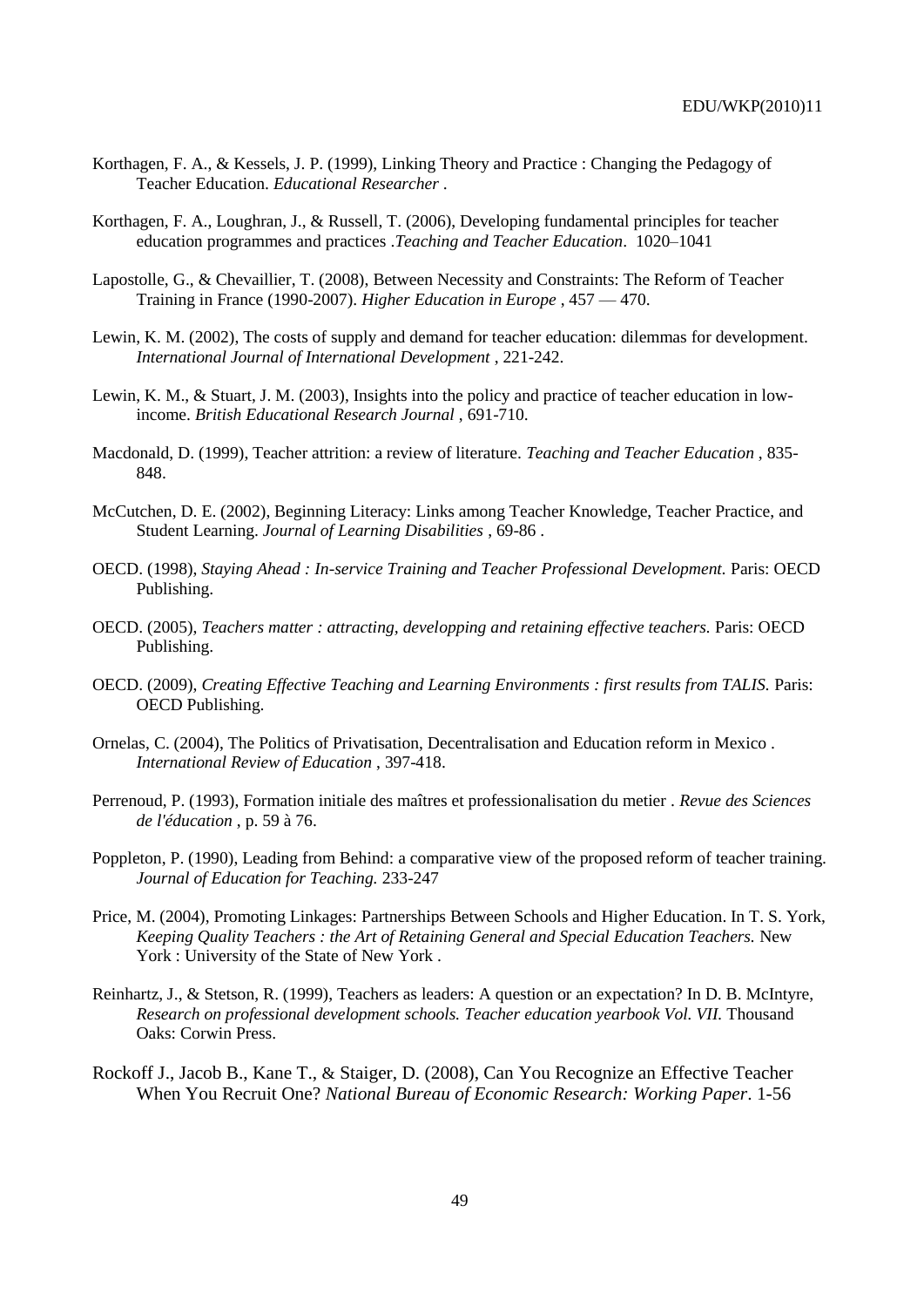Korthagen, F. A., & Kessels, J. P. (1999), Linking Theory and Practice : Changing the Pedagogy of Teacher Education. *Educational Researcher* .

Korthagen, F. A., Loughran, J., & Russell, T. (2006), Developing fundamental principles for teacher education programmes and practices .*Teaching and Teacher Education*. 1020–1041

Lapostolle, G., & Chevaillier, T. (2008), Between Necessity and Constraints: The Reform of Teacher Training in France (1990-2007). *Higher Education in Europe* , 457 — 470.

Lewin, K. M. (2002), The costs of supply and demand for teacher education: dilemmas for development. *International Journal of International Development* , 221-242.

Lewin, K. M., & Stuart, J. M. (2003), Insights into the policy and practice of teacher education in low-income. *British Educational Research Journal* , 691-710.

Macdonald, D. (1999), Teacher attrition: a review of literature. *Teaching and Teacher Education* , 835-848.

McCutchen, D. E. (2002), Beginning Literacy: Links among Teacher Knowledge, Teacher Practice, and Student Learning. *Journal of Learning Disabilities* , 69-86 .

OECD. (1998), *Staying Ahead : In-service Training and Teacher Professional Development.* Paris: OECD Publishing.

OECD. (2005), *Teachers matter : attracting, developping and retaining effective teachers.* Paris: OECD Publishing.

OECD. (2009), *Creating Effective Teaching and Learning Environments : first results from TALIS.* Paris: OECD Publishing.

Ornelas, C. (2004), The Politics of Privatisation, Decentralisation and Education reform in Mexico . *International Review of Education* , 397-418.

Perrenoud, P. (1993), Formation initiale des maîtres et professionalisation du metier . *Revue des Sciences de l'éducation* , p. 59 à 76.

Poppleton, P. (1990), Leading from Behind: a comparative view of the proposed reform of teacher training. *Journal of Education for Teaching.* 233-247

Price, M. (2004), Promoting Linkages: Partnerships Between Schools and Higher Education. In T. S. York, *Keeping Quality Teachers : the Art of Retaining General and Special Education Teachers.* New York : University of the State of New York .

Reinhartz, J., & Stetson, R. (1999), Teachers as leaders: A question or an expectation? In D. B. McIntyre, *Research on professional development schools. Teacher education yearbook Vol. VII.* Thousand Oaks: Corwin Press.

Rockoff J., Jacob B., Kane T., & Staiger, D. (2008), Can You Recognize an Effective Teacher When You Recruit One? *National Bureau of Economic Research: Working Paper*. 1-56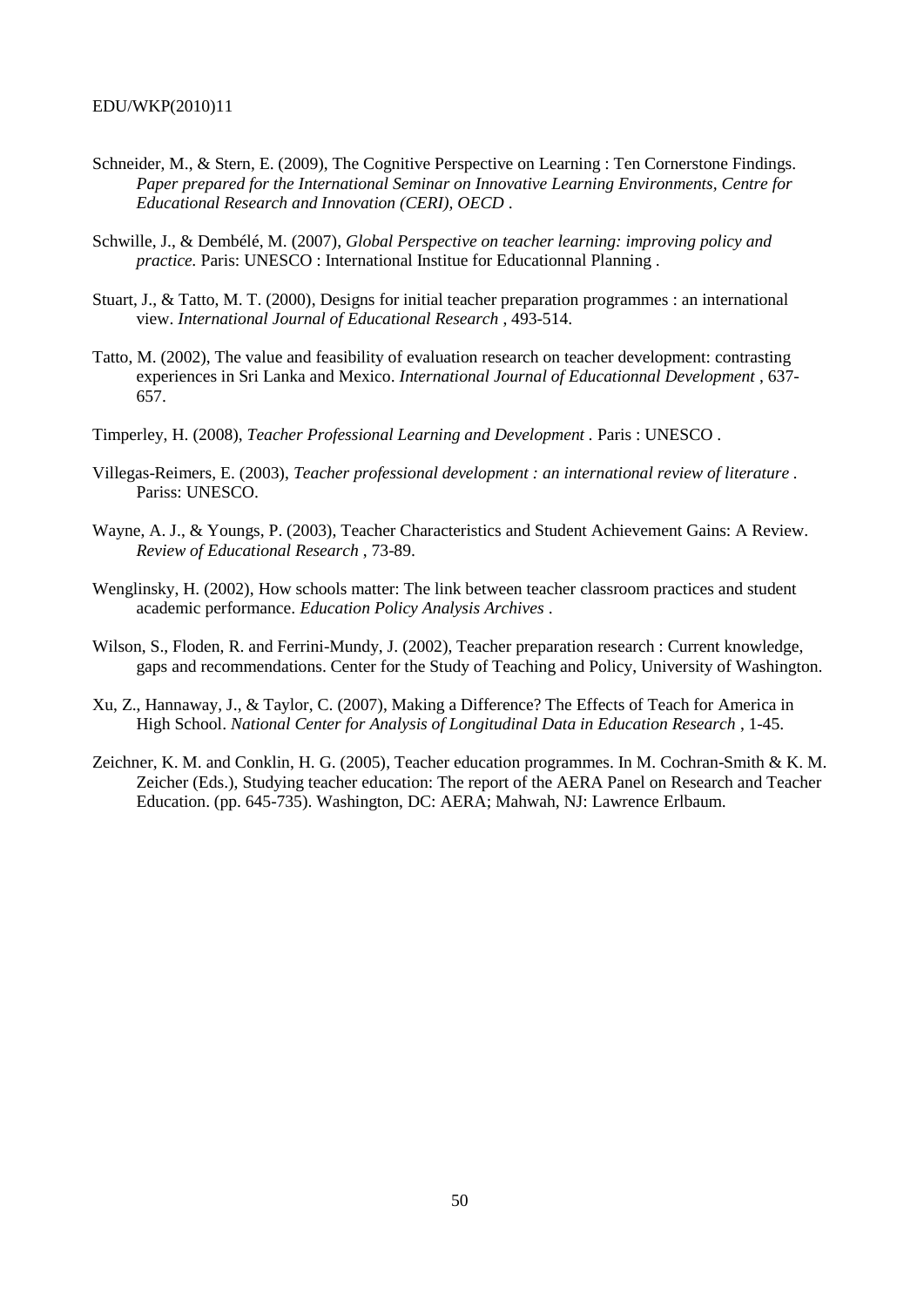Schneider, M., & Stern, E. (2009), The Cognitive Perspective on Learning : Ten Cornerstone Findings. *Paper prepared for the International Seminar on Innovative Learning Environments, Centre for Educational Research and Innovation (CERI), OECD* .

Schwille, J., & Dembélé, M. (2007), *Global Perspective on teacher learning: improving policy and practice.* Paris: UNESCO : International Institue for Educationnal Planning .

Stuart, J., & Tatto, M. T. (2000), Designs for initial teacher preparation programmes : an international view. *International Journal of Educational Research* , 493-514.

Tatto, M. (2002), The value and feasibility of evaluation research on teacher development: contrasting experiences in Sri Lanka and Mexico. *International Journal of Educationnal Development* , 637-657.

Timperley, H. (2008), *Teacher Professional Learning and Development* . Paris : UNESCO .

Villegas-Reimers, E. (2003), *Teacher professional development : an international review of literature* . Pariss: UNESCO.

Wayne, A. J., & Youngs, P. (2003), Teacher Characteristics and Student Achievement Gains: A Review. *Review of Educational Research* , 73-89.

Wenglinsky, H. (2002), How schools matter: The link between teacher classroom practices and student academic performance. *Education Policy Analysis Archives* .

Wilson, S., Floden, R. and Ferrini-Mundy, J. (2002), Teacher preparation research : Current knowledge, gaps and recommendations. Center for the Study of Teaching and Policy, University of Washington.

Xu, Z., Hannaway, J., & Taylor, C. (2007), Making a Difference? The Effects of Teach for America in High School. *National Center for Analysis of Longitudinal Data in Education Research* , 1-45.

Zeichner, K. M. and Conklin, H. G. (2005), Teacher education programmes. In M. Cochran-Smith & K. M. Zeicher (Eds.), Studying teacher education: The report of the AERA Panel on Research and Teacher Education. (pp. 645-735). Washington, DC: AERA; Mahwah, NJ: Lawrence Erlbaum.